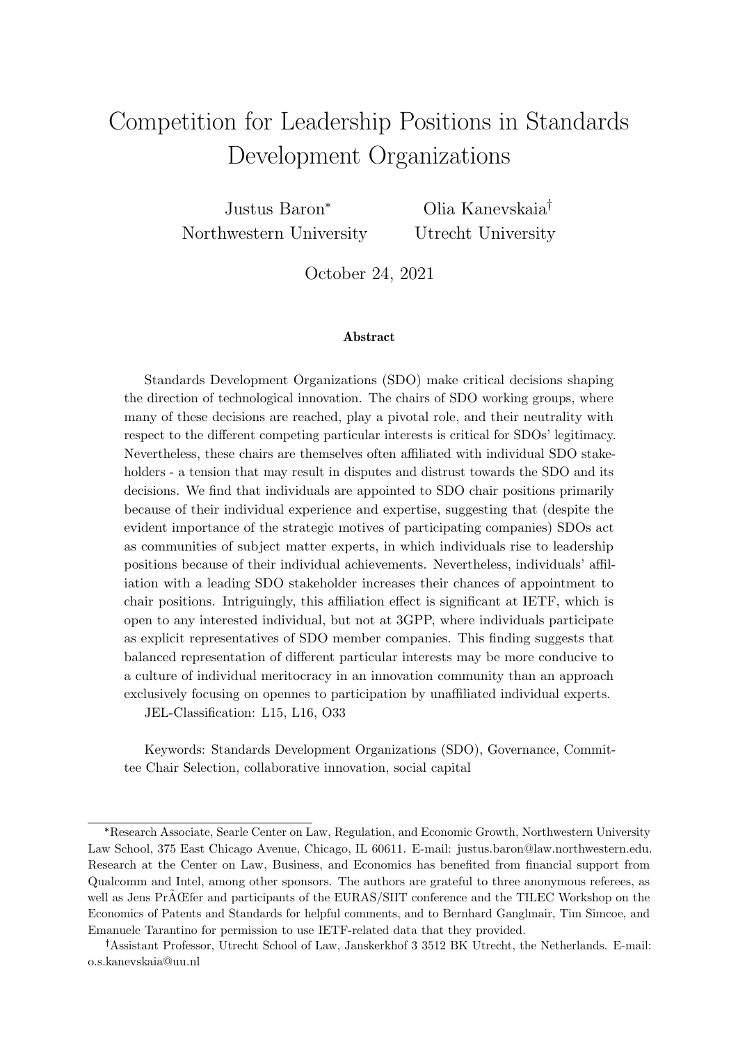# Competition for Leadership Positions in Standards Development Organizations

Justus Baron[*] — Northwestern University

Olia Kanevskaia[†] — Utrecht University

October 24, 2021

### Abstract

Standards Development Organizations (SDO) make critical decisions shaping the direction of technological innovation. The chairs of SDO working groups, where many of these decisions are reached, play a pivotal role, and their neutrality with respect to the different competing particular interests is critical for SDOs' legitimacy. Nevertheless, these chairs are themselves often affiliated with individual SDO stakeholders - a tension that may result in disputes and distrust towards the SDO and its decisions. We find that individuals are appointed to SDO chair positions primarily because of their individual experience and expertise, suggesting that (despite the evident importance of the strategic motives of participating companies) SDOs act as communities of subject matter experts, in which individuals rise to leadership positions because of their individual achievements. Nevertheless, individuals' affiliation with a leading SDO stakeholder increases their chances of appointment to chair positions. Intriguingly, this affiliation effect is significant at IETF, which is open to any interested individual, but not at 3GPP, where individuals participate as explicit representatives of SDO member companies. This finding suggests that balanced representation of different particular interests may be more conducive to a culture of individual meritocracy in an innovation community than an approach exclusively focusing on opennes to participation by unaffiliated individual experts.

JEL-Classification: L15, L16, O33

Keywords: Standards Development Organizations (SDO), Governance, Committee Chair Selection, collaborative innovation, social capital

---

[*] Research Associate, Searle Center on Law, Regulation, and Economic Growth, Northwestern University Law School, 375 East Chicago Avenue, Chicago, IL 60611. E-mail: justus.baron@law.northwestern.edu. Research at the Center on Law, Business, and Economics has benefited from financial support from Qualcomm and Intel, among other sponsors. The authors are grateful to three anonymous referees, as well as Jens PrÃŒfer and participants of the EURAS/SIIT conference and the TILEC Workshop on the Economics of Patents and Standards for helpful comments, and to Bernhard Ganglmair, Tim Simcoe, and Emanuele Tarantino for permission to use IETF-related data that they provided.

[†] Assistant Professor, Utrecht School of Law, Janskerkhof 3 3512 BK Utrecht, the Netherlands. E-mail: o.s.kanevskaia@uu.nl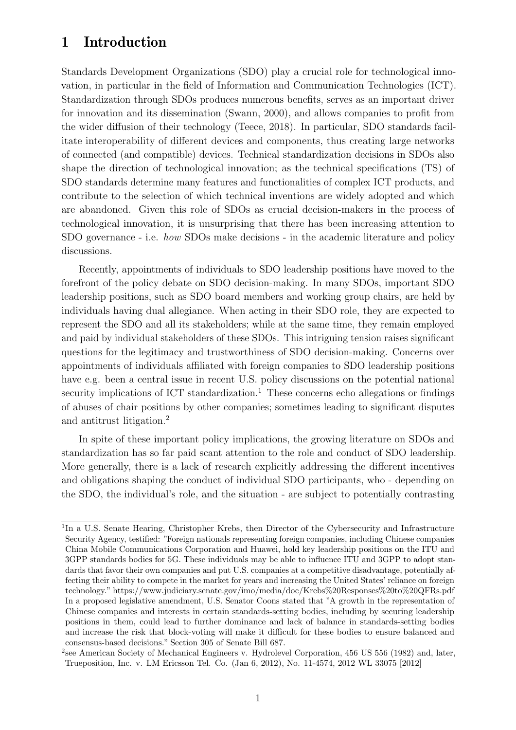# 1 Introduction

Standards Development Organizations (SDO) play a crucial role for technological innovation, in particular in the field of Information and Communication Technologies (ICT). Standardization through SDOs produces numerous benefits, serves as an important driver for innovation and its dissemination (Swann, 2000), and allows companies to profit from the wider diffusion of their technology (Teece, 2018). In particular, SDO standards facilitate interoperability of different devices and components, thus creating large networks of connected (and compatible) devices. Technical standardization decisions in SDOs also shape the direction of technological innovation; as the technical specifications (TS) of SDO standards determine many features and functionalities of complex ICT products, and contribute to the selection of which technical inventions are widely adopted and which are abandoned. Given this role of SDOs as crucial decision-makers in the process of technological innovation, it is unsurprising that there has been increasing attention to SDO governance - i.e. *how* SDOs make decisions - in the academic literature and policy discussions.

Recently, appointments of individuals to SDO leadership positions have moved to the forefront of the policy debate on SDO decision-making. In many SDOs, important SDO leadership positions, such as SDO board members and working group chairs, are held by individuals having dual allegiance. When acting in their SDO role, they are expected to represent the SDO and all its stakeholders; while at the same time, they remain employed and paid by individual stakeholders of these SDOs. This intriguing tension raises significant questions for the legitimacy and trustworthiness of SDO decision-making. Concerns over appointments of individuals affiliated with foreign companies to SDO leadership positions have e.g. been a central issue in recent U.S. policy discussions on the potential national security implications of ICT standardization.[1] These concerns echo allegations or findings of abuses of chair positions by other companies; sometimes leading to significant disputes and antitrust litigation.[2]

In spite of these important policy implications, the growing literature on SDOs and standardization has so far paid scant attention to the role and conduct of SDO leadership. More generally, there is a lack of research explicitly addressing the different incentives and obligations shaping the conduct of individual SDO participants, who - depending on the SDO, the individual's role, and the situation - are subject to potentially contrasting

[1] In a U.S. Senate Hearing, Christopher Krebs, then Director of the Cybersecurity and Infrastructure Security Agency, testified: "Foreign nationals representing foreign companies, including Chinese companies China Mobile Communications Corporation and Huawei, hold key leadership positions on the ITU and 3GPP standards bodies for 5G. These individuals may be able to influence ITU and 3GPP to adopt standards that favor their own companies and put U.S. companies at a competitive disadvantage, potentially affecting their ability to compete in the market for years and increasing the United States' reliance on foreign technology." https://www.judiciary.senate.gov/imo/media/doc/Krebs%20Responses%20to%20QFRs.pdf In a proposed legislative amendment, U.S. Senator Coons stated that "A growth in the representation of Chinese companies and interests in certain standards-setting bodies, including by securing leadership positions in them, could lead to further dominance and lack of balance in standards-setting bodies and increase the risk that block-voting will make it difficult for these bodies to ensure balanced and consensus-based decisions." Section 305 of Senate Bill 687.

[2] see American Society of Mechanical Engineers v. Hydrolevel Corporation, 456 US 556 (1982) and, later, Trueposition, Inc. v. LM Ericsson Tel. Co. (Jan 6, 2012), No. 11-4574, 2012 WL 33075 [2012]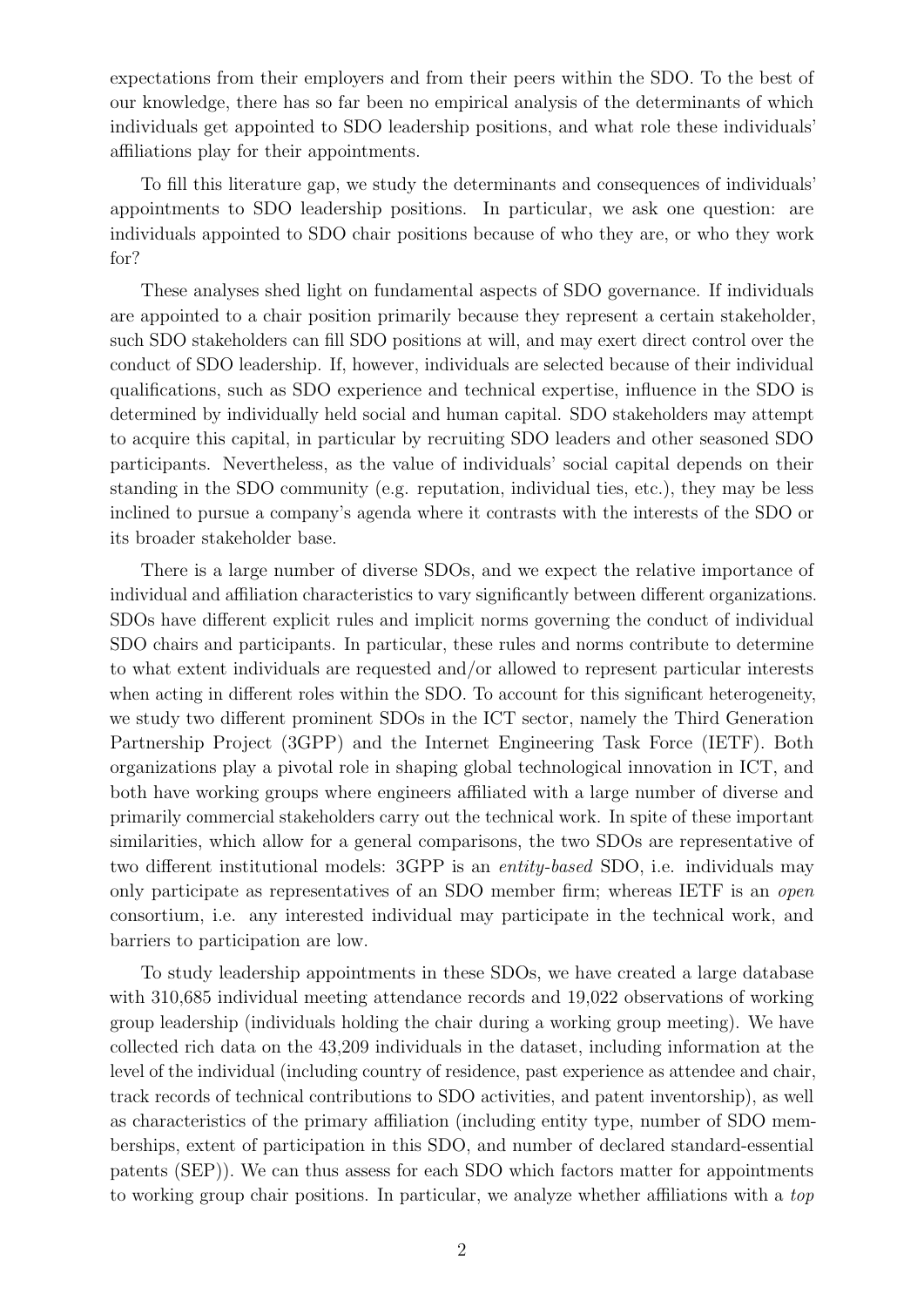expectations from their employers and from their peers within the SDO. To the best of our knowledge, there has so far been no empirical analysis of the determinants of which individuals get appointed to SDO leadership positions, and what role these individuals' affiliations play for their appointments.

To fill this literature gap, we study the determinants and consequences of individuals' appointments to SDO leadership positions. In particular, we ask one question: are individuals appointed to SDO chair positions because of who they are, or who they work for?

These analyses shed light on fundamental aspects of SDO governance. If individuals are appointed to a chair position primarily because they represent a certain stakeholder, such SDO stakeholders can fill SDO positions at will, and may exert direct control over the conduct of SDO leadership. If, however, individuals are selected because of their individual qualifications, such as SDO experience and technical expertise, influence in the SDO is determined by individually held social and human capital. SDO stakeholders may attempt to acquire this capital, in particular by recruiting SDO leaders and other seasoned SDO participants. Nevertheless, as the value of individuals' social capital depends on their standing in the SDO community (e.g. reputation, individual ties, etc.), they may be less inclined to pursue a company's agenda where it contrasts with the interests of the SDO or its broader stakeholder base.

There is a large number of diverse SDOs, and we expect the relative importance of individual and affiliation characteristics to vary significantly between different organizations. SDOs have different explicit rules and implicit norms governing the conduct of individual SDO chairs and participants. In particular, these rules and norms contribute to determine to what extent individuals are requested and/or allowed to represent particular interests when acting in different roles within the SDO. To account for this significant heterogeneity, we study two different prominent SDOs in the ICT sector, namely the Third Generation Partnership Project (3GPP) and the Internet Engineering Task Force (IETF). Both organizations play a pivotal role in shaping global technological innovation in ICT, and both have working groups where engineers affiliated with a large number of diverse and primarily commercial stakeholders carry out the technical work. In spite of these important similarities, which allow for a general comparisons, the two SDOs are representative of two different institutional models: 3GPP is an *entity-based* SDO, i.e. individuals may only participate as representatives of an SDO member firm; whereas IETF is an *open* consortium, i.e. any interested individual may participate in the technical work, and barriers to participation are low.

To study leadership appointments in these SDOs, we have created a large database with 310,685 individual meeting attendance records and 19,022 observations of working group leadership (individuals holding the chair during a working group meeting). We have collected rich data on the 43,209 individuals in the dataset, including information at the level of the individual (including country of residence, past experience as attendee and chair, track records of technical contributions to SDO activities, and patent inventorship), as well as characteristics of the primary affiliation (including entity type, number of SDO memberships, extent of participation in this SDO, and number of declared standard-essential patents (SEP)). We can thus assess for each SDO which factors matter for appointments to working group chair positions. In particular, we analyze whether affiliations with a *top*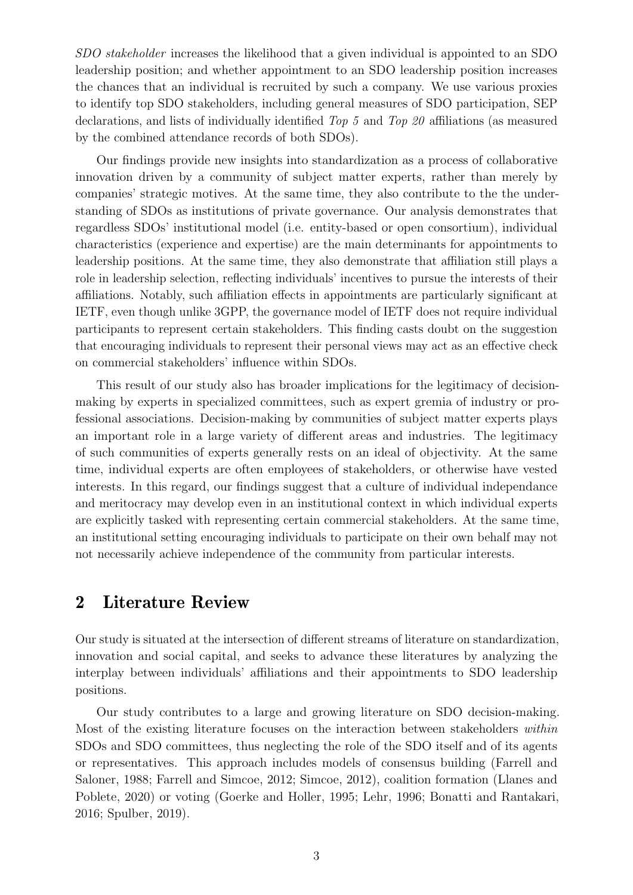*SDO stakeholder* increases the likelihood that a given individual is appointed to an SDO leadership position; and whether appointment to an SDO leadership position increases the chances that an individual is recruited by such a company. We use various proxies to identify top SDO stakeholders, including general measures of SDO participation, SEP declarations, and lists of individually identified *Top 5* and *Top 20* affiliations (as measured by the combined attendance records of both SDOs).

Our findings provide new insights into standardization as a process of collaborative innovation driven by a community of subject matter experts, rather than merely by companies' strategic motives. At the same time, they also contribute to the the understanding of SDOs as institutions of private governance. Our analysis demonstrates that regardless SDOs' institutional model (i.e. entity-based or open consortium), individual characteristics (experience and expertise) are the main determinants for appointments to leadership positions. At the same time, they also demonstrate that affiliation still plays a role in leadership selection, reflecting individuals' incentives to pursue the interests of their affiliations. Notably, such affiliation effects in appointments are particularly significant at IETF, even though unlike 3GPP, the governance model of IETF does not require individual participants to represent certain stakeholders. This finding casts doubt on the suggestion that encouraging individuals to represent their personal views may act as an effective check on commercial stakeholders' influence within SDOs.

This result of our study also has broader implications for the legitimacy of decision-making by experts in specialized committees, such as expert gremia of industry or professional associations. Decision-making by communities of subject matter experts plays an important role in a large variety of different areas and industries. The legitimacy of such communities of experts generally rests on an ideal of objectivity. At the same time, individual experts are often employees of stakeholders, or otherwise have vested interests. In this regard, our findings suggest that a culture of individual independance and meritocracy may develop even in an institutional context in which individual experts are explicitly tasked with representing certain commercial stakeholders. At the same time, an institutional setting encouraging individuals to participate on their own behalf may not not necessarily achieve independence of the community from particular interests.

## 2 Literature Review

Our study is situated at the intersection of different streams of literature on standardization, innovation and social capital, and seeks to advance these literatures by analyzing the interplay between individuals' affiliations and their appointments to SDO leadership positions.

Our study contributes to a large and growing literature on SDO decision-making. Most of the existing literature focuses on the interaction between stakeholders *within* SDOs and SDO committees, thus neglecting the role of the SDO itself and of its agents or representatives. This approach includes models of consensus building (Farrell and Saloner, 1988; Farrell and Simcoe, 2012; Simcoe, 2012), coalition formation (Llanes and Poblete, 2020) or voting (Goerke and Holler, 1995; Lehr, 1996; Bonatti and Rantakari, 2016; Spulber, 2019).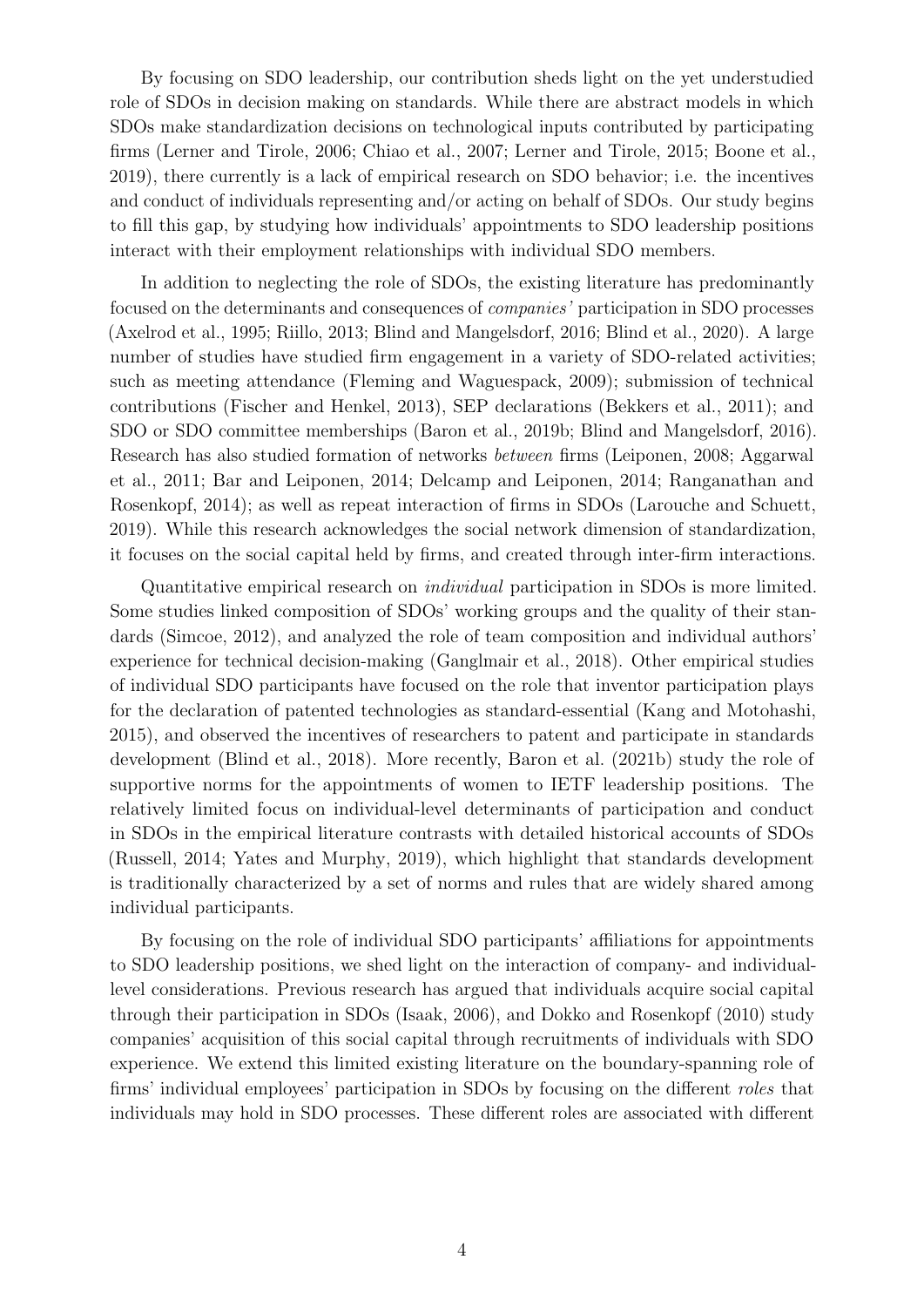By focusing on SDO leadership, our contribution sheds light on the yet understudied role of SDOs in decision making on standards. While there are abstract models in which SDOs make standardization decisions on technological inputs contributed by participating firms (Lerner and Tirole, 2006; Chiao et al., 2007; Lerner and Tirole, 2015; Boone et al., 2019), there currently is a lack of empirical research on SDO behavior; i.e. the incentives and conduct of individuals representing and/or acting on behalf of SDOs. Our study begins to fill this gap, by studying how individuals' appointments to SDO leadership positions interact with their employment relationships with individual SDO members.

In addition to neglecting the role of SDOs, the existing literature has predominantly focused on the determinants and consequences of *companies'* participation in SDO processes (Axelrod et al., 1995; Riillo, 2013; Blind and Mangelsdorf, 2016; Blind et al., 2020). A large number of studies have studied firm engagement in a variety of SDO-related activities; such as meeting attendance (Fleming and Waguespack, 2009); submission of technical contributions (Fischer and Henkel, 2013), SEP declarations (Bekkers et al., 2011); and SDO or SDO committee memberships (Baron et al., 2019b; Blind and Mangelsdorf, 2016). Research has also studied formation of networks *between* firms (Leiponen, 2008; Aggarwal et al., 2011; Bar and Leiponen, 2014; Delcamp and Leiponen, 2014; Ranganathan and Rosenkopf, 2014); as well as repeat interaction of firms in SDOs (Larouche and Schuett, 2019). While this research acknowledges the social network dimension of standardization, it focuses on the social capital held by firms, and created through inter-firm interactions.

Quantitative empirical research on *individual* participation in SDOs is more limited. Some studies linked composition of SDOs' working groups and the quality of their standards (Simcoe, 2012), and analyzed the role of team composition and individual authors' experience for technical decision-making (Ganglmair et al., 2018). Other empirical studies of individual SDO participants have focused on the role that inventor participation plays for the declaration of patented technologies as standard-essential (Kang and Motohashi, 2015), and observed the incentives of researchers to patent and participate in standards development (Blind et al., 2018). More recently, Baron et al. (2021b) study the role of supportive norms for the appointments of women to IETF leadership positions. The relatively limited focus on individual-level determinants of participation and conduct in SDOs in the empirical literature contrasts with detailed historical accounts of SDOs (Russell, 2014; Yates and Murphy, 2019), which highlight that standards development is traditionally characterized by a set of norms and rules that are widely shared among individual participants.

By focusing on the role of individual SDO participants' affiliations for appointments to SDO leadership positions, we shed light on the interaction of company- and individual-level considerations. Previous research has argued that individuals acquire social capital through their participation in SDOs (Isaak, 2006), and Dokko and Rosenkopf (2010) study companies' acquisition of this social capital through recruitments of individuals with SDO experience. We extend this limited existing literature on the boundary-spanning role of firms' individual employees' participation in SDOs by focusing on the different *roles* that individuals may hold in SDO processes. These different roles are associated with different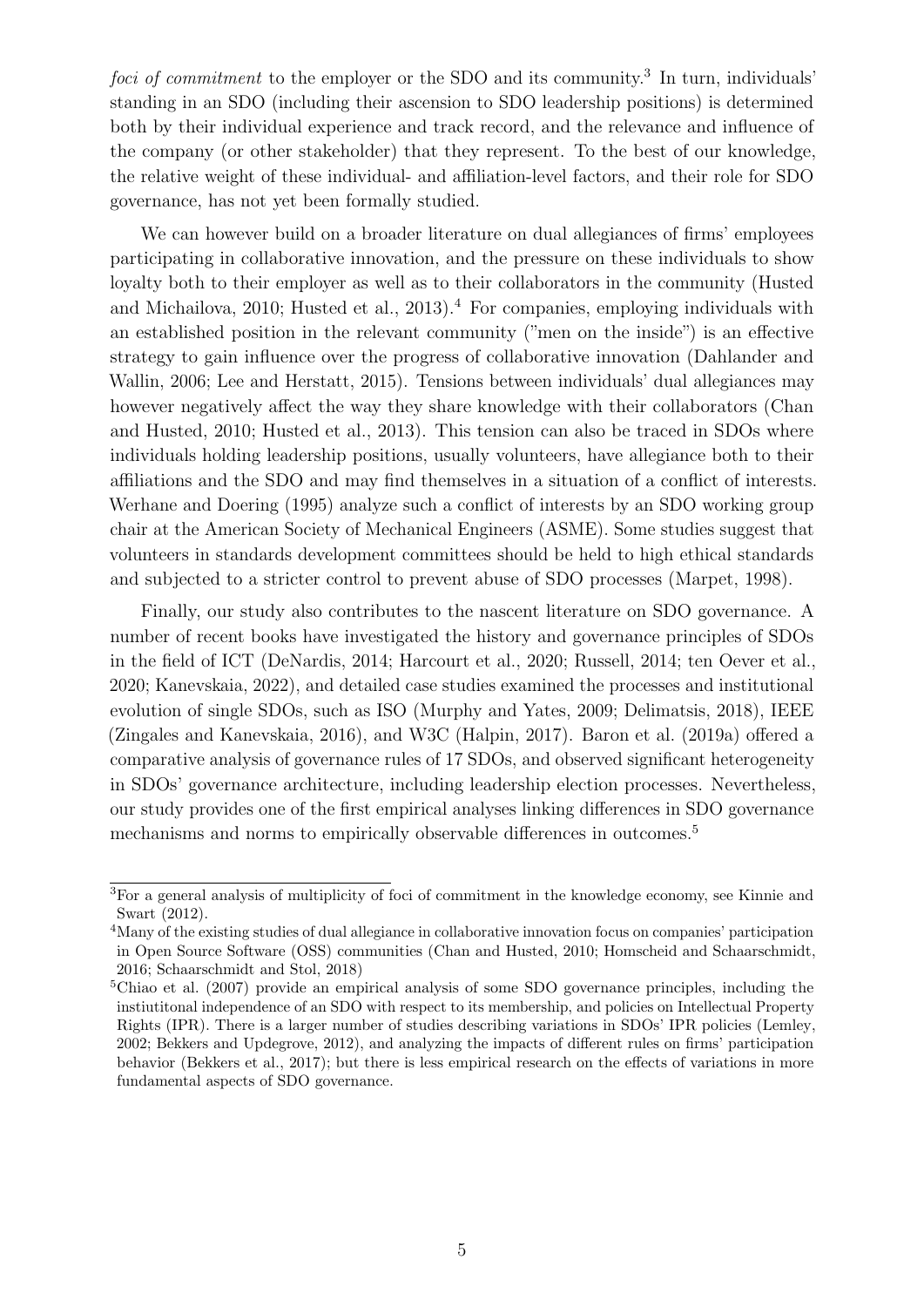*foci of commitment* to the employer or the SDO and its community.[3] In turn, individuals' standing in an SDO (including their ascension to SDO leadership positions) is determined both by their individual experience and track record, and the relevance and influence of the company (or other stakeholder) that they represent. To the best of our knowledge, the relative weight of these individual- and affiliation-level factors, and their role for SDO governance, has not yet been formally studied.

We can however build on a broader literature on dual allegiances of firms' employees participating in collaborative innovation, and the pressure on these individuals to show loyalty both to their employer as well as to their collaborators in the community (Husted and Michailova, 2010; Husted et al., 2013).[4] For companies, employing individuals with an established position in the relevant community ("men on the inside") is an effective strategy to gain influence over the progress of collaborative innovation (Dahlander and Wallin, 2006; Lee and Herstatt, 2015). Tensions between individuals' dual allegiances may however negatively affect the way they share knowledge with their collaborators (Chan and Husted, 2010; Husted et al., 2013). This tension can also be traced in SDOs where individuals holding leadership positions, usually volunteers, have allegiance both to their affiliations and the SDO and may find themselves in a situation of a conflict of interests. Werhane and Doering (1995) analyze such a conflict of interests by an SDO working group chair at the American Society of Mechanical Engineers (ASME). Some studies suggest that volunteers in standards development committees should be held to high ethical standards and subjected to a stricter control to prevent abuse of SDO processes (Marpet, 1998).

Finally, our study also contributes to the nascent literature on SDO governance. A number of recent books have investigated the history and governance principles of SDOs in the field of ICT (DeNardis, 2014; Harcourt et al., 2020; Russell, 2014; ten Oever et al., 2020; Kanevskaia, 2022), and detailed case studies examined the processes and institutional evolution of single SDOs, such as ISO (Murphy and Yates, 2009; Delimatsis, 2018), IEEE (Zingales and Kanevskaia, 2016), and W3C (Halpin, 2017). Baron et al. (2019a) offered a comparative analysis of governance rules of 17 SDOs, and observed significant heterogeneity in SDOs' governance architecture, including leadership election processes. Nevertheless, our study provides one of the first empirical analyses linking differences in SDO governance mechanisms and norms to empirically observable differences in outcomes.[5]

---

[3] For a general analysis of multiplicity of foci of commitment in the knowledge economy, see Kinnie and Swart (2012).

[4] Many of the existing studies of dual allegiance in collaborative innovation focus on companies' participation in Open Source Software (OSS) communities (Chan and Husted, 2010; Homscheid and Schaarschmidt, 2016; Schaarschmidt and Stol, 2018)

[5] Chiao et al. (2007) provide an empirical analysis of some SDO governance principles, including the instiutitonal independence of an SDO with respect to its membership, and policies on Intellectual Property Rights (IPR). There is a larger number of studies describing variations in SDOs' IPR policies (Lemley, 2002; Bekkers and Updegrove, 2012), and analyzing the impacts of different rules on firms' participation behavior (Bekkers et al., 2017); but there is less empirical research on the effects of variations in more fundamental aspects of SDO governance.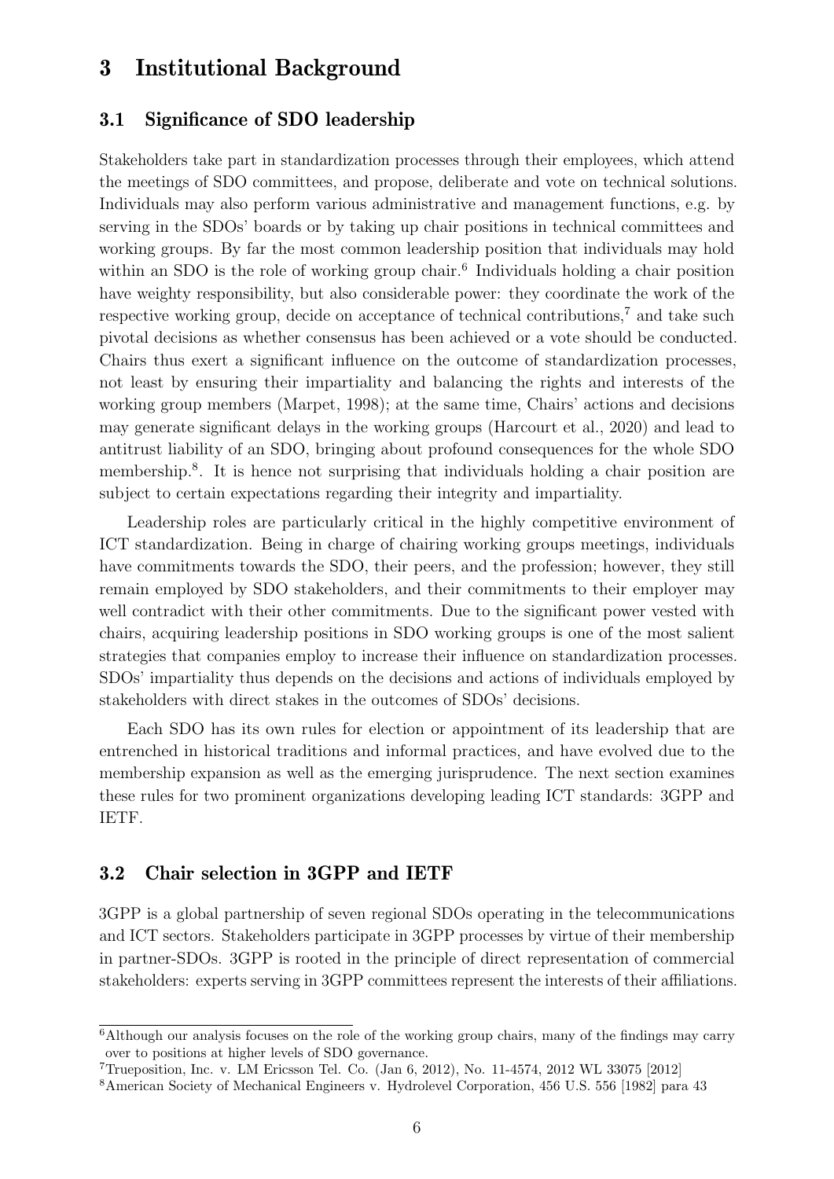## 3 Institutional Background

### 3.1 Significance of SDO leadership

Stakeholders take part in standardization processes through their employees, which attend the meetings of SDO committees, and propose, deliberate and vote on technical solutions. Individuals may also perform various administrative and management functions, e.g. by serving in the SDOs' boards or by taking up chair positions in technical committees and working groups. By far the most common leadership position that individuals may hold within an SDO is the role of working group chair.[6] Individuals holding a chair position have weighty responsibility, but also considerable power: they coordinate the work of the respective working group, decide on acceptance of technical contributions,[7] and take such pivotal decisions as whether consensus has been achieved or a vote should be conducted. Chairs thus exert a significant influence on the outcome of standardization processes, not least by ensuring their impartiality and balancing the rights and interests of the working group members (Marpet, 1998); at the same time, Chairs' actions and decisions may generate significant delays in the working groups (Harcourt et al., 2020) and lead to antitrust liability of an SDO, bringing about profound consequences for the whole SDO membership.[8]. It is hence not surprising that individuals holding a chair position are subject to certain expectations regarding their integrity and impartiality.

Leadership roles are particularly critical in the highly competitive environment of ICT standardization. Being in charge of chairing working groups meetings, individuals have commitments towards the SDO, their peers, and the profession; however, they still remain employed by SDO stakeholders, and their commitments to their employer may well contradict with their other commitments. Due to the significant power vested with chairs, acquiring leadership positions in SDO working groups is one of the most salient strategies that companies employ to increase their influence on standardization processes. SDOs' impartiality thus depends on the decisions and actions of individuals employed by stakeholders with direct stakes in the outcomes of SDOs' decisions.

Each SDO has its own rules for election or appointment of its leadership that are entrenched in historical traditions and informal practices, and have evolved due to the membership expansion as well as the emerging jurisprudence. The next section examines these rules for two prominent organizations developing leading ICT standards: 3GPP and IETF.

### 3.2 Chair selection in 3GPP and IETF

3GPP is a global partnership of seven regional SDOs operating in the telecommunications and ICT sectors. Stakeholders participate in 3GPP processes by virtue of their membership in partner-SDOs. 3GPP is rooted in the principle of direct representation of commercial stakeholders: experts serving in 3GPP committees represent the interests of their affiliations.

---

[6] Although our analysis focuses on the role of the working group chairs, many of the findings may carry over to positions at higher levels of SDO governance.

[7] Trueposition, Inc. v. LM Ericsson Tel. Co. (Jan 6, 2012), No. 11-4574, 2012 WL 33075 [2012]

[8] American Society of Mechanical Engineers v. Hydrolevel Corporation, 456 U.S. 556 [1982] para 43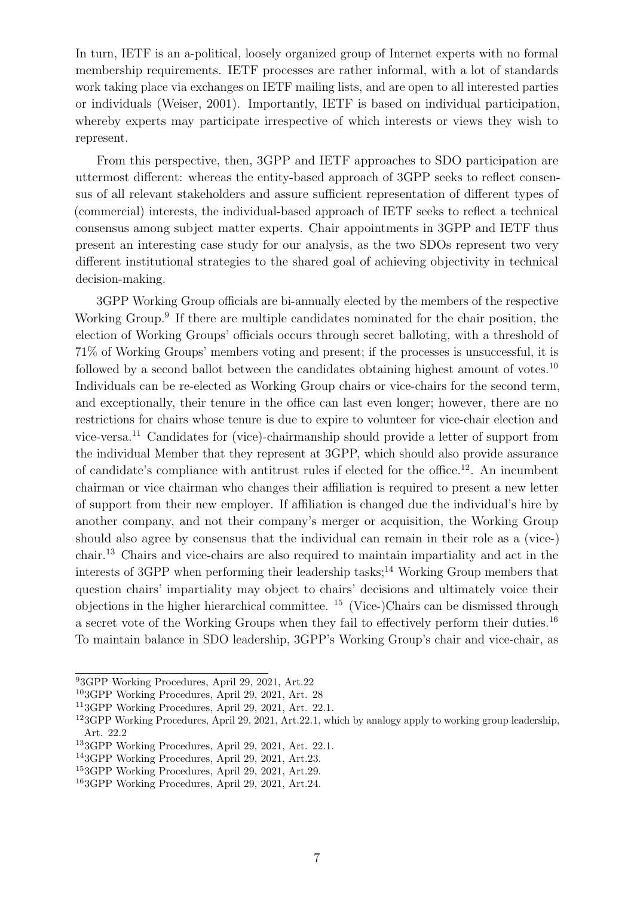In turn, IETF is an a-political, loosely organized group of Internet experts with no formal membership requirements. IETF processes are rather informal, with a lot of standards work taking place via exchanges on IETF mailing lists, and are open to all interested parties or individuals (Weiser, 2001). Importantly, IETF is based on individual participation, whereby experts may participate irrespective of which interests or views they wish to represent.

From this perspective, then, 3GPP and IETF approaches to SDO participation are uttermost different: whereas the entity-based approach of 3GPP seeks to reflect consensus of all relevant stakeholders and assure sufficient representation of different types of (commercial) interests, the individual-based approach of IETF seeks to reflect a technical consensus among subject matter experts. Chair appointments in 3GPP and IETF thus present an interesting case study for our analysis, as the two SDOs represent two very different institutional strategies to the shared goal of achieving objectivity in technical decision-making.

3GPP Working Group officials are bi-annually elected by the members of the respective Working Group.[9] If there are multiple candidates nominated for the chair position, the election of Working Groups' officials occurs through secret balloting, with a threshold of 71% of Working Groups' members voting and present; if the processes is unsuccessful, it is followed by a second ballot between the candidates obtaining highest amount of votes.[10] Individuals can be re-elected as Working Group chairs or vice-chairs for the second term, and exceptionally, their tenure in the office can last even longer; however, there are no restrictions for chairs whose tenure is due to expire to volunteer for vice-chair election and vice-versa.[11] Candidates for (vice)-chairmanship should provide a letter of support from the individual Member that they represent at 3GPP, which should also provide assurance of candidate's compliance with antitrust rules if elected for the office.[12]. An incumbent chairman or vice chairman who changes their affiliation is required to present a new letter of support from their new employer. If affiliation is changed due the individual's hire by another company, and not their company's merger or acquisition, the Working Group should also agree by consensus that the individual can remain in their role as a (vice-) chair.[13] Chairs and vice-chairs are also required to maintain impartiality and act in the interests of 3GPP when performing their leadership tasks;[14] Working Group members that question chairs' impartiality may object to chairs' decisions and ultimately voice their objections in the higher hierarchical committee. [15] (Vice-)Chairs can be dismissed through a secret vote of the Working Groups when they fail to effectively perform their duties.[16] To maintain balance in SDO leadership, 3GPP's Working Group's chair and vice-chair, as

---

[9] 3GPP Working Procedures, April 29, 2021, Art.22

[10] 3GPP Working Procedures, April 29, 2021, Art. 28

[11] 3GPP Working Procedures, April 29, 2021, Art. 22.1.

[12] 3GPP Working Procedures, April 29, 2021, Art.22.1, which by analogy apply to working group leadership, Art. 22.2

[13] 3GPP Working Procedures, April 29, 2021, Art. 22.1.

[14] 3GPP Working Procedures, April 29, 2021, Art.23.

[15] 3GPP Working Procedures, April 29, 2021, Art.29.

[16] 3GPP Working Procedures, April 29, 2021, Art.24.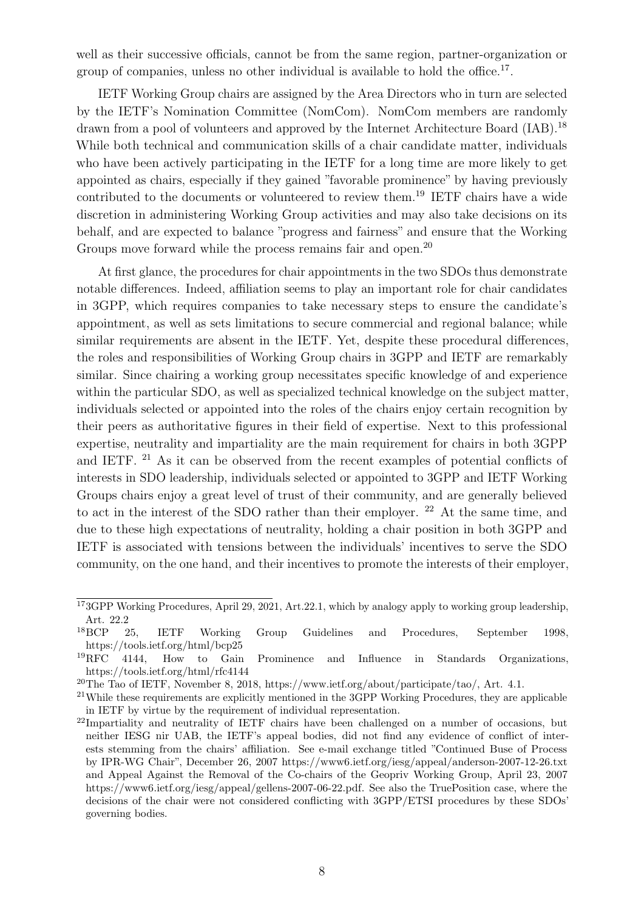well as their successive officials, cannot be from the same region, partner-organization or group of companies, unless no other individual is available to hold the office.[17].

IETF Working Group chairs are assigned by the Area Directors who in turn are selected by the IETF's Nomination Committee (NomCom). NomCom members are randomly drawn from a pool of volunteers and approved by the Internet Architecture Board (IAB).[18] While both technical and communication skills of a chair candidate matter, individuals who have been actively participating in the IETF for a long time are more likely to get appointed as chairs, especially if they gained "favorable prominence" by having previously contributed to the documents or volunteered to review them.[19] IETF chairs have a wide discretion in administering Working Group activities and may also take decisions on its behalf, and are expected to balance "progress and fairness" and ensure that the Working Groups move forward while the process remains fair and open.[20]

At first glance, the procedures for chair appointments in the two SDOs thus demonstrate notable differences. Indeed, affiliation seems to play an important role for chair candidates in 3GPP, which requires companies to take necessary steps to ensure the candidate's appointment, as well as sets limitations to secure commercial and regional balance; while similar requirements are absent in the IETF. Yet, despite these procedural differences, the roles and responsibilities of Working Group chairs in 3GPP and IETF are remarkably similar. Since chairing a working group necessitates specific knowledge of and experience within the particular SDO, as well as specialized technical knowledge on the subject matter, individuals selected or appointed into the roles of the chairs enjoy certain recognition by their peers as authoritative figures in their field of expertise. Next to this professional expertise, neutrality and impartiality are the main requirement for chairs in both 3GPP and IETF. [21] As it can be observed from the recent examples of potential conflicts of interests in SDO leadership, individuals selected or appointed to 3GPP and IETF Working Groups chairs enjoy a great level of trust of their community, and are generally believed to act in the interest of the SDO rather than their employer. [22] At the same time, and due to these high expectations of neutrality, holding a chair position in both 3GPP and IETF is associated with tensions between the individuals' incentives to serve the SDO community, on the one hand, and their incentives to promote the interests of their employer,

---

[17] 3GPP Working Procedures, April 29, 2021, Art.22.1, which by analogy apply to working group leadership, Art. 22.2

[18] BCP 25, IETF Working Group Guidelines and Procedures, September 1998, https://tools.ietf.org/html/bcp25

[19] RFC 4144, How to Gain Prominence and Influence in Standards Organizations, https://tools.ietf.org/html/rfc4144

[20] The Tao of IETF, November 8, 2018, https://www.ietf.org/about/participate/tao/, Art. 4.1.

[21] While these requirements are explicitly mentioned in the 3GPP Working Procedures, they are applicable in IETF by virtue by the requirement of individual representation.

[22] Impartiality and neutrality of IETF chairs have been challenged on a number of occasions, but neither IESG nir UAB, the IETF's appeal bodies, did not find any evidence of conflict of interests stemming from the chairs' affiliation. See e-mail exchange titled "Continued Buse of Process by IPR-WG Chair", December 26, 2007 https://www6.ietf.org/iesg/appeal/anderson-2007-12-26.txt and Appeal Against the Removal of the Co-chairs of the Geopriv Working Group, April 23, 2007 https://www6.ietf.org/iesg/appeal/gellens-2007-06-22.pdf. See also the TruePosition case, where the decisions of the chair were not considered conflicting with 3GPP/ETSI procedures by these SDOs' governing bodies.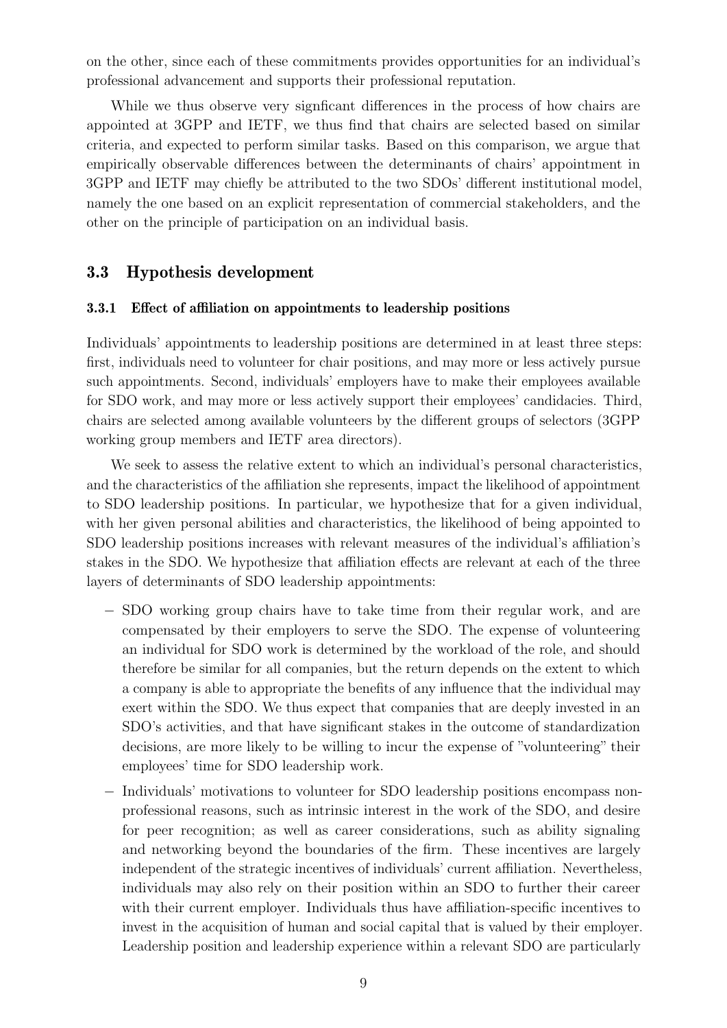on the other, since each of these commitments provides opportunities for an individual's professional advancement and supports their professional reputation.

While we thus observe very signficant differences in the process of how chairs are appointed at 3GPP and IETF, we thus find that chairs are selected based on similar criteria, and expected to perform similar tasks. Based on this comparison, we argue that empirically observable differences between the determinants of chairs' appointment in 3GPP and IETF may chiefly be attributed to the two SDOs' different institutional model, namely the one based on an explicit representation of commercial stakeholders, and the other on the principle of participation on an individual basis.

## 3.3 Hypothesis development

### 3.3.1 Effect of affiliation on appointments to leadership positions

Individuals' appointments to leadership positions are determined in at least three steps: first, individuals need to volunteer for chair positions, and may more or less actively pursue such appointments. Second, individuals' employers have to make their employees available for SDO work, and may more or less actively support their employees' candidacies. Third, chairs are selected among available volunteers by the different groups of selectors (3GPP working group members and IETF area directors).

We seek to assess the relative extent to which an individual's personal characteristics, and the characteristics of the affiliation she represents, impact the likelihood of appointment to SDO leadership positions. In particular, we hypothesize that for a given individual, with her given personal abilities and characteristics, the likelihood of being appointed to SDO leadership positions increases with relevant measures of the individual's affiliation's stakes in the SDO. We hypothesize that affiliation effects are relevant at each of the three layers of determinants of SDO leadership appointments:

- SDO working group chairs have to take time from their regular work, and are compensated by their employers to serve the SDO. The expense of volunteering an individual for SDO work is determined by the workload of the role, and should therefore be similar for all companies, but the return depends on the extent to which a company is able to appropriate the benefits of any influence that the individual may exert within the SDO. We thus expect that companies that are deeply invested in an SDO's activities, and that have significant stakes in the outcome of standardization decisions, are more likely to be willing to incur the expense of "volunteering" their employees' time for SDO leadership work.
- Individuals' motivations to volunteer for SDO leadership positions encompass non-professional reasons, such as intrinsic interest in the work of the SDO, and desire for peer recognition; as well as career considerations, such as ability signaling and networking beyond the boundaries of the firm. These incentives are largely independent of the strategic incentives of individuals' current affiliation. Nevertheless, individuals may also rely on their position within an SDO to further their career with their current employer. Individuals thus have affiliation-specific incentives to invest in the acquisition of human and social capital that is valued by their employer. Leadership position and leadership experience within a relevant SDO are particularly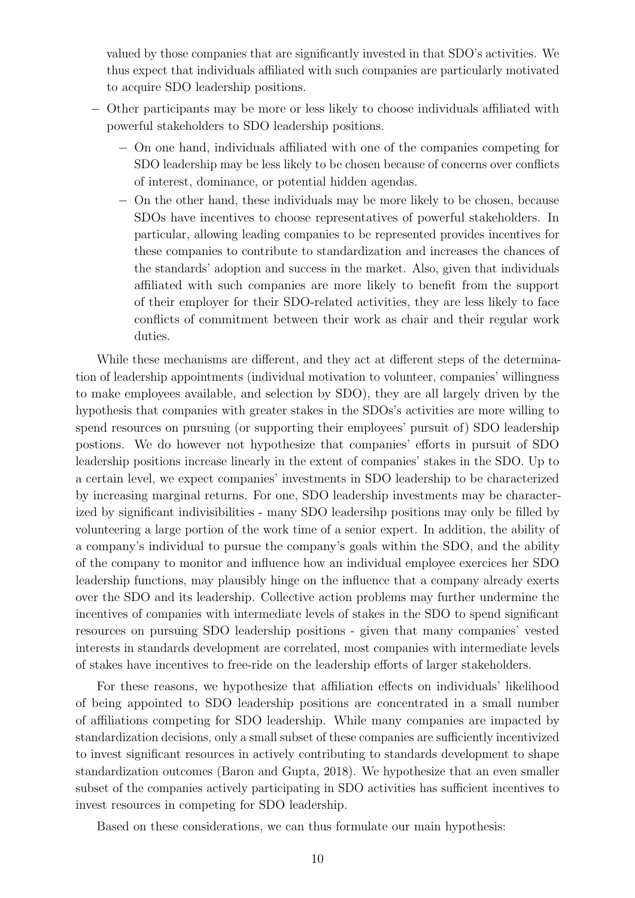valued by those companies that are significantly invested in that SDO's activities. We thus expect that individuals affiliated with such companies are particularly motivated to acquire SDO leadership positions.

- Other participants may be more or less likely to choose individuals affiliated with powerful stakeholders to SDO leadership positions.
  - On one hand, individuals affiliated with one of the companies competing for SDO leadership may be less likely to be chosen because of concerns over conflicts of interest, dominance, or potential hidden agendas.
  - On the other hand, these individuals may be more likely to be chosen, because SDOs have incentives to choose representatives of powerful stakeholders. In particular, allowing leading companies to be represented provides incentives for these companies to contribute to standardization and increases the chances of the standards' adoption and success in the market. Also, given that individuals affiliated with such companies are more likely to benefit from the support of their employer for their SDO-related activities, they are less likely to face conflicts of commitment between their work as chair and their regular work duties.

While these mechanisms are different, and they act at different steps of the determination of leadership appointments (individual motivation to volunteer, companies' willingness to make employees available, and selection by SDO), they are all largely driven by the hypothesis that companies with greater stakes in the SDOs's activities are more willing to spend resources on pursuing (or supporting their employees' pursuit of) SDO leadership postions. We do however not hypothesize that companies' efforts in pursuit of SDO leadership positions increase linearly in the extent of companies' stakes in the SDO. Up to a certain level, we expect companies' investments in SDO leadership to be characterized by increasing marginal returns. For one, SDO leadership investments may be characterized by significant indivisibilities - many SDO leadersihp positions may only be filled by volunteering a large portion of the work time of a senior expert. In addition, the ability of a company's individual to pursue the company's goals within the SDO, and the ability of the company to monitor and influence how an individual employee exercices her SDO leadership functions, may plausibly hinge on the influence that a company already exerts over the SDO and its leadership. Collective action problems may further undermine the incentives of companies with intermediate levels of stakes in the SDO to spend significant resources on pursuing SDO leadership positions - given that many companies' vested interests in standards development are correlated, most companies with intermediate levels of stakes have incentives to free-ride on the leadership efforts of larger stakeholders.

For these reasons, we hypothesize that affiliation effects on individuals' likelihood of being appointed to SDO leadership positions are concentrated in a small number of affiliations competing for SDO leadership. While many companies are impacted by standardization decisions, only a small subset of these companies are sufficiently incentivized to invest significant resources in actively contributing to standards development to shape standardization outcomes (Baron and Gupta, 2018). We hypothesize that an even smaller subset of the companies actively participating in SDO activities has sufficient incentives to invest resources in competing for SDO leadership.

Based on these considerations, we can thus formulate our main hypothesis: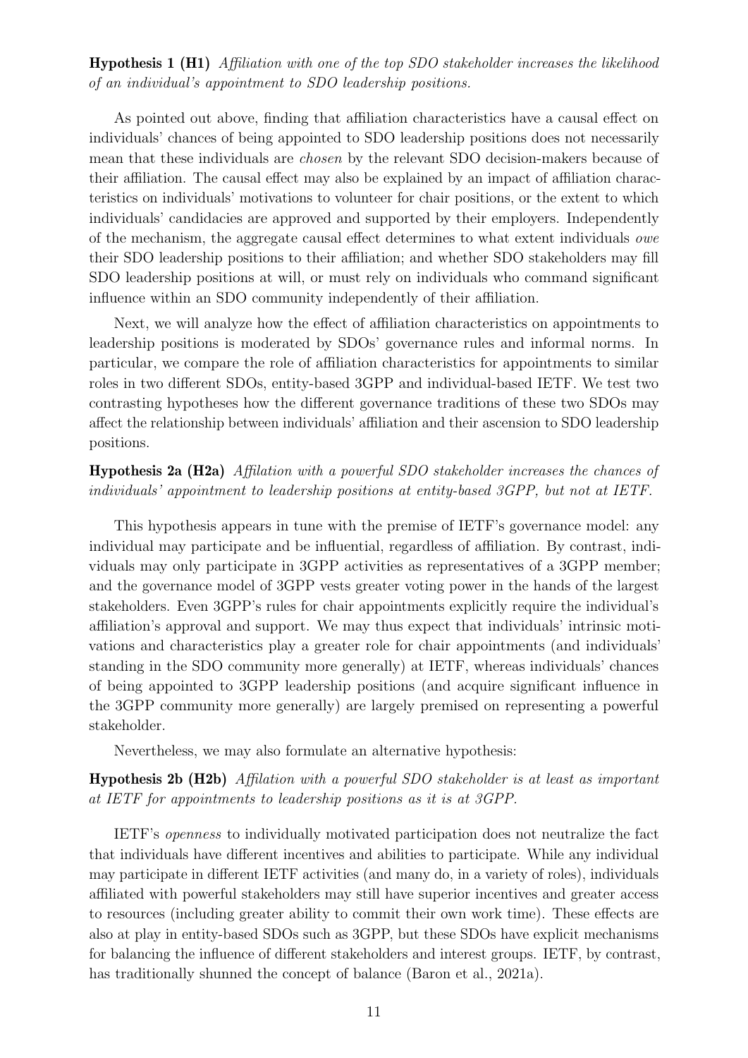**Hypothesis 1 (H1)** *Affiliation with one of the top SDO stakeholder increases the likelihood of an individual's appointment to SDO leadership positions.*

As pointed out above, finding that affiliation characteristics have a causal effect on individuals' chances of being appointed to SDO leadership positions does not necessarily mean that these individuals are *chosen* by the relevant SDO decision-makers because of their affiliation. The causal effect may also be explained by an impact of affiliation characteristics on individuals' motivations to volunteer for chair positions, or the extent to which individuals' candidacies are approved and supported by their employers. Independently of the mechanism, the aggregate causal effect determines to what extent individuals *owe* their SDO leadership positions to their affiliation; and whether SDO stakeholders may fill SDO leadership positions at will, or must rely on individuals who command significant influence within an SDO community independently of their affiliation.

Next, we will analyze how the effect of affiliation characteristics on appointments to leadership positions is moderated by SDOs' governance rules and informal norms. In particular, we compare the role of affiliation characteristics for appointments to similar roles in two different SDOs, entity-based 3GPP and individual-based IETF. We test two contrasting hypotheses how the different governance traditions of these two SDOs may affect the relationship between individuals' affiliation and their ascension to SDO leadership positions.

**Hypothesis 2a (H2a)** *Affilation with a powerful SDO stakeholder increases the chances of individuals' appointment to leadership positions at entity-based 3GPP, but not at IETF.*

This hypothesis appears in tune with the premise of IETF's governance model: any individual may participate and be influential, regardless of affiliation. By contrast, individuals may only participate in 3GPP activities as representatives of a 3GPP member; and the governance model of 3GPP vests greater voting power in the hands of the largest stakeholders. Even 3GPP's rules for chair appointments explicitly require the individual's affiliation's approval and support. We may thus expect that individuals' intrinsic motivations and characteristics play a greater role for chair appointments (and individuals' standing in the SDO community more generally) at IETF, whereas individuals' chances of being appointed to 3GPP leadership positions (and acquire significant influence in the 3GPP community more generally) are largely premised on representing a powerful stakeholder.

Nevertheless, we may also formulate an alternative hypothesis:

**Hypothesis 2b (H2b)** *Affilation with a powerful SDO stakeholder is at least as important at IETF for appointments to leadership positions as it is at 3GPP.*

IETF's *openness* to individually motivated participation does not neutralize the fact that individuals have different incentives and abilities to participate. While any individual may participate in different IETF activities (and many do, in a variety of roles), individuals affiliated with powerful stakeholders may still have superior incentives and greater access to resources (including greater ability to commit their own work time). These effects are also at play in entity-based SDOs such as 3GPP, but these SDOs have explicit mechanisms for balancing the influence of different stakeholders and interest groups. IETF, by contrast, has traditionally shunned the concept of balance (Baron et al., 2021a).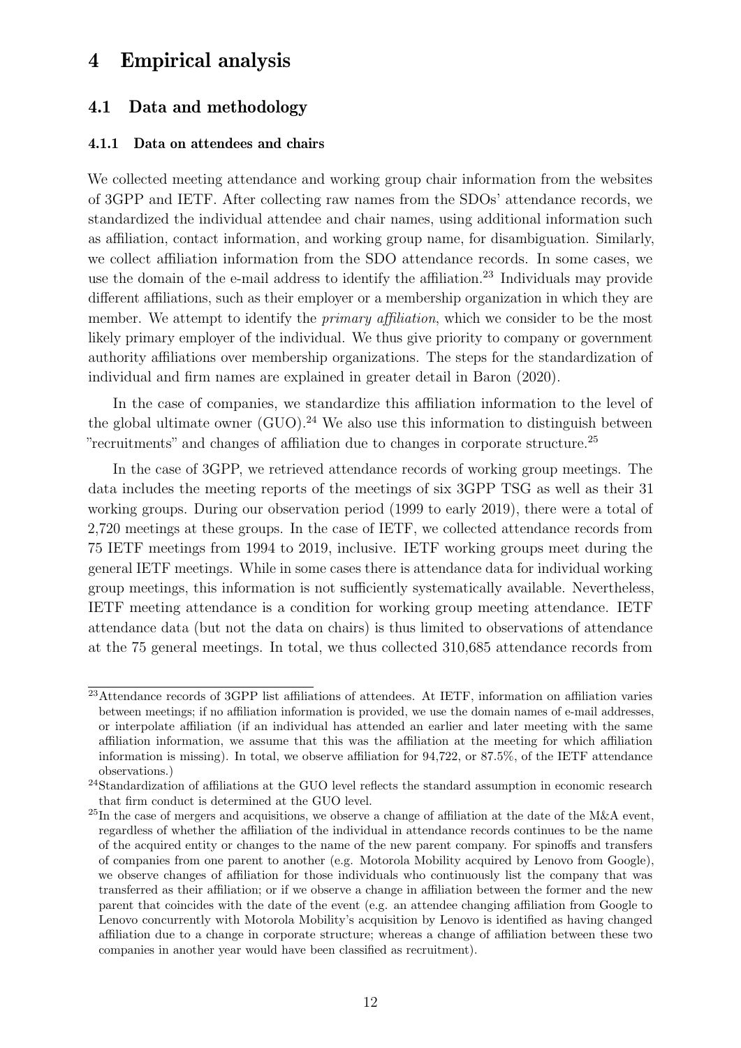# 4 Empirical analysis

## 4.1 Data and methodology

### 4.1.1 Data on attendees and chairs

We collected meeting attendance and working group chair information from the websites of 3GPP and IETF. After collecting raw names from the SDOs' attendance records, we standardized the individual attendee and chair names, using additional information such as affiliation, contact information, and working group name, for disambiguation. Similarly, we collect affiliation information from the SDO attendance records. In some cases, we use the domain of the e-mail address to identify the affiliation.[23] Individuals may provide different affiliations, such as their employer or a membership organization in which they are member. We attempt to identify the *primary affiliation*, which we consider to be the most likely primary employer of the individual. We thus give priority to company or government authority affiliations over membership organizations. The steps for the standardization of individual and firm names are explained in greater detail in Baron (2020).

In the case of companies, we standardize this affiliation information to the level of the global ultimate owner (GUO).[24] We also use this information to distinguish between "recruitments" and changes of affiliation due to changes in corporate structure.[25]

In the case of 3GPP, we retrieved attendance records of working group meetings. The data includes the meeting reports of the meetings of six 3GPP TSG as well as their 31 working groups. During our observation period (1999 to early 2019), there were a total of 2,720 meetings at these groups. In the case of IETF, we collected attendance records from 75 IETF meetings from 1994 to 2019, inclusive. IETF working groups meet during the general IETF meetings. While in some cases there is attendance data for individual working group meetings, this information is not sufficiently systematically available. Nevertheless, IETF meeting attendance is a condition for working group meeting attendance. IETF attendance data (but not the data on chairs) is thus limited to observations of attendance at the 75 general meetings. In total, we thus collected 310,685 attendance records from

[23] Attendance records of 3GPP list affiliations of attendees. At IETF, information on affiliation varies between meetings; if no affiliation information is provided, we use the domain names of e-mail addresses, or interpolate affiliation (if an individual has attended an earlier and later meeting with the same affiliation information, we assume that this was the affiliation at the meeting for which affiliation information is missing). In total, we observe affiliation for 94,722, or 87.5%, of the IETF attendance observations.)

[24] Standardization of affiliations at the GUO level reflects the standard assumption in economic research that firm conduct is determined at the GUO level.

[25] In the case of mergers and acquisitions, we observe a change of affiliation at the date of the M&A event, regardless of whether the affiliation of the individual in attendance records continues to be the name of the acquired entity or changes to the name of the new parent company. For spinoffs and transfers of companies from one parent to another (e.g. Motorola Mobility acquired by Lenovo from Google), we observe changes of affiliation for those individuals who continuously list the company that was transferred as their affiliation; or if we observe a change in affiliation between the former and the new parent that coincides with the date of the event (e.g. an attendee changing affiliation from Google to Lenovo concurrently with Motorola Mobility's acquisition by Lenovo is identified as having changed affiliation due to a change in corporate structure; whereas a change of affiliation between these two companies in another year would have been classified as recruitment).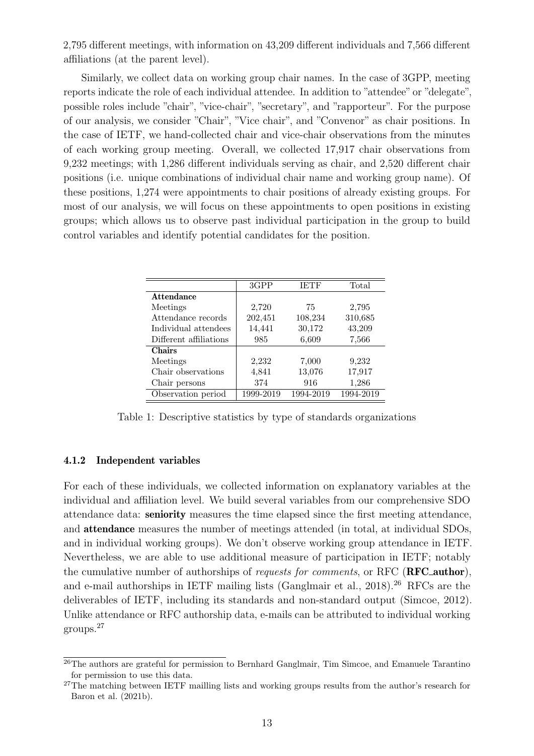2,795 different meetings, with information on 43,209 different individuals and 7,566 different affiliations (at the parent level).

Similarly, we collect data on working group chair names. In the case of 3GPP, meeting reports indicate the role of each individual attendee. In addition to "attendee" or "delegate", possible roles include "chair", "vice-chair", "secretary", and "rapporteur". For the purpose of our analysis, we consider "Chair", "Vice chair", and "Convenor" as chair positions. In the case of IETF, we hand-collected chair and vice-chair observations from the minutes of each working group meeting. Overall, we collected 17,917 chair observations from 9,232 meetings; with 1,286 different individuals serving as chair, and 2,520 different chair positions (i.e. unique combinations of individual chair name and working group name). Of these positions, 1,274 were appointments to chair positions of already existing groups. For most of our analysis, we will focus on these appointments to open positions in existing groups; which allows us to observe past individual participation in the group to build control variables and identify potential candidates for the position.

| | 3GPP | IETF | Total |
|---|---|---|---|
| **Attendance** | | | |
| Meetings | 2,720 | 75 | 2,795 |
| Attendance records | 202,451 | 108,234 | 310,685 |
| Individual attendees | 14,441 | 30,172 | 43,209 |
| Different affiliations | 985 | 6,609 | 7,566 |
| **Chairs** | | | |
| Meetings | 2,232 | 7,000 | 9,232 |
| Chair observations | 4,841 | 13,076 | 17,917 |
| Chair persons | 374 | 916 | 1,286 |
| Observation period | 1999-2019 | 1994-2019 | 1994-2019 |

Table 1: Descriptive statistics by type of standards organizations

#### 4.1.2 Independent variables

For each of these individuals, we collected information on explanatory variables at the individual and affiliation level. We build several variables from our comprehensive SDO attendance data: **seniority** measures the time elapsed since the first meeting attendance, and **attendance** measures the number of meetings attended (in total, at individual SDOs, and in individual working groups). We don't observe working group attendance in IETF. Nevertheless, we are able to use additional measure of participation in IETF; notably the cumulative number of authorships of *requests for comments*, or RFC (**RFC_author**), and e-mail authorships in IETF mailing lists (Ganglmair et al., 2018).[26] RFCs are the deliverables of IETF, including its standards and non-standard output (Simcoe, 2012). Unlike attendance or RFC authorship data, e-mails can be attributed to individual working groups.[27]

[26] The authors are grateful for permission to Bernhard Ganglmair, Tim Simcoe, and Emanuele Tarantino for permission to use this data.

[27] The matching between IETF mailling lists and working groups results from the author's research for Baron et al. (2021b).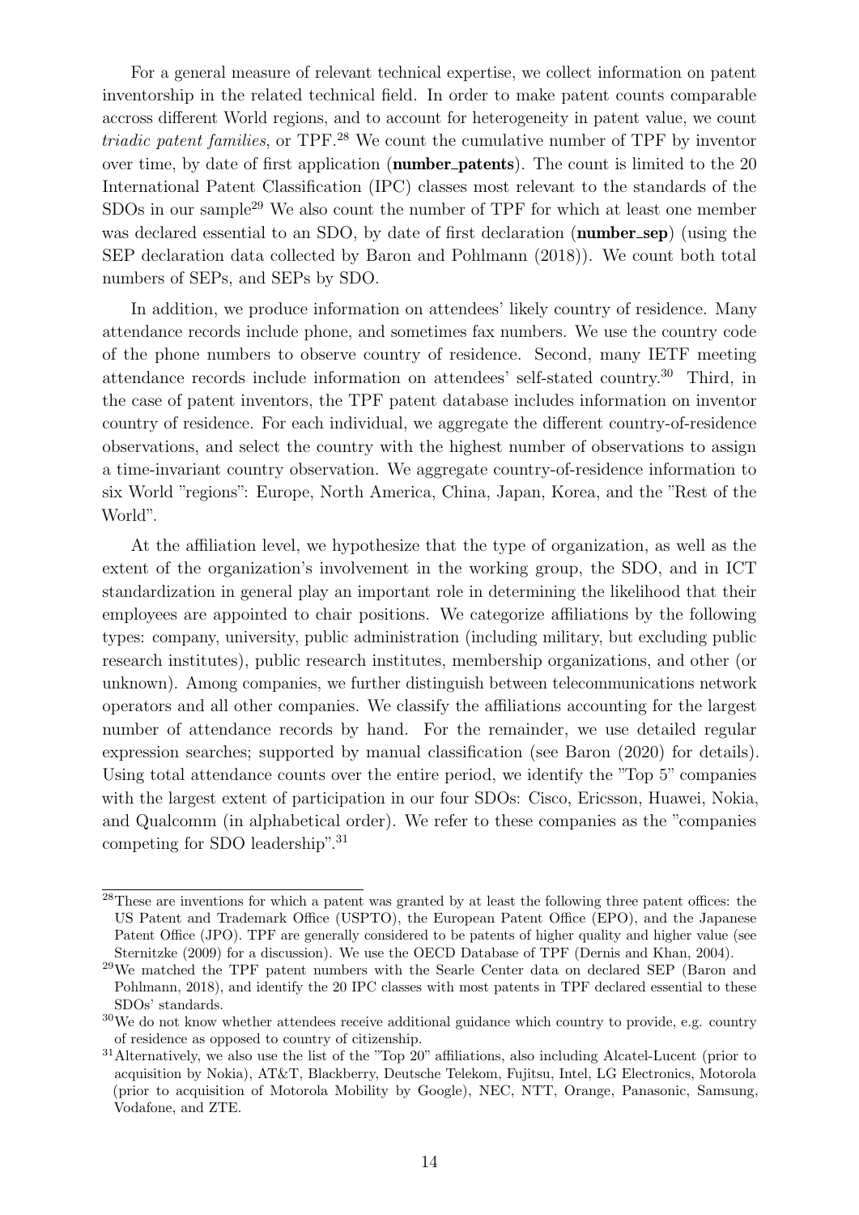For a general measure of relevant technical expertise, we collect information on patent inventorship in the related technical field. In order to make patent counts comparable accross different World regions, and to account for heterogeneity in patent value, we count *triadic patent families*, or TPF.[28] We count the cumulative number of TPF by inventor over time, by date of first application (**number_patents**). The count is limited to the 20 International Patent Classification (IPC) classes most relevant to the standards of the SDOs in our sample[29] We also count the number of TPF for which at least one member was declared essential to an SDO, by date of first declaration (**number_sep**) (using the SEP declaration data collected by Baron and Pohlmann (2018)). We count both total numbers of SEPs, and SEPs by SDO.

In addition, we produce information on attendees' likely country of residence. Many attendance records include phone, and sometimes fax numbers. We use the country code of the phone numbers to observe country of residence. Second, many IETF meeting attendance records include information on attendees' self-stated country.[30] Third, in the case of patent inventors, the TPF patent database includes information on inventor country of residence. For each individual, we aggregate the different country-of-residence observations, and select the country with the highest number of observations to assign a time-invariant country observation. We aggregate country-of-residence information to six World "regions": Europe, North America, China, Japan, Korea, and the "Rest of the World".

At the affiliation level, we hypothesize that the type of organization, as well as the extent of the organization's involvement in the working group, the SDO, and in ICT standardization in general play an important role in determining the likelihood that their employees are appointed to chair positions. We categorize affiliations by the following types: company, university, public administration (including military, but excluding public research institutes), public research institutes, membership organizations, and other (or unknown). Among companies, we further distinguish between telecommunications network operators and all other companies. We classify the affiliations accounting for the largest number of attendance records by hand. For the remainder, we use detailed regular expression searches; supported by manual classification (see Baron (2020) for details). Using total attendance counts over the entire period, we identify the "Top 5" companies with the largest extent of participation in our four SDOs: Cisco, Ericsson, Huawei, Nokia, and Qualcomm (in alphabetical order). We refer to these companies as the "companies competing for SDO leadership".[31]

---

[28] These are inventions for which a patent was granted by at least the following three patent offices: the US Patent and Trademark Office (USPTO), the European Patent Office (EPO), and the Japanese Patent Office (JPO). TPF are generally considered to be patents of higher quality and higher value (see Sternitzke (2009) for a discussion). We use the OECD Database of TPF (Dernis and Khan, 2004).

[29] We matched the TPF patent numbers with the Searle Center data on declared SEP (Baron and Pohlmann, 2018), and identify the 20 IPC classes with most patents in TPF declared essential to these SDOs' standards.

[30] We do not know whether attendees receive additional guidance which country to provide, e.g. country of residence as opposed to country of citizenship.

[31] Alternatively, we also use the list of the "Top 20" affiliations, also including Alcatel-Lucent (prior to acquisition by Nokia), AT&T, Blackberry, Deutsche Telekom, Fujitsu, Intel, LG Electronics, Motorola (prior to acquisition of Motorola Mobility by Google), NEC, NTT, Orange, Panasonic, Samsung, Vodafone, and ZTE.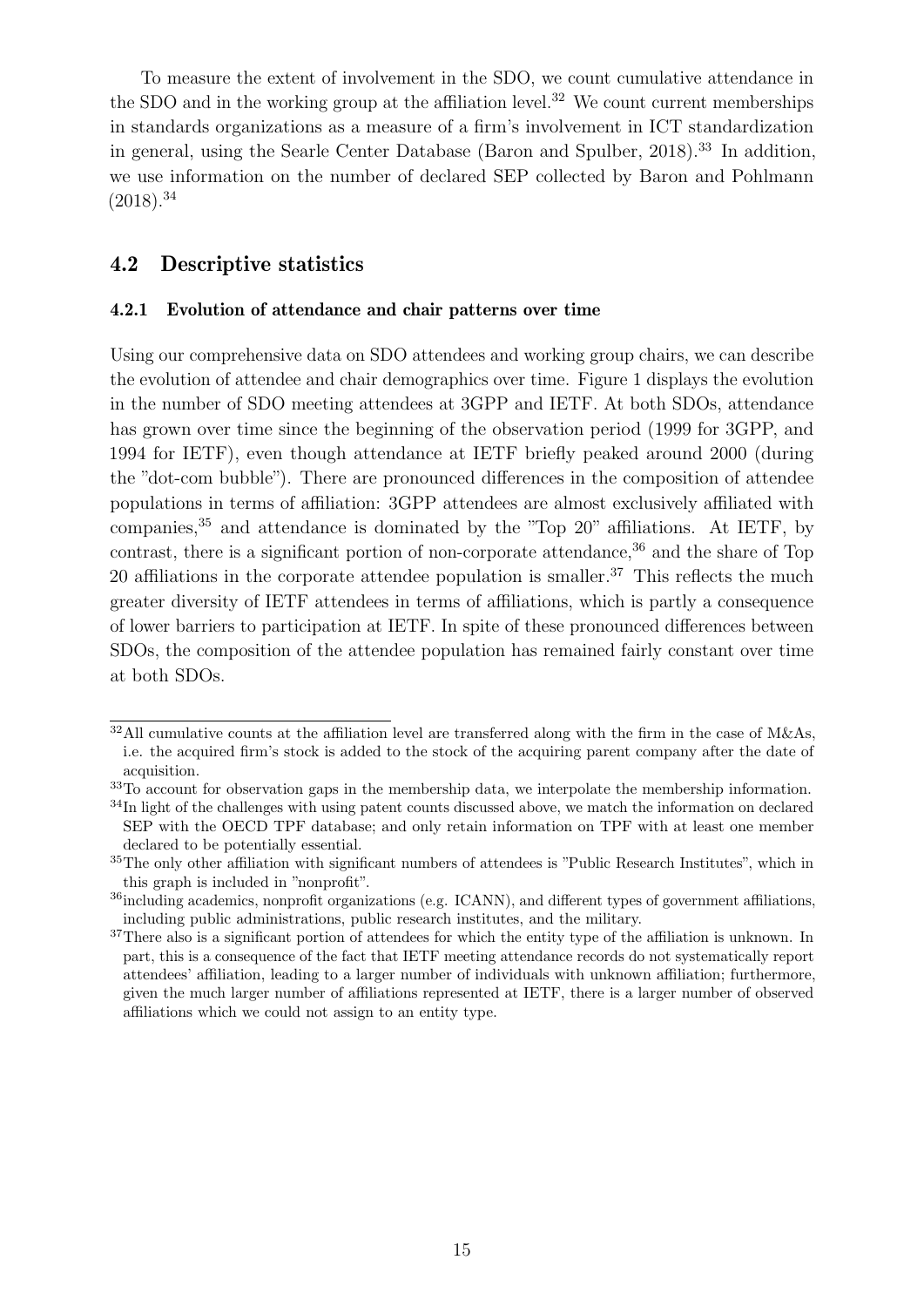To measure the extent of involvement in the SDO, we count cumulative attendance in the SDO and in the working group at the affiliation level.[32] We count current memberships in standards organizations as a measure of a firm's involvement in ICT standardization in general, using the Searle Center Database (Baron and Spulber, 2018).[33] In addition, we use information on the number of declared SEP collected by Baron and Pohlmann (2018).[34]

## 4.2 Descriptive statistics

### 4.2.1 Evolution of attendance and chair patterns over time

Using our comprehensive data on SDO attendees and working group chairs, we can describe the evolution of attendee and chair demographics over time. Figure 1 displays the evolution in the number of SDO meeting attendees at 3GPP and IETF. At both SDOs, attendance has grown over time since the beginning of the observation period (1999 for 3GPP, and 1994 for IETF), even though attendance at IETF briefly peaked around 2000 (during the "dot-com bubble"). There are pronounced differences in the composition of attendee populations in terms of affiliation: 3GPP attendees are almost exclusively affiliated with companies,[35] and attendance is dominated by the "Top 20" affiliations. At IETF, by contrast, there is a significant portion of non-corporate attendance,[36] and the share of Top 20 affiliations in the corporate attendee population is smaller.[37] This reflects the much greater diversity of IETF attendees in terms of affiliations, which is partly a consequence of lower barriers to participation at IETF. In spite of these pronounced differences between SDOs, the composition of the attendee population has remained fairly constant over time at both SDOs.

[32] All cumulative counts at the affiliation level are transferred along with the firm in the case of M&As, i.e. the acquired firm's stock is added to the stock of the acquiring parent company after the date of acquisition.

[33] To account for observation gaps in the membership data, we interpolate the membership information.

[34] In light of the challenges with using patent counts discussed above, we match the information on declared SEP with the OECD TPF database; and only retain information on TPF with at least one member declared to be potentially essential.

[35] The only other affiliation with significant numbers of attendees is "Public Research Institutes", which in this graph is included in "nonprofit".

[36] including academics, nonprofit organizations (e.g. ICANN), and different types of government affiliations, including public administrations, public research institutes, and the military.

[37] There also is a significant portion of attendees for which the entity type of the affiliation is unknown. In part, this is a consequence of the fact that IETF meeting attendance records do not systematically report attendees' affiliation, leading to a larger number of individuals with unknown affiliation; furthermore, given the much larger number of affiliations represented at IETF, there is a larger number of observed affiliations which we could not assign to an entity type.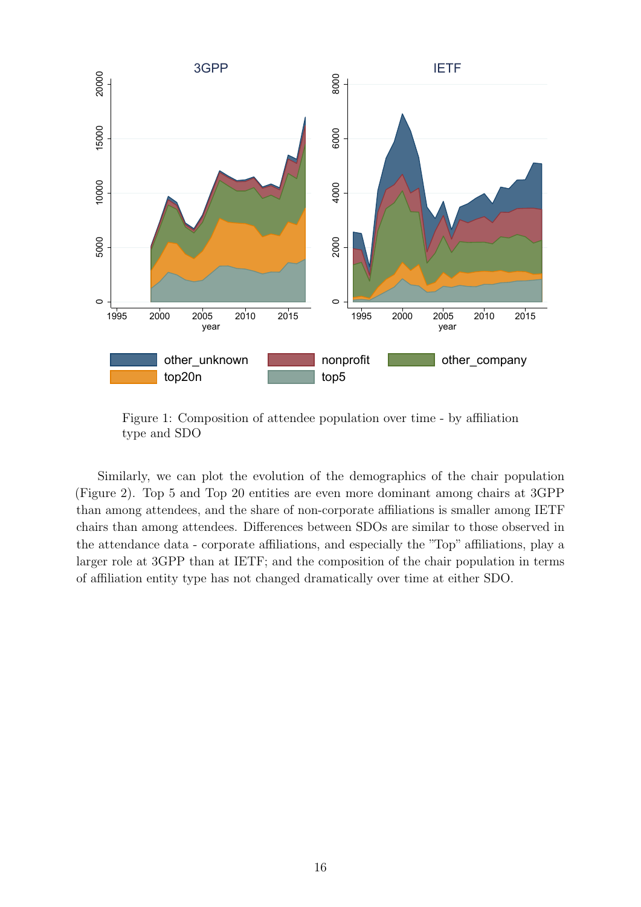Figure 1: Composition of attendee population over time - by affiliation type and SDO

Similarly, we can plot the evolution of the demographics of the chair population (Figure 2). Top 5 and Top 20 entities are even more dominant among chairs at 3GPP than among attendees, and the share of non-corporate affiliations is smaller among IETF chairs than among attendees. Differences between SDOs are similar to those observed in the attendance data - corporate affiliations, and especially the "Top" affiliations, play a larger role at 3GPP than at IETF; and the composition of the chair population in terms of affiliation entity type has not changed dramatically over time at either SDO.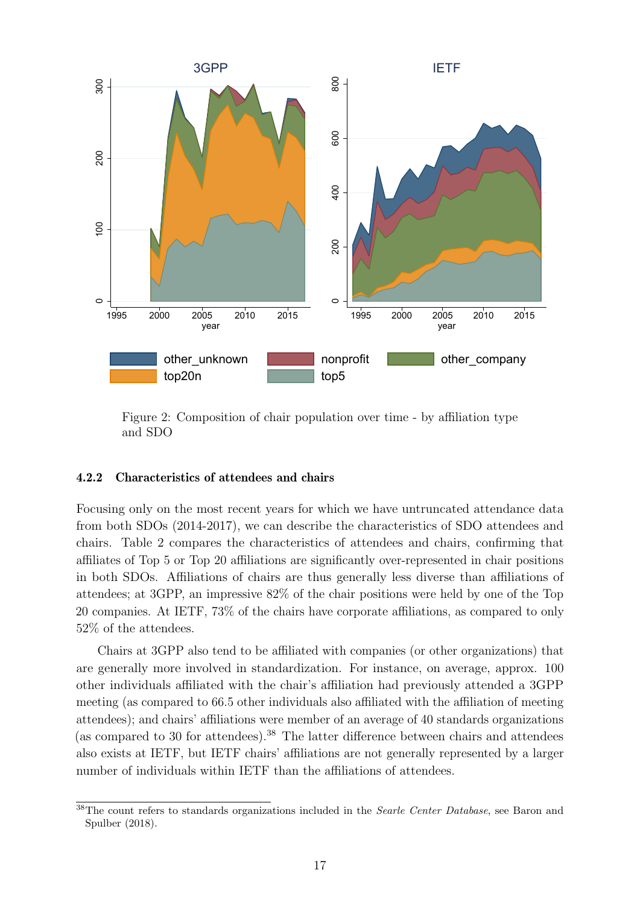Figure 2: Composition of chair population over time - by affiliation type and SDO

#### 4.2.2 Characteristics of attendees and chairs

Focusing only on the most recent years for which we have untruncated attendance data from both SDOs (2014-2017), we can describe the characteristics of SDO attendees and chairs. Table 2 compares the characteristics of attendees and chairs, confirming that affiliates of Top 5 or Top 20 affiliations are significantly over-represented in chair positions in both SDOs. Affiliations of chairs are thus generally less diverse than affiliations of attendees; at 3GPP, an impressive 82% of the chair positions were held by one of the Top 20 companies. At IETF, 73% of the chairs have corporate affiliations, as compared to only 52% of the attendees.

Chairs at 3GPP also tend to be affiliated with companies (or other organizations) that are generally more involved in standardization. For instance, on average, approx. 100 other individuals affiliated with the chair's affiliation had previously attended a 3GPP meeting (as compared to 66.5 other individuals also affiliated with the affiliation of meeting attendees); and chairs' affiliations were member of an average of 40 standards organizations (as compared to 30 for attendees).[38] The latter difference between chairs and attendees also exists at IETF, but IETF chairs' affiliations are not generally represented by a larger number of individuals within IETF than the affiliations of attendees.

[38] The count refers to standards organizations included in the *Searle Center Database*, see Baron and Spulber (2018).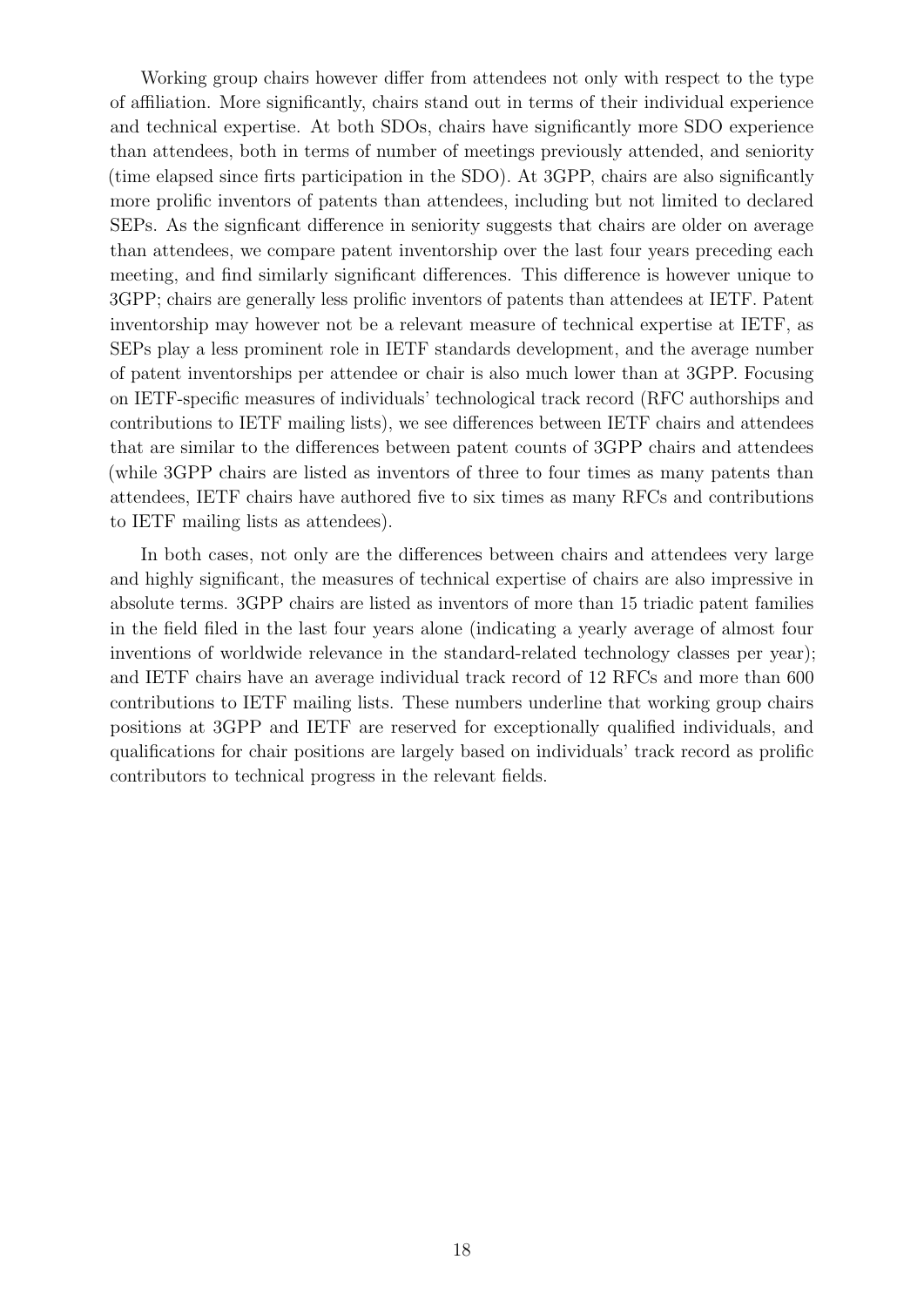Working group chairs however differ from attendees not only with respect to the type of affiliation. More significantly, chairs stand out in terms of their individual experience and technical expertise. At both SDOs, chairs have significantly more SDO experience than attendees, both in terms of number of meetings previously attended, and seniority (time elapsed since firts participation in the SDO). At 3GPP, chairs are also significantly more prolific inventors of patents than attendees, including but not limited to declared SEPs. As the signficant difference in seniority suggests that chairs are older on average than attendees, we compare patent inventorship over the last four years preceding each meeting, and find similarly significant differences. This difference is however unique to 3GPP; chairs are generally less prolific inventors of patents than attendees at IETF. Patent inventorship may however not be a relevant measure of technical expertise at IETF, as SEPs play a less prominent role in IETF standards development, and the average number of patent inventorships per attendee or chair is also much lower than at 3GPP. Focusing on IETF-specific measures of individuals' technological track record (RFC authorships and contributions to IETF mailing lists), we see differences between IETF chairs and attendees that are similar to the differences between patent counts of 3GPP chairs and attendees (while 3GPP chairs are listed as inventors of three to four times as many patents than attendees, IETF chairs have authored five to six times as many RFCs and contributions to IETF mailing lists as attendees).

In both cases, not only are the differences between chairs and attendees very large and highly significant, the measures of technical expertise of chairs are also impressive in absolute terms. 3GPP chairs are listed as inventors of more than 15 triadic patent families in the field filed in the last four years alone (indicating a yearly average of almost four inventions of worldwide relevance in the standard-related technology classes per year); and IETF chairs have an average individual track record of 12 RFCs and more than 600 contributions to IETF mailing lists. These numbers underline that working group chairs positions at 3GPP and IETF are reserved for exceptionally qualified individuals, and qualifications for chair positions are largely based on individuals' track record as prolific contributors to technical progress in the relevant fields.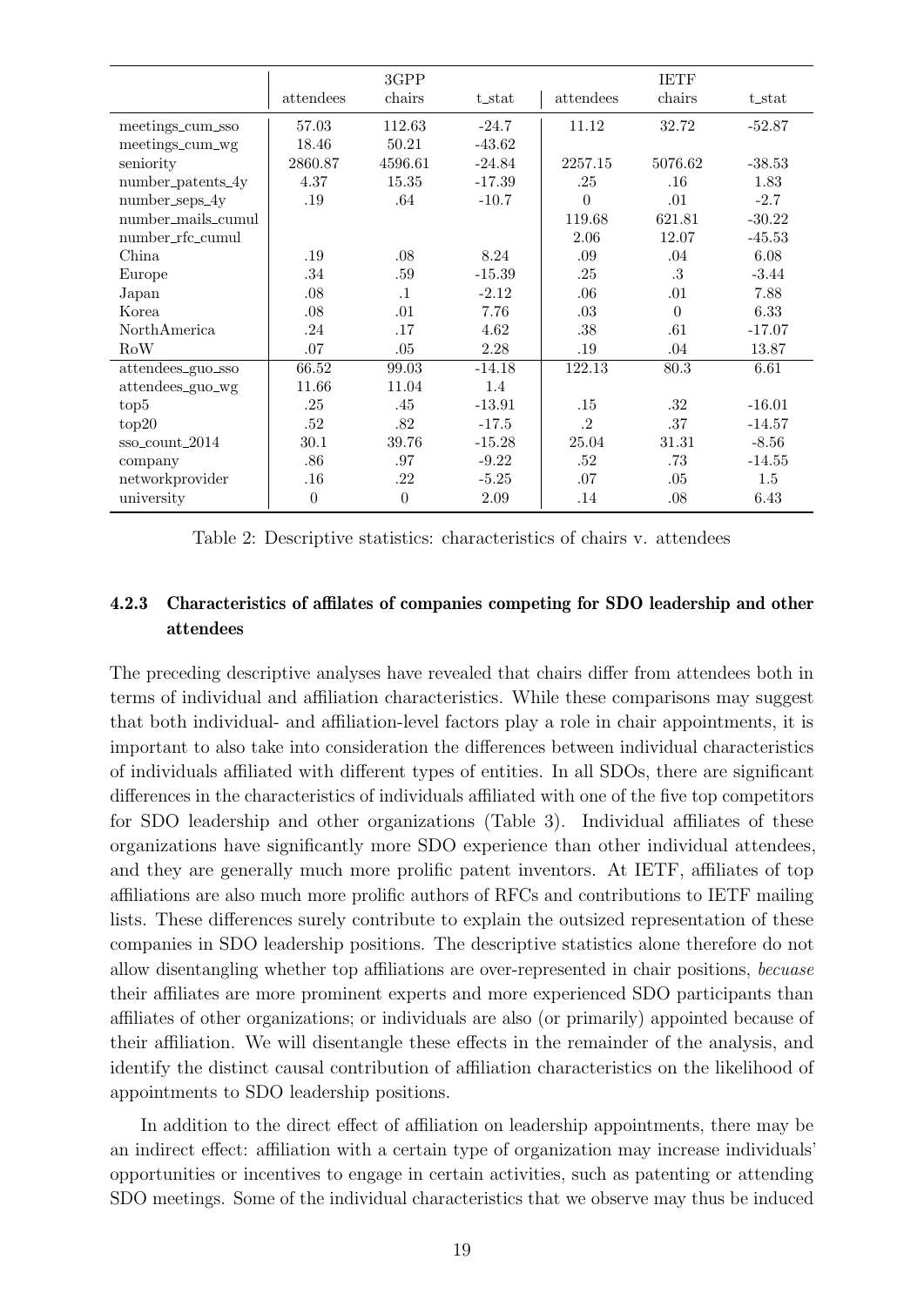| | 3GPP | | | IETF | | |
|---|---|---|---|---|---|---|
| | attendees | chairs | t_stat | attendees | chairs | t_stat |
| meetings_cum_sso | 57.03 | 112.63 | -24.7 | 11.12 | 32.72 | -52.87 |
| meetings_cum_wg | 18.46 | 50.21 | -43.62 | | | |
| seniority | 2860.87 | 4596.61 | -24.84 | 2257.15 | 5076.62 | -38.53 |
| number_patents_4y | 4.37 | 15.35 | -17.39 | .25 | .16 | 1.83 |
| number_seps_4y | .19 | .64 | -10.7 | 0 | .01 | -2.7 |
| number_mails_cumul | | | | 119.68 | 621.81 | -30.22 |
| number_rfc_cumul | | | | 2.06 | 12.07 | -45.53 |
| China | .19 | .08 | 8.24 | .09 | .04 | 6.08 |
| Europe | .34 | .59 | -15.39 | .25 | .3 | -3.44 |
| Japan | .08 | .1 | -2.12 | .06 | .01 | 7.88 |
| Korea | .08 | .01 | 7.76 | .03 | 0 | 6.33 |
| NorthAmerica | .24 | .17 | 4.62 | .38 | .61 | -17.07 |
| RoW | .07 | .05 | 2.28 | .19 | .04 | 13.87 |
| attendees_guo_sso | 66.52 | 99.03 | -14.18 | 122.13 | 80.3 | 6.61 |
| attendees_guo_wg | 11.66 | 11.04 | 1.4 | | | |
| top5 | .25 | .45 | -13.91 | .15 | .32 | -16.01 |
| top20 | .52 | .82 | -17.5 | .2 | .37 | -14.57 |
| sso_count_2014 | 30.1 | 39.76 | -15.28 | 25.04 | 31.31 | -8.56 |
| company | .86 | .97 | -9.22 | .52 | .73 | -14.55 |
| networkprovider | .16 | .22 | -5.25 | .07 | .05 | 1.5 |
| university | 0 | 0 | 2.09 | .14 | .08 | 6.43 |

Table 2: Descriptive statistics: characteristics of chairs v. attendees

### 4.2.3 Characteristics of affilates of companies competing for SDO leadership and other attendees

The preceding descriptive analyses have revealed that chairs differ from attendees both in terms of individual and affiliation characteristics. While these comparisons may suggest that both individual- and affiliation-level factors play a role in chair appointments, it is important to also take into consideration the differences between individual characteristics of individuals affiliated with different types of entities. In all SDOs, there are significant differences in the characteristics of individuals affiliated with one of the five top competitors for SDO leadership and other organizations (Table 3). Individual affiliates of these organizations have significantly more SDO experience than other individual attendees, and they are generally much more prolific patent inventors. At IETF, affiliates of top affiliations are also much more prolific authors of RFCs and contributions to IETF mailing lists. These differences surely contribute to explain the outsized representation of these companies in SDO leadership positions. The descriptive statistics alone therefore do not allow disentangling whether top affiliations are over-represented in chair positions, *becuase* their affiliates are more prominent experts and more experienced SDO participants than affiliates of other organizations; or individuals are also (or primarily) appointed because of their affiliation. We will disentangle these effects in the remainder of the analysis, and identify the distinct causal contribution of affiliation characteristics on the likelihood of appointments to SDO leadership positions.

In addition to the direct effect of affiliation on leadership appointments, there may be an indirect effect: affiliation with a certain type of organization may increase individuals' opportunities or incentives to engage in certain activities, such as patenting or attending SDO meetings. Some of the individual characteristics that we observe may thus be induced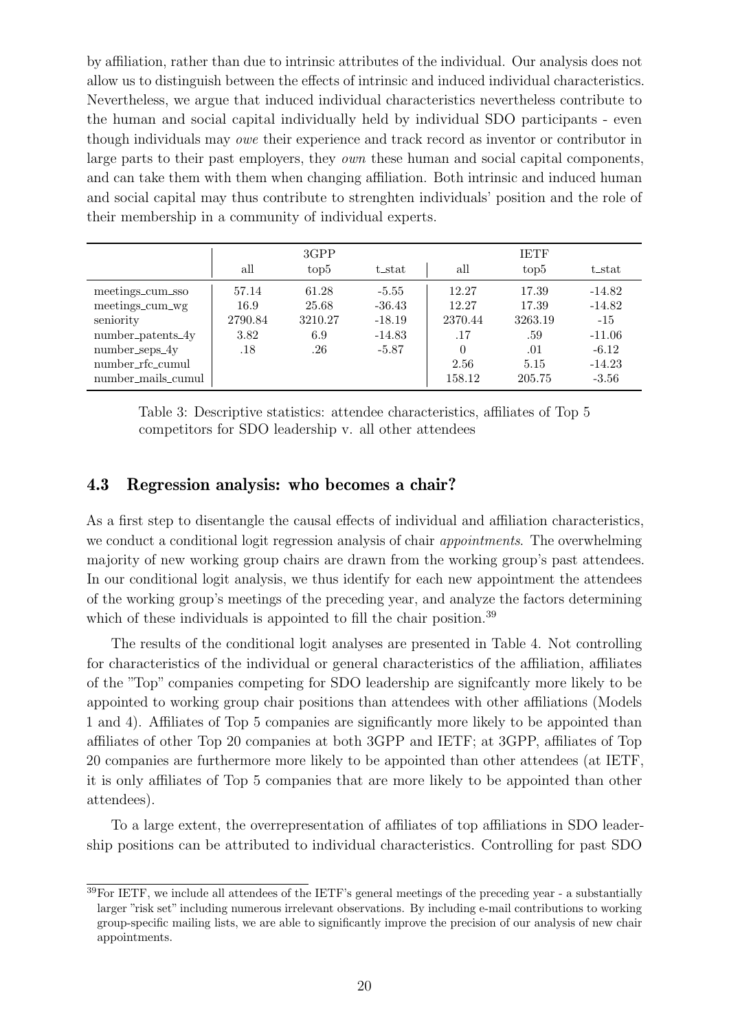by affiliation, rather than due to intrinsic attributes of the individual. Our analysis does not allow us to distinguish between the effects of intrinsic and induced individual characteristics. Nevertheless, we argue that induced individual characteristics nevertheless contribute to the human and social capital individually held by individual SDO participants - even though individuals may *owe* their experience and track record as inventor or contributor in large parts to their past employers, they *own* these human and social capital components, and can take them with them when changing affiliation. Both intrinsic and induced human and social capital may thus contribute to strenghten individuals' position and the role of their membership in a community of individual experts.

| | 3GPP | | | IETF | | |
|---|---|---|---|---|---|---|
| | all | top5 | t_stat | all | top5 | t_stat |
| meetings_cum_sso | 57.14 | 61.28 | -5.55 | 12.27 | 17.39 | -14.82 |
| meetings_cum_wg | 16.9 | 25.68 | -36.43 | 12.27 | 17.39 | -14.82 |
| seniority | 2790.84 | 3210.27 | -18.19 | 2370.44 | 3263.19 | -15 |
| number_patents_4y | 3.82 | 6.9 | -14.83 | .17 | .59 | -11.06 |
| number_seps_4y | .18 | .26 | -5.87 | 0 | .01 | -6.12 |
| number_rfc_cumul | | | | 2.56 | 5.15 | -14.23 |
| number_mails_cumul | | | | 158.12 | 205.75 | -3.56 |

Table 3: Descriptive statistics: attendee characteristics, affiliates of Top 5 competitors for SDO leadership v. all other attendees

### 4.3 Regression analysis: who becomes a chair?

As a first step to disentangle the causal effects of individual and affiliation characteristics, we conduct a conditional logit regression analysis of chair *appointments*. The overwhelming majority of new working group chairs are drawn from the working group's past attendees. In our conditional logit analysis, we thus identify for each new appointment the attendees of the working group's meetings of the preceding year, and analyze the factors determining which of these individuals is appointed to fill the chair position.[39]

The results of the conditional logit analyses are presented in Table 4. Not controlling for characteristics of the individual or general characteristics of the affiliation, affiliates of the "Top" companies competing for SDO leadership are signifcantly more likely to be appointed to working group chair positions than attendees with other affiliations (Models 1 and 4). Affiliates of Top 5 companies are significantly more likely to be appointed than affiliates of other Top 20 companies at both 3GPP and IETF; at 3GPP, affiliates of Top 20 companies are furthermore more likely to be appointed than other attendees (at IETF, it is only affiliates of Top 5 companies that are more likely to be appointed than other attendees).

To a large extent, the overrepresentation of affiliates of top affiliations in SDO leadership positions can be attributed to individual characteristics. Controlling for past SDO

[39]For IETF, we include all attendees of the IETF's general meetings of the preceding year - a substantially larger "risk set" including numerous irrelevant observations. By including e-mail contributions to working group-specific mailing lists, we are able to significantly improve the precision of our analysis of new chair appointments.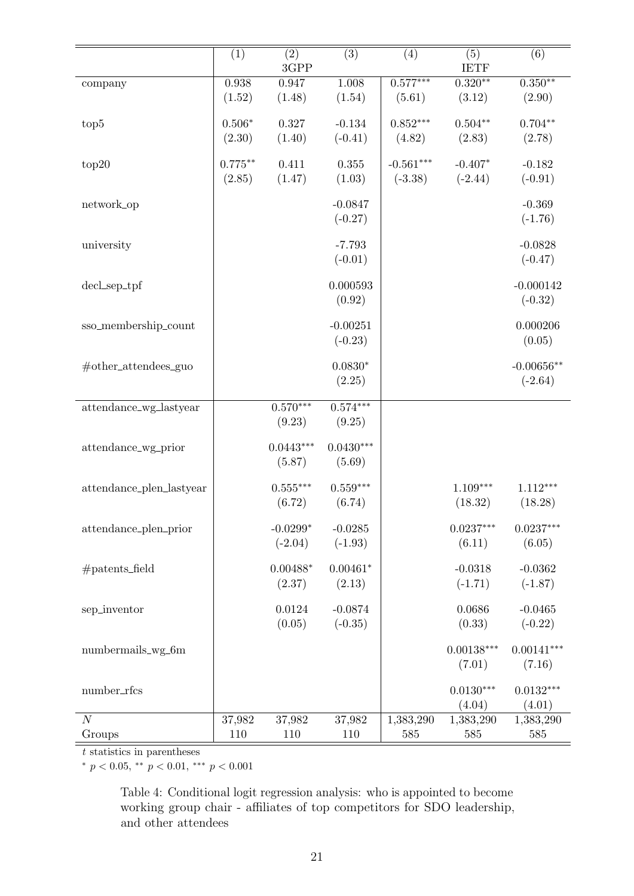| | (1) | (2) 3GPP | (3) | (4) | (5) IETF | (6) |
|---|---|---|---|---|---|---|
| company | 0.938 | 0.947 | 1.008 | 0.577*** | 0.320** | 0.350** |
| | (1.52) | (1.48) | (1.54) | (5.61) | (3.12) | (2.90) |
| top5 | 0.506* | 0.327 | -0.134 | 0.852*** | 0.504** | 0.704** |
| | (2.30) | (1.40) | (-0.41) | (4.82) | (2.83) | (2.78) |
| top20 | 0.775** | 0.411 | 0.355 | -0.561*** | -0.407* | -0.182 |
| | (2.85) | (1.47) | (1.03) | (-3.38) | (-2.44) | (-0.91) |
| network_op | | | -0.0847 | | | -0.369 |
| | | | (-0.27) | | | (-1.76) |
| university | | | -7.793 | | | -0.0828 |
| | | | (-0.01) | | | (-0.47) |
| decl_sep_tpf | | | 0.000593 | | | -0.000142 |
| | | | (0.92) | | | (-0.32) |
| sso_membership_count | | | -0.00251 | | | 0.000206 |
| | | | (-0.23) | | | (0.05) |
| #other_attendees_guo | | | 0.0830* | | | -0.00656** |
| | | | (2.25) | | | (-2.64) |
| attendance_wg_lastyear | | 0.570*** | 0.574*** | | | |
| | | (9.23) | (9.25) | | | |
| attendance_wg_prior | | 0.0443*** | 0.0430*** | | | |
| | | (5.87) | (5.69) | | | |
| attendance_plen_lastyear | | 0.555*** | 0.559*** | | 1.109*** | 1.112*** |
| | | (6.72) | (6.74) | | (18.32) | (18.28) |
| attendance_plen_prior | | -0.0299* | -0.0285 | | 0.0237*** | 0.0237*** |
| | | (-2.04) | (-1.93) | | (6.11) | (6.05) |
| #patents_field | | 0.00488* | 0.00461* | | -0.0318 | -0.0362 |
| | | (2.37) | (2.13) | | (-1.71) | (-1.87) |
| sep_inventor | | 0.0124 | -0.0874 | | 0.0686 | -0.0465 |
| | | (0.05) | (-0.35) | | (0.33) | (-0.22) |
| numbermails_wg_6m | | | | | 0.00138*** | 0.00141*** |
| | | | | | (7.01) | (7.16) |
| number_rfcs | | | | | 0.0130*** | 0.0132*** |
| | | | | | (4.04) | (4.01) |
| $N$ | 37,982 | 37,982 | 37,982 | 1,383,290 | 1,383,290 | 1,383,290 |
| Groups | 110 | 110 | 110 | 585 | 585 | 585 |

$t$ statistics in parentheses

* $p < 0.05$, ** $p < 0.01$, *** $p < 0.001$

Table 4: Conditional logit regression analysis: who is appointed to become working group chair - affiliates of top competitors for SDO leadership, and other attendees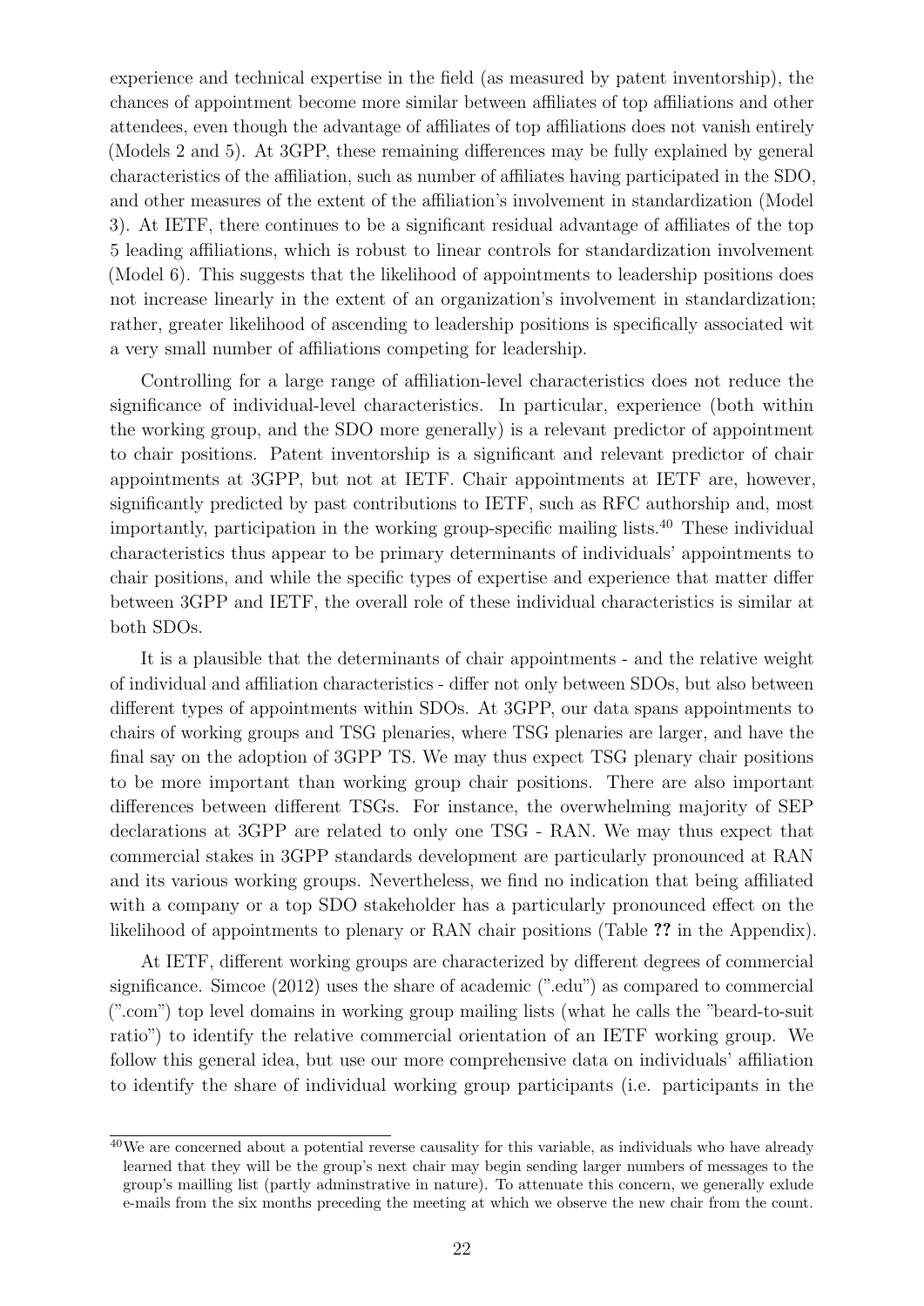experience and technical expertise in the field (as measured by patent inventorship), the chances of appointment become more similar between affiliates of top affiliations and other attendees, even though the advantage of affiliates of top affiliations does not vanish entirely (Models 2 and 5). At 3GPP, these remaining differences may be fully explained by general characteristics of the affiliation, such as number of affiliates having participated in the SDO, and other measures of the extent of the affiliation's involvement in standardization (Model 3). At IETF, there continues to be a significant residual advantage of affiliates of the top 5 leading affiliations, which is robust to linear controls for standardization involvement (Model 6). This suggests that the likelihood of appointments to leadership positions does not increase linearly in the extent of an organization's involvement in standardization; rather, greater likelihood of ascending to leadership positions is specifically associated wit a very small number of affiliations competing for leadership.

Controlling for a large range of affiliation-level characteristics does not reduce the significance of individual-level characteristics. In particular, experience (both within the working group, and the SDO more generally) is a relevant predictor of appointment to chair positions. Patent inventorship is a significant and relevant predictor of chair appointments at 3GPP, but not at IETF. Chair appointments at IETF are, however, significantly predicted by past contributions to IETF, such as RFC authorship and, most importantly, participation in the working group-specific mailing lists.[40] These individual characteristics thus appear to be primary determinants of individuals' appointments to chair positions, and while the specific types of expertise and experience that matter differ between 3GPP and IETF, the overall role of these individual characteristics is similar at both SDOs.

It is a plausible that the determinants of chair appointments - and the relative weight of individual and affiliation characteristics - differ not only between SDOs, but also between different types of appointments within SDOs. At 3GPP, our data spans appointments to chairs of working groups and TSG plenaries, where TSG plenaries are larger, and have the final say on the adoption of 3GPP TS. We may thus expect TSG plenary chair positions to be more important than working group chair positions. There are also important differences between different TSGs. For instance, the overwhelming majority of SEP declarations at 3GPP are related to only one TSG - RAN. We may thus expect that commercial stakes in 3GPP standards development are particularly pronounced at RAN and its various working groups. Nevertheless, we find no indication that being affiliated with a company or a top SDO stakeholder has a particularly pronounced effect on the likelihood of appointments to plenary or RAN chair positions (Table **??** in the Appendix).

At IETF, different working groups are characterized by different degrees of commercial significance. Simcoe (2012) uses the share of academic (".edu") as compared to commercial (".com") top level domains in working group mailing lists (what he calls the "beard-to-suit ratio") to identify the relative commercial orientation of an IETF working group. We follow this general idea, but use our more comprehensive data on individuals' affiliation to identify the share of individual working group participants (i.e. participants in the

[40] We are concerned about a potential reverse causality for this variable, as individuals who have already learned that they will be the group's next chair may begin sending larger numbers of messages to the group's mailling list (partly adminstrative in nature). To attenuate this concern, we generally exlude e-mails from the six months preceding the meeting at which we observe the new chair from the count.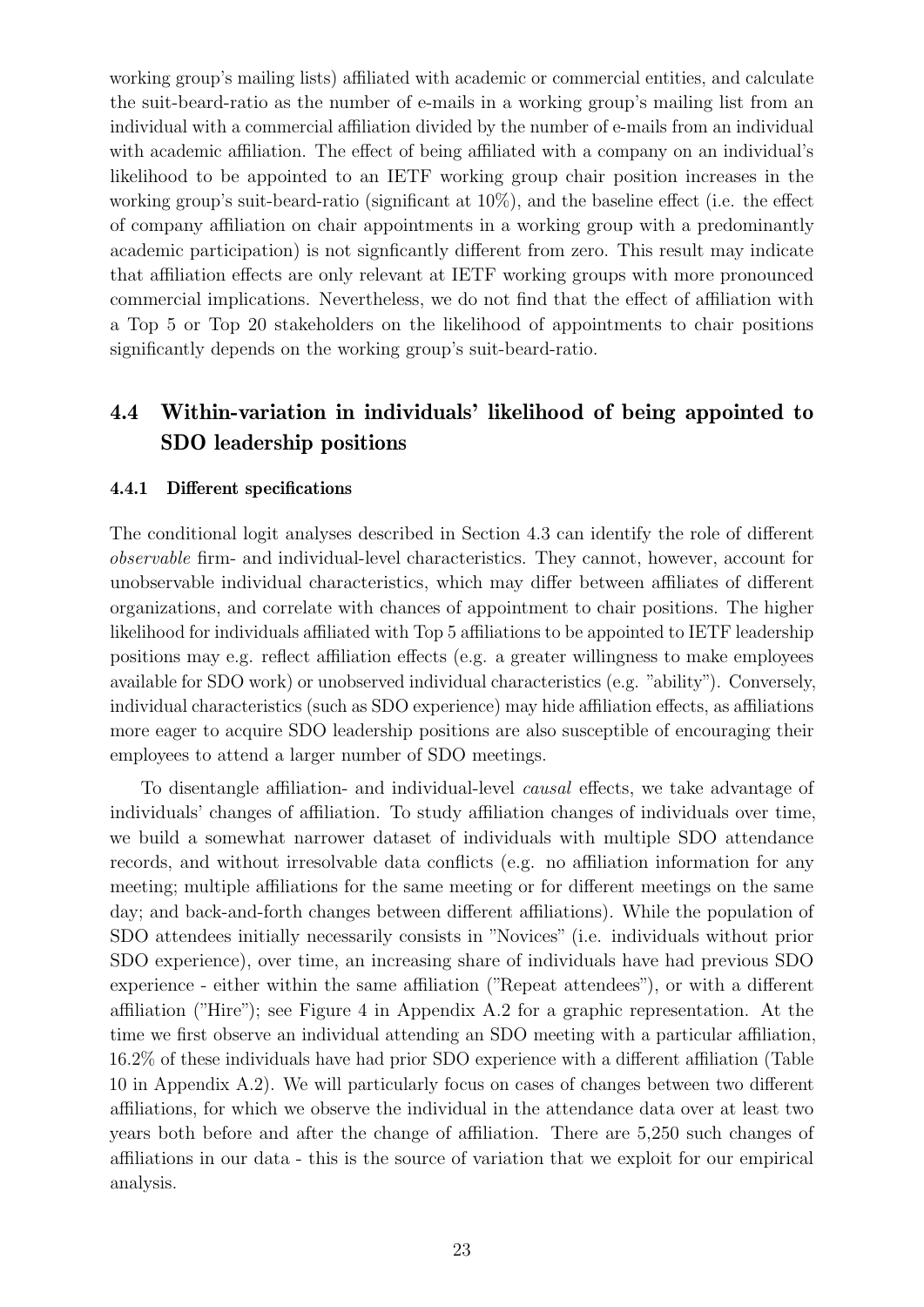working group's mailing lists) affiliated with academic or commercial entities, and calculate the suit-beard-ratio as the number of e-mails in a working group's mailing list from an individual with a commercial affiliation divided by the number of e-mails from an individual with academic affiliation. The effect of being affiliated with a company on an individual's likelihood to be appointed to an IETF working group chair position increases in the working group's suit-beard-ratio (significant at 10%), and the baseline effect (i.e. the effect of company affiliation on chair appointments in a working group with a predominantly academic participation) is not signficantly different from zero. This result may indicate that affiliation effects are only relevant at IETF working groups with more pronounced commercial implications. Nevertheless, we do not find that the effect of affiliation with a Top 5 or Top 20 stakeholders on the likelihood of appointments to chair positions significantly depends on the working group's suit-beard-ratio.

## 4.4 Within-variation in individuals' likelihood of being appointed to SDO leadership positions

### 4.4.1 Different specifications

The conditional logit analyses described in Section 4.3 can identify the role of different *observable* firm- and individual-level characteristics. They cannot, however, account for unobservable individual characteristics, which may differ between affiliates of different organizations, and correlate with chances of appointment to chair positions. The higher likelihood for individuals affiliated with Top 5 affiliations to be appointed to IETF leadership positions may e.g. reflect affiliation effects (e.g. a greater willingness to make employees available for SDO work) or unobserved individual characteristics (e.g. "ability"). Conversely, individual characteristics (such as SDO experience) may hide affiliation effects, as affiliations more eager to acquire SDO leadership positions are also susceptible of encouraging their employees to attend a larger number of SDO meetings.

To disentangle affiliation- and individual-level *causal* effects, we take advantage of individuals' changes of affiliation. To study affiliation changes of individuals over time, we build a somewhat narrower dataset of individuals with multiple SDO attendance records, and without irresolvable data conflicts (e.g. no affiliation information for any meeting; multiple affiliations for the same meeting or for different meetings on the same day; and back-and-forth changes between different affiliations). While the population of SDO attendees initially necessarily consists in "Novices" (i.e. individuals without prior SDO experience), over time, an increasing share of individuals have had previous SDO experience - either within the same affiliation ("Repeat attendees"), or with a different affiliation ("Hire"); see Figure 4 in Appendix A.2 for a graphic representation. At the time we first observe an individual attending an SDO meeting with a particular affiliation, 16.2% of these individuals have had prior SDO experience with a different affiliation (Table 10 in Appendix A.2). We will particularly focus on cases of changes between two different affiliations, for which we observe the individual in the attendance data over at least two years both before and after the change of affiliation. There are 5,250 such changes of affiliations in our data - this is the source of variation that we exploit for our empirical analysis.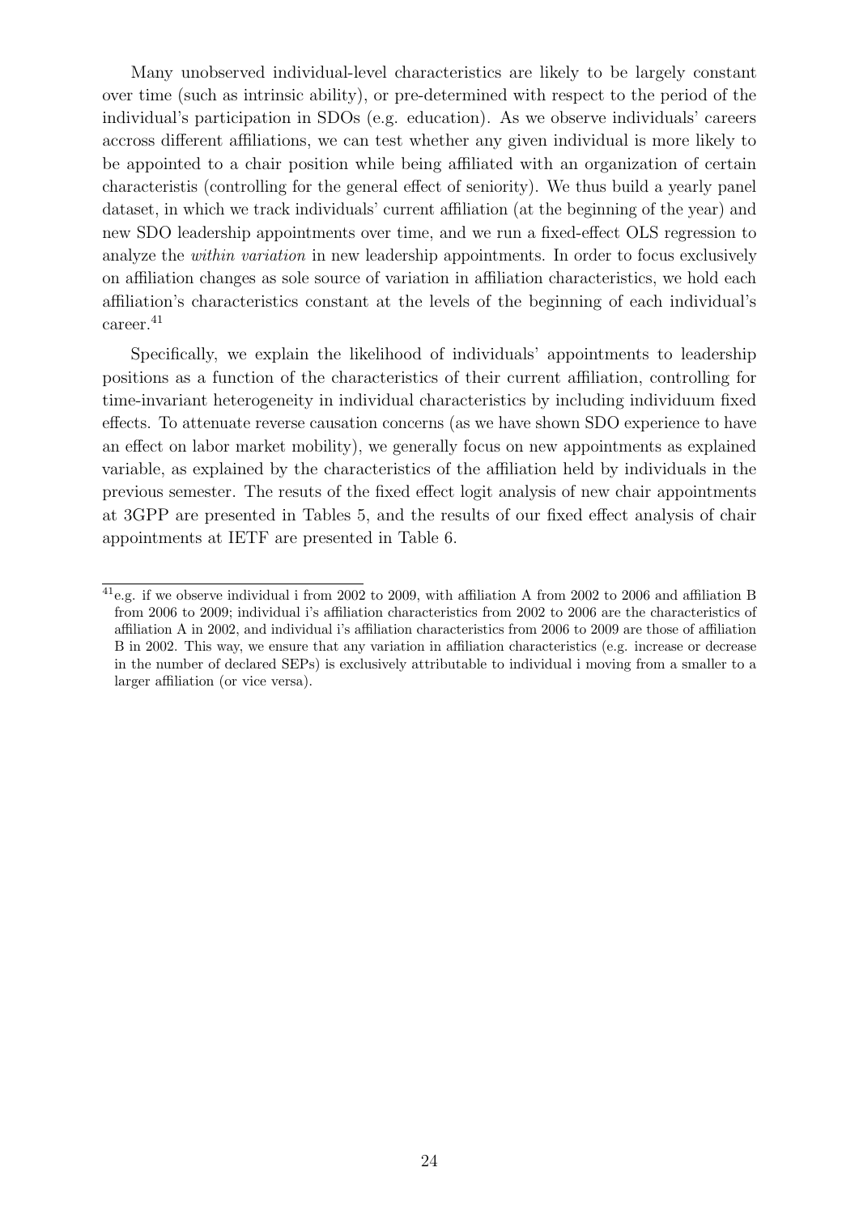Many unobserved individual-level characteristics are likely to be largely constant over time (such as intrinsic ability), or pre-determined with respect to the period of the individual's participation in SDOs (e.g. education). As we observe individuals' careers accross different affiliations, we can test whether any given individual is more likely to be appointed to a chair position while being affiliated with an organization of certain characteristis (controlling for the general effect of seniority). We thus build a yearly panel dataset, in which we track individuals' current affiliation (at the beginning of the year) and new SDO leadership appointments over time, and we run a fixed-effect OLS regression to analyze the *within variation* in new leadership appointments. In order to focus exclusively on affiliation changes as sole source of variation in affiliation characteristics, we hold each affiliation's characteristics constant at the levels of the beginning of each individual's career.[41]

Specifically, we explain the likelihood of individuals' appointments to leadership positions as a function of the characteristics of their current affiliation, controlling for time-invariant heterogeneity in individual characteristics by including individuum fixed effects. To attenuate reverse causation concerns (as we have shown SDO experience to have an effect on labor market mobility), we generally focus on new appointments as explained variable, as explained by the characteristics of the affiliation held by individuals in the previous semester. The resuts of the fixed effect logit analysis of new chair appointments at 3GPP are presented in Tables 5, and the results of our fixed effect analysis of chair appointments at IETF are presented in Table 6.

[41] e.g. if we observe individual i from 2002 to 2009, with affiliation A from 2002 to 2006 and affiliation B from 2006 to 2009; individual i's affiliation characteristics from 2002 to 2006 are the characteristics of affiliation A in 2002, and individual i's affiliation characteristics from 2006 to 2009 are those of affiliation B in 2002. This way, we ensure that any variation in affiliation characteristics (e.g. increase or decrease in the number of declared SEPs) is exclusively attributable to individual i moving from a smaller to a larger affiliation (or vice versa).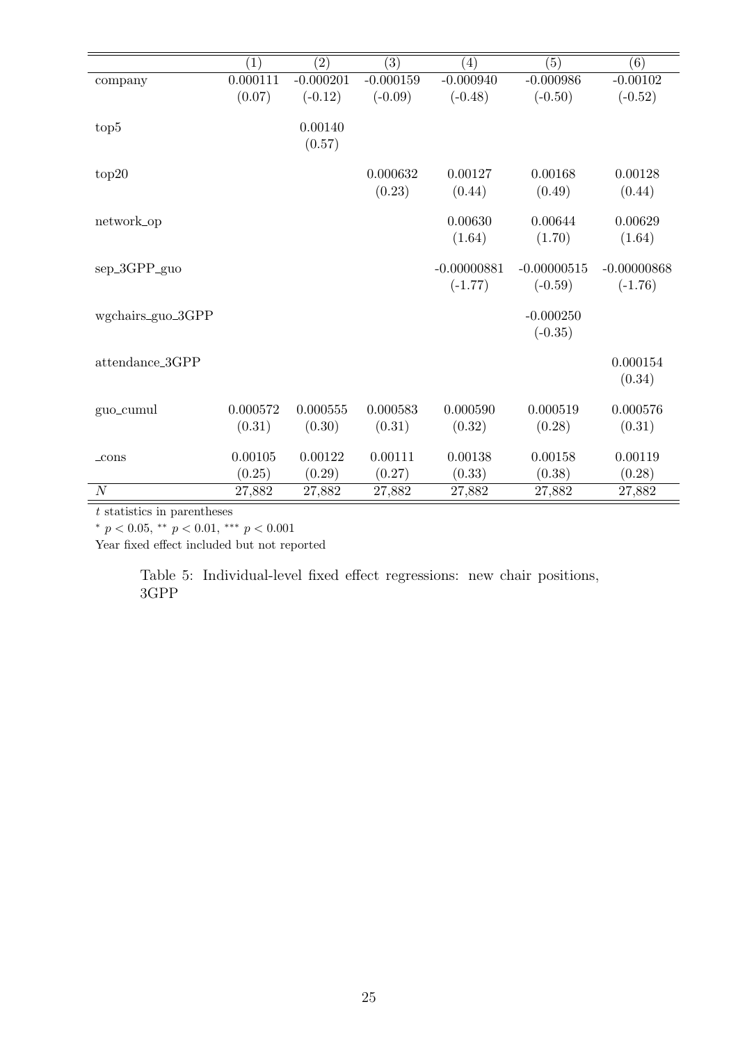| | (1) | (2) | (3) | (4) | (5) | (6) |
|---|---|---|---|---|---|---|
| company | 0.000111 | -0.000201 | -0.000159 | -0.000940 | -0.000986 | -0.00102 |
| | (0.07) | (-0.12) | (-0.09) | (-0.48) | (-0.50) | (-0.52) |
| top5 | | 0.00140 | | | | |
| | | (0.57) | | | | |
| top20 | | | 0.000632 | 0.00127 | 0.00168 | 0.00128 |
| | | | (0.23) | (0.44) | (0.49) | (0.44) |
| network_op | | | | 0.00630 | 0.00644 | 0.00629 |
| | | | | (1.64) | (1.70) | (1.64) |
| sep_3GPP_guo | | | | -0.00000881 | -0.00000515 | -0.00000868 |
| | | | | (-1.77) | (-0.59) | (-1.76) |
| wgchairs_guo_3GPP | | | | | -0.000250 | |
| | | | | | (-0.35) | |
| attendance_3GPP | | | | | | 0.000154 |
| | | | | | | (0.34) |
| guo_cumul | 0.000572 | 0.000555 | 0.000583 | 0.000590 | 0.000519 | 0.000576 |
| | (0.31) | (0.30) | (0.31) | (0.32) | (0.28) | (0.31) |
| _cons | 0.00105 | 0.00122 | 0.00111 | 0.00138 | 0.00158 | 0.00119 |
| | (0.25) | (0.29) | (0.27) | (0.33) | (0.38) | (0.28) |
| $N$ | 27,882 | 27,882 | 27,882 | 27,882 | 27,882 | 27,882 |

$t$ statistics in parentheses

$^{*}$ $p < 0.05$, $^{**}$ $p < 0.01$, $^{***}$ $p < 0.001$

Year fixed effect included but not reported

Table 5: Individual-level fixed effect regressions: new chair positions, 3GPP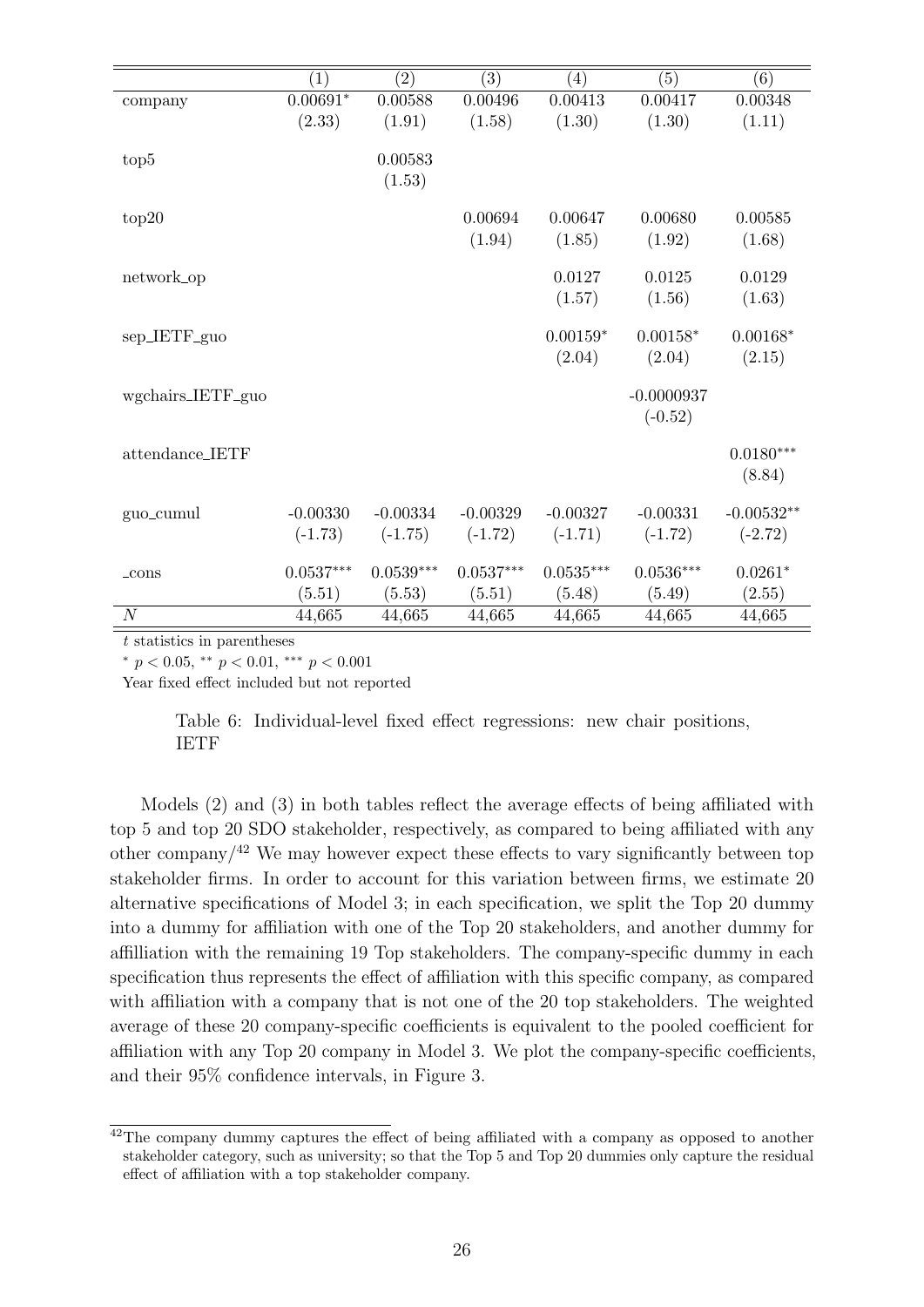|  | (1) | (2) | (3) | (4) | (5) | (6) |
|---|---|---|---|---|---|---|
| company | 0.00691* | 0.00588 | 0.00496 | 0.00413 | 0.00417 | 0.00348 |
|  | (2.33) | (1.91) | (1.58) | (1.30) | (1.30) | (1.11) |
| top5 |  | 0.00583 |  |  |  |  |
|  |  | (1.53) |  |  |  |  |
| top20 |  |  | 0.00694 | 0.00647 | 0.00680 | 0.00585 |
|  |  |  | (1.94) | (1.85) | (1.92) | (1.68) |
| network_op |  |  |  | 0.0127 | 0.0125 | 0.0129 |
|  |  |  |  | (1.57) | (1.56) | (1.63) |
| sep_IETF_guo |  |  |  | 0.00159* | 0.00158* | 0.00168* |
|  |  |  |  | (2.04) | (2.04) | (2.15) |
| wgchairs_IETF_guo |  |  |  |  | -0.0000937 |  |
|  |  |  |  |  | (-0.52) |  |
| attendance_IETF |  |  |  |  |  | 0.0180*** |
|  |  |  |  |  |  | (8.84) |
| guo_cumul | -0.00330 | -0.00334 | -0.00329 | -0.00327 | -0.00331 | -0.00532** |
|  | (-1.73) | (-1.75) | (-1.72) | (-1.71) | (-1.72) | (-2.72) |
| _cons | 0.0537*** | 0.0539*** | 0.0537*** | 0.0535*** | 0.0536*** | 0.0261* |
|  | (5.51) | (5.53) | (5.51) | (5.48) | (5.49) | (2.55) |
| $N$ | 44,665 | 44,665 | 44,665 | 44,665 | 44,665 | 44,665 |

$t$ statistics in parentheses

* $p < 0.05$, ** $p < 0.01$, *** $p < 0.001$

Year fixed effect included but not reported

Table 6: Individual-level fixed effect regressions: new chair positions, IETF

Models (2) and (3) in both tables reflect the average effects of being affiliated with top 5 and top 20 SDO stakeholder, respectively, as compared to being affiliated with any other company/[42] We may however expect these effects to vary significantly between top stakeholder firms. In order to account for this variation between firms, we estimate 20 alternative specifications of Model 3; in each specification, we split the Top 20 dummy into a dummy for affiliation with one of the Top 20 stakeholders, and another dummy for affilliation with the remaining 19 Top stakeholders. The company-specific dummy in each specification thus represents the effect of affiliation with this specific company, as compared with affiliation with a company that is not one of the 20 top stakeholders. The weighted average of these 20 company-specific coefficients is equivalent to the pooled coefficient for affiliation with any Top 20 company in Model 3. We plot the company-specific coefficients, and their 95% confidence intervals, in Figure 3.

[42] The company dummy captures the effect of being affiliated with a company as opposed to another stakeholder category, such as university; so that the Top 5 and Top 20 dummies only capture the residual effect of affiliation with a top stakeholder company.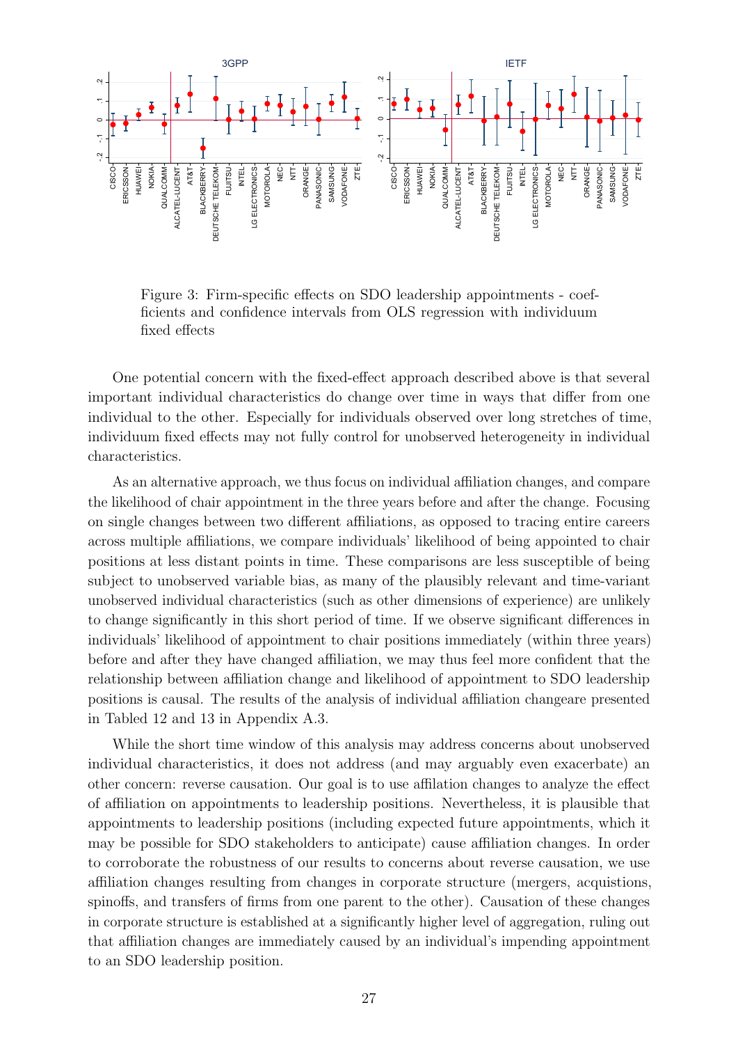Figure 3: Firm-specific effects on SDO leadership appointments - coefficients and confidence intervals from OLS regression with individuum fixed effects

One potential concern with the fixed-effect approach described above is that several important individual characteristics do change over time in ways that differ from one individual to the other. Especially for individuals observed over long stretches of time, individuum fixed effects may not fully control for unobserved heterogeneity in individual characteristics.

As an alternative approach, we thus focus on individual affiliation changes, and compare the likelihood of chair appointment in the three years before and after the change. Focusing on single changes between two different affiliations, as opposed to tracing entire careers across multiple affiliations, we compare individuals' likelihood of being appointed to chair positions at less distant points in time. These comparisons are less susceptible of being subject to unobserved variable bias, as many of the plausibly relevant and time-variant unobserved individual characteristics (such as other dimensions of experience) are unlikely to change significantly in this short period of time. If we observe significant differences in individuals' likelihood of appointment to chair positions immediately (within three years) before and after they have changed affiliation, we may thus feel more confident that the relationship between affiliation change and likelihood of appointment to SDO leadership positions is causal. The results of the analysis of individual affiliation changeare presented in Tabled 12 and 13 in Appendix A.3.

While the short time window of this analysis may address concerns about unobserved individual characteristics, it does not address (and may arguably even exacerbate) an other concern: reverse causation. Our goal is to use affilation changes to analyze the effect of affiliation on appointments to leadership positions. Nevertheless, it is plausible that appointments to leadership positions (including expected future appointments, which it may be possible for SDO stakeholders to anticipate) cause affiliation changes. In order to corroborate the robustness of our results to concerns about reverse causation, we use affiliation changes resulting from changes in corporate structure (mergers, acquistions, spinoffs, and transfers of firms from one parent to the other). Causation of these changes in corporate structure is established at a significantly higher level of aggregation, ruling out that affiliation changes are immediately caused by an individual's impending appointment to an SDO leadership position.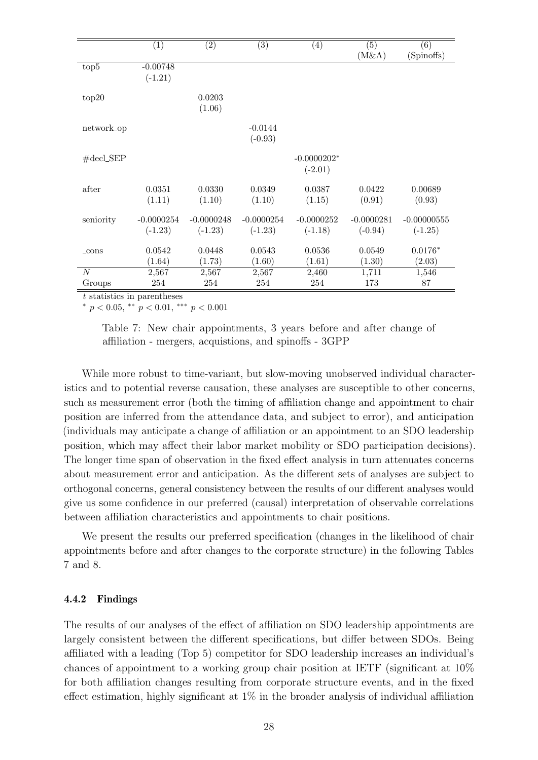|  | (1) | (2) | (3) | (4) | (5) (M&A) | (6) (Spinoffs) |
|---|---|---|---|---|---|---|
| top5 | -0.00748 |  |  |  |  |  |
|  | (-1.21) |  |  |  |  |  |
| top20 |  | 0.0203 |  |  |  |  |
|  |  | (1.06) |  |  |  |  |
| network_op |  |  | -0.0144 |  |  |  |
|  |  |  | (-0.93) |  |  |  |
| #decl_SEP |  |  |  | -0.0000202* |  |  |
|  |  |  |  | (-2.01) |  |  |
| after | 0.0351 | 0.0330 | 0.0349 | 0.0387 | 0.0422 | 0.00689 |
|  | (1.11) | (1.10) | (1.10) | (1.15) | (0.91) | (0.93) |
| seniority | -0.0000254 | -0.0000248 | -0.0000254 | -0.0000252 | -0.0000281 | -0.00000555 |
|  | (-1.23) | (-1.23) | (-1.23) | (-1.18) | (-0.94) | (-1.25) |
| _cons | 0.0542 | 0.0448 | 0.0543 | 0.0536 | 0.0549 | 0.0176* |
|  | (1.64) | (1.73) | (1.60) | (1.61) | (1.30) | (2.03) |
| $N$ | 2,567 | 2,567 | 2,567 | 2,460 | 1,711 | 1,546 |
| Groups | 254 | 254 | 254 | 254 | 173 | 87 |

$t$ statistics in parentheses
$^{*}$ $p < 0.05$, $^{**}$ $p < 0.01$, $^{***}$ $p < 0.001$

Table 7: New chair appointments, 3 years before and after change of affiliation - mergers, acquistions, and spinoffs - 3GPP

While more robust to time-variant, but slow-moving unobserved individual characteristics and to potential reverse causation, these analyses are susceptible to other concerns, such as measurement error (both the timing of affiliation change and appointment to chair position are inferred from the attendance data, and subject to error), and anticipation (individuals may anticipate a change of affiliation or an appointment to an SDO leadership position, which may affect their labor market mobility or SDO participation decisions). The longer time span of observation in the fixed effect analysis in turn attenuates concerns about measurement error and anticipation. As the different sets of analyses are subject to orthogonal concerns, general consistency between the results of our different analyses would give us some confidence in our preferred (causal) interpretation of observable correlations between affiliation characteristics and appointments to chair positions.

We present the results our preferred specification (changes in the likelihood of chair appointments before and after changes to the corporate structure) in the following Tables 7 and 8.

### 4.4.2 Findings

The results of our analyses of the effect of affiliation on SDO leadership appointments are largely consistent between the different specifications, but differ between SDOs. Being affiliated with a leading (Top 5) competitor for SDO leadership increases an individual's chances of appointment to a working group chair position at IETF (significant at 10% for both affiliation changes resulting from corporate structure events, and in the fixed effect estimation, highly significant at 1% in the broader analysis of individual affiliation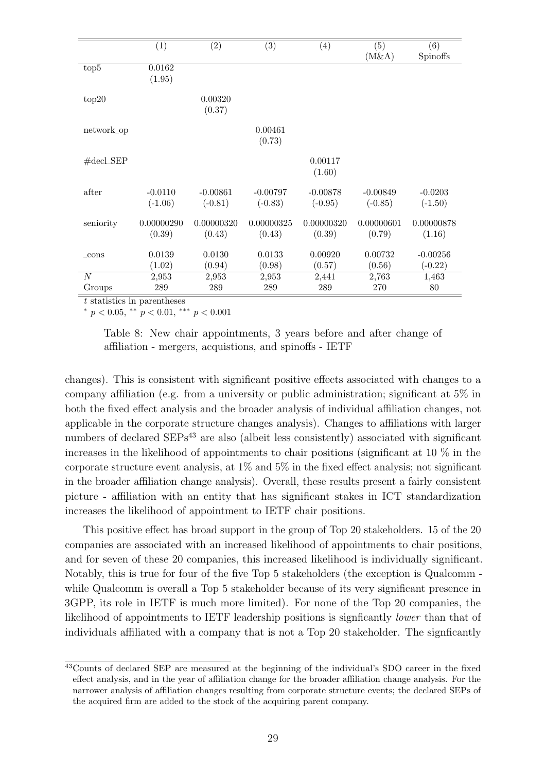| | (1) | (2) | (3) | (4) | (5) (M&A) | (6) Spinoffs |
|---|---|---|---|---|---|---|
| top5 | 0.0162 | | | | | |
| | (1.95) | | | | | |
| top20 | | 0.00320 | | | | |
| | | (0.37) | | | | |
| network_op | | | 0.00461 | | | |
| | | | (0.73) | | | |
| #decl_SEP | | | | 0.00117 | | |
| | | | | (1.60) | | |
| after | -0.0110 | -0.00861 | -0.00797 | -0.00878 | -0.00849 | -0.0203 |
| | (-1.06) | (-0.81) | (-0.83) | (-0.95) | (-0.85) | (-1.50) |
| seniority | 0.00000290 | 0.00000320 | 0.00000325 | 0.00000320 | 0.00000601 | 0.00000878 |
| | (0.39) | (0.43) | (0.43) | (0.39) | (0.79) | (1.16) |
| _cons | 0.0139 | 0.0130 | 0.0133 | 0.00920 | 0.00732 | -0.00256 |
| | (1.02) | (0.94) | (0.98) | (0.57) | (0.56) | (-0.22) |
| $N$ | 2,953 | 2,953 | 2,953 | 2,441 | 2,763 | 1,463 |
| Groups | 289 | 289 | 289 | 289 | 270 | 80 |

$t$ statistics in parentheses

$^{*}$ $p < 0.05$, $^{**}$ $p < 0.01$, $^{***}$ $p < 0.001$

Table 8: New chair appointments, 3 years before and after change of affiliation - mergers, acquistions, and spinoffs - IETF

changes). This is consistent with significant positive effects associated with changes to a company affiliation (e.g. from a university or public administration; significant at 5% in both the fixed effect analysis and the broader analysis of individual affiliation changes, not applicable in the corporate structure changes analysis). Changes to affiliations with larger numbers of declared SEPs[43] are also (albeit less consistently) associated with significant increases in the likelihood of appointments to chair positions (significant at 10 % in the corporate structure event analysis, at 1% and 5% in the fixed effect analysis; not significant in the broader affiliation change analysis). Overall, these results present a fairly consistent picture - affiliation with an entity that has significant stakes in ICT standardization increases the likelihood of appointment to IETF chair positions.

This positive effect has broad support in the group of Top 20 stakeholders. 15 of the 20 companies are associated with an increased likelihood of appointments to chair positions, and for seven of these 20 companies, this increased likelihood is individually significant. Notably, this is true for four of the five Top 5 stakeholders (the exception is Qualcomm - while Qualcomm is overall a Top 5 stakeholder because of its very significant presence in 3GPP, its role in IETF is much more limited). For none of the Top 20 companies, the likelihood of appointments to IETF leadership positions is signficantly *lower* than that of individuals affiliated with a company that is not a Top 20 stakeholder. The signficantly

[43] Counts of declared SEP are measured at the beginning of the individual's SDO career in the fixed effect analysis, and in the year of affiliation change for the broader affiliation change analysis. For the narrower analysis of affiliation changes resulting from corporate structure events; the declared SEPs of the acquired firm are added to the stock of the acquiring parent company.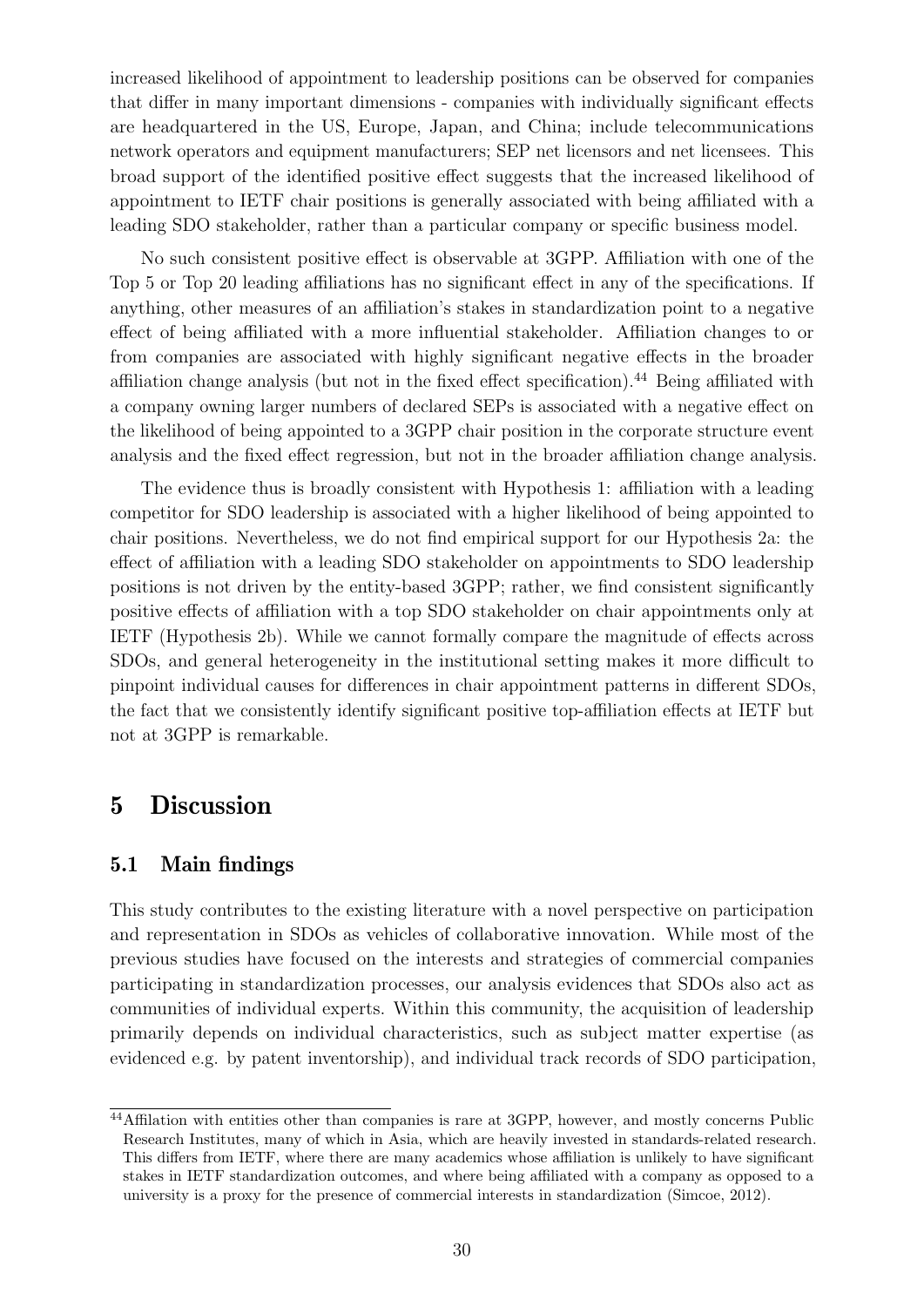increased likelihood of appointment to leadership positions can be observed for companies that differ in many important dimensions - companies with individually significant effects are headquartered in the US, Europe, Japan, and China; include telecommunications network operators and equipment manufacturers; SEP net licensors and net licensees. This broad support of the identified positive effect suggests that the increased likelihood of appointment to IETF chair positions is generally associated with being affiliated with a leading SDO stakeholder, rather than a particular company or specific business model.

No such consistent positive effect is observable at 3GPP. Affiliation with one of the Top 5 or Top 20 leading affiliations has no significant effect in any of the specifications. If anything, other measures of an affiliation's stakes in standardization point to a negative effect of being affiliated with a more influential stakeholder. Affiliation changes to or from companies are associated with highly significant negative effects in the broader affiliation change analysis (but not in the fixed effect specification).[44] Being affiliated with a company owning larger numbers of declared SEPs is associated with a negative effect on the likelihood of being appointed to a 3GPP chair position in the corporate structure event analysis and the fixed effect regression, but not in the broader affiliation change analysis.

The evidence thus is broadly consistent with Hypothesis 1: affiliation with a leading competitor for SDO leadership is associated with a higher likelihood of being appointed to chair positions. Nevertheless, we do not find empirical support for our Hypothesis 2a: the effect of affiliation with a leading SDO stakeholder on appointments to SDO leadership positions is not driven by the entity-based 3GPP; rather, we find consistent significantly positive effects of affiliation with a top SDO stakeholder on chair appointments only at IETF (Hypothesis 2b). While we cannot formally compare the magnitude of effects across SDOs, and general heterogeneity in the institutional setting makes it more difficult to pinpoint individual causes for differences in chair appointment patterns in different SDOs, the fact that we consistently identify significant positive top-affiliation effects at IETF but not at 3GPP is remarkable.

# 5 Discussion

## 5.1 Main findings

This study contributes to the existing literature with a novel perspective on participation and representation in SDOs as vehicles of collaborative innovation. While most of the previous studies have focused on the interests and strategies of commercial companies participating in standardization processes, our analysis evidences that SDOs also act as communities of individual experts. Within this community, the acquisition of leadership primarily depends on individual characteristics, such as subject matter expertise (as evidenced e.g. by patent inventorship), and individual track records of SDO participation,

[44] Affilation with entities other than companies is rare at 3GPP, however, and mostly concerns Public Research Institutes, many of which in Asia, which are heavily invested in standards-related research. This differs from IETF, where there are many academics whose affiliation is unlikely to have significant stakes in IETF standardization outcomes, and where being affiliated with a company as opposed to a university is a proxy for the presence of commercial interests in standardization (Simcoe, 2012).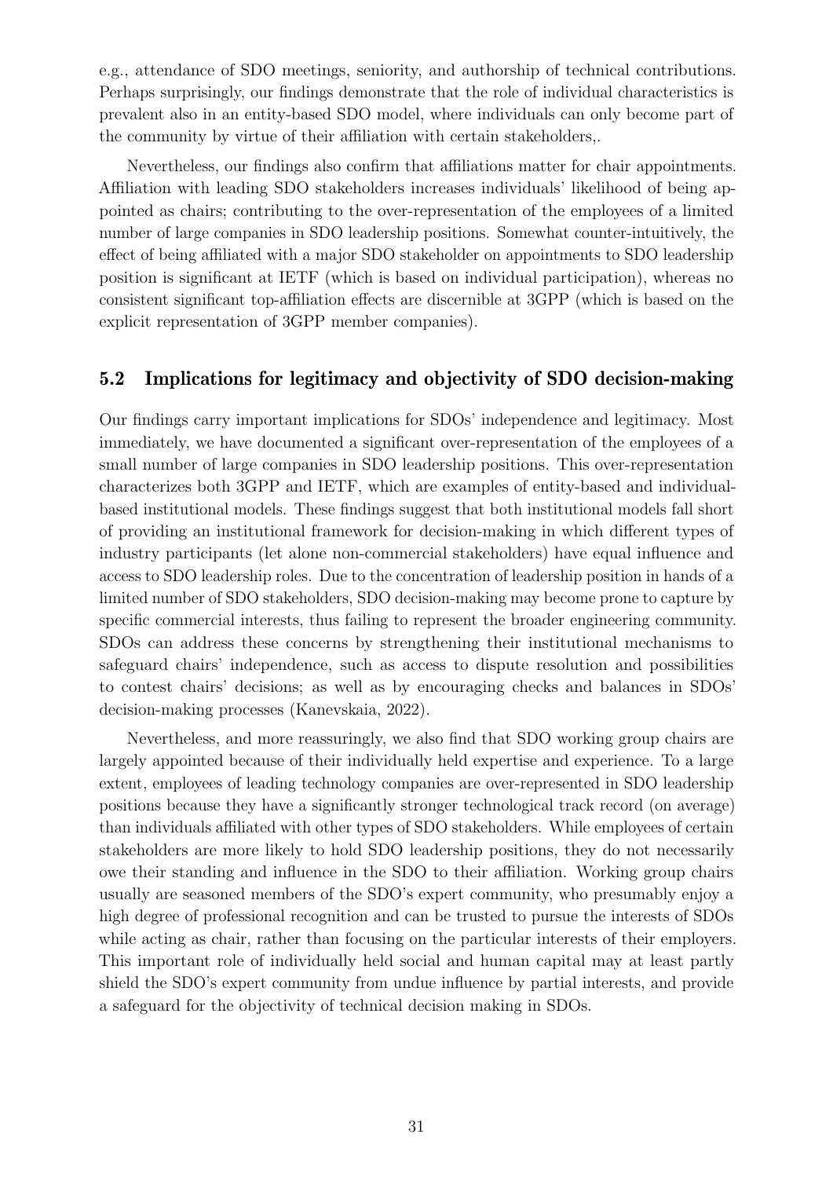e.g., attendance of SDO meetings, seniority, and authorship of technical contributions. Perhaps surprisingly, our findings demonstrate that the role of individual characteristics is prevalent also in an entity-based SDO model, where individuals can only become part of the community by virtue of their affiliation with certain stakeholders,.

Nevertheless, our findings also confirm that affiliations matter for chair appointments. Affiliation with leading SDO stakeholders increases individuals' likelihood of being appointed as chairs; contributing to the over-representation of the employees of a limited number of large companies in SDO leadership positions. Somewhat counter-intuitively, the effect of being affiliated with a major SDO stakeholder on appointments to SDO leadership position is significant at IETF (which is based on individual participation), whereas no consistent significant top-affiliation effects are discernible at 3GPP (which is based on the explicit representation of 3GPP member companies).

## 5.2 Implications for legitimacy and objectivity of SDO decision-making

Our findings carry important implications for SDOs' independence and legitimacy. Most immediately, we have documented a significant over-representation of the employees of a small number of large companies in SDO leadership positions. This over-representation characterizes both 3GPP and IETF, which are examples of entity-based and individual-based institutional models. These findings suggest that both institutional models fall short of providing an institutional framework for decision-making in which different types of industry participants (let alone non-commercial stakeholders) have equal influence and access to SDO leadership roles. Due to the concentration of leadership position in hands of a limited number of SDO stakeholders, SDO decision-making may become prone to capture by specific commercial interests, thus failing to represent the broader engineering community. SDOs can address these concerns by strengthening their institutional mechanisms to safeguard chairs' independence, such as access to dispute resolution and possibilities to contest chairs' decisions; as well as by encouraging checks and balances in SDOs' decision-making processes (Kanevskaia, 2022).

Nevertheless, and more reassuringly, we also find that SDO working group chairs are largely appointed because of their individually held expertise and experience. To a large extent, employees of leading technology companies are over-represented in SDO leadership positions because they have a significantly stronger technological track record (on average) than individuals affiliated with other types of SDO stakeholders. While employees of certain stakeholders are more likely to hold SDO leadership positions, they do not necessarily owe their standing and influence in the SDO to their affiliation. Working group chairs usually are seasoned members of the SDO's expert community, who presumably enjoy a high degree of professional recognition and can be trusted to pursue the interests of SDOs while acting as chair, rather than focusing on the particular interests of their employers. This important role of individually held social and human capital may at least partly shield the SDO's expert community from undue influence by partial interests, and provide a safeguard for the objectivity of technical decision making in SDOs.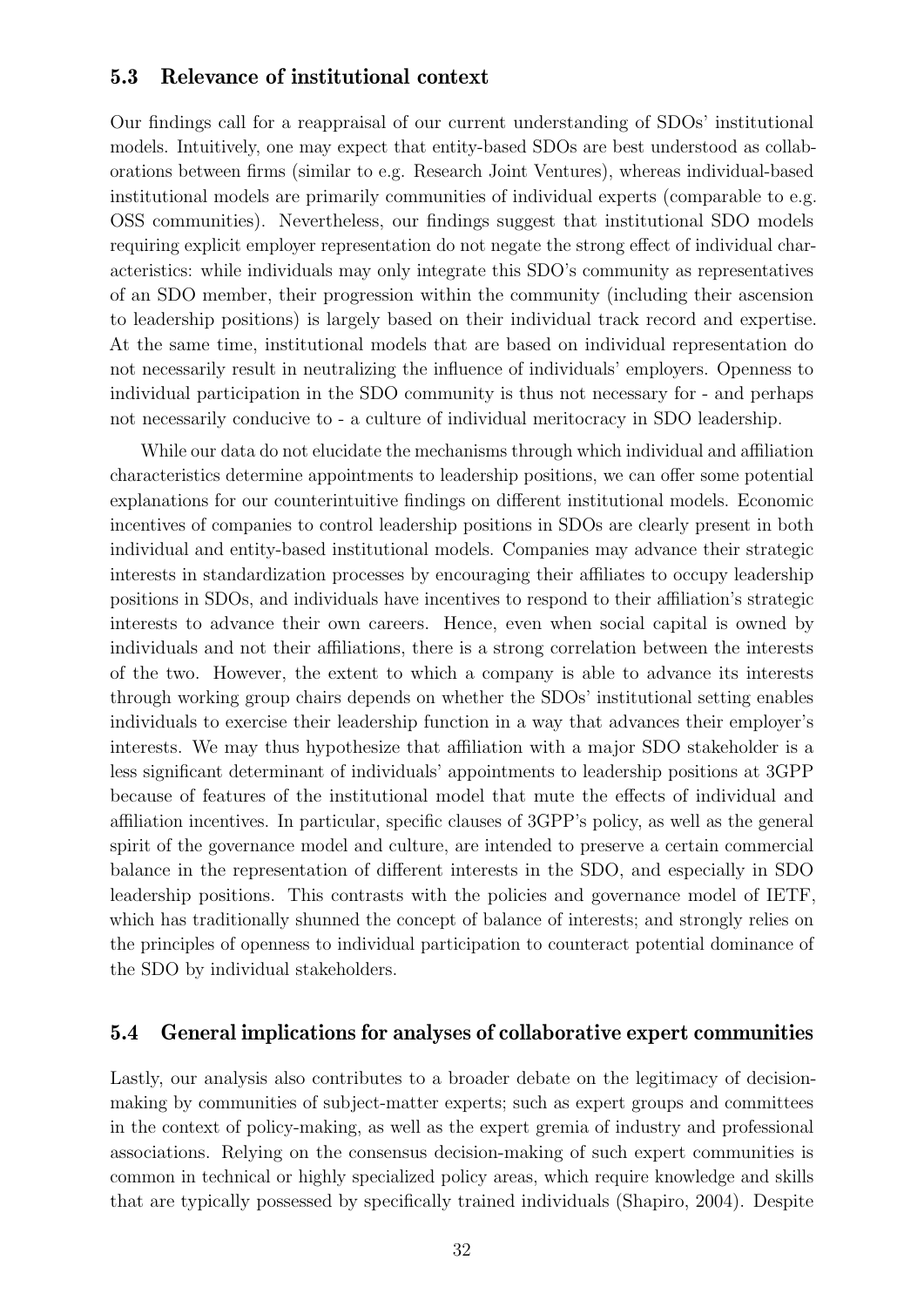## 5.3 Relevance of institutional context

Our findings call for a reappraisal of our current understanding of SDOs' institutional models. Intuitively, one may expect that entity-based SDOs are best understood as collaborations between firms (similar to e.g. Research Joint Ventures), whereas individual-based institutional models are primarily communities of individual experts (comparable to e.g. OSS communities). Nevertheless, our findings suggest that institutional SDO models requiring explicit employer representation do not negate the strong effect of individual characteristics: while individuals may only integrate this SDO's community as representatives of an SDO member, their progression within the community (including their ascension to leadership positions) is largely based on their individual track record and expertise. At the same time, institutional models that are based on individual representation do not necessarily result in neutralizing the influence of individuals' employers. Openness to individual participation in the SDO community is thus not necessary for - and perhaps not necessarily conducive to - a culture of individual meritocracy in SDO leadership.

While our data do not elucidate the mechanisms through which individual and affiliation characteristics determine appointments to leadership positions, we can offer some potential explanations for our counterintuitive findings on different institutional models. Economic incentives of companies to control leadership positions in SDOs are clearly present in both individual and entity-based institutional models. Companies may advance their strategic interests in standardization processes by encouraging their affiliates to occupy leadership positions in SDOs, and individuals have incentives to respond to their affiliation's strategic interests to advance their own careers. Hence, even when social capital is owned by individuals and not their affiliations, there is a strong correlation between the interests of the two. However, the extent to which a company is able to advance its interests through working group chairs depends on whether the SDOs' institutional setting enables individuals to exercise their leadership function in a way that advances their employer's interests. We may thus hypothesize that affiliation with a major SDO stakeholder is a less significant determinant of individuals' appointments to leadership positions at 3GPP because of features of the institutional model that mute the effects of individual and affiliation incentives. In particular, specific clauses of 3GPP's policy, as well as the general spirit of the governance model and culture, are intended to preserve a certain commercial balance in the representation of different interests in the SDO, and especially in SDO leadership positions. This contrasts with the policies and governance model of IETF, which has traditionally shunned the concept of balance of interests; and strongly relies on the principles of openness to individual participation to counteract potential dominance of the SDO by individual stakeholders.

## 5.4 General implications for analyses of collaborative expert communities

Lastly, our analysis also contributes to a broader debate on the legitimacy of decision-making by communities of subject-matter experts; such as expert groups and committees in the context of policy-making, as well as the expert gremia of industry and professional associations. Relying on the consensus decision-making of such expert communities is common in technical or highly specialized policy areas, which require knowledge and skills that are typically possessed by specifically trained individuals (Shapiro, 2004). Despite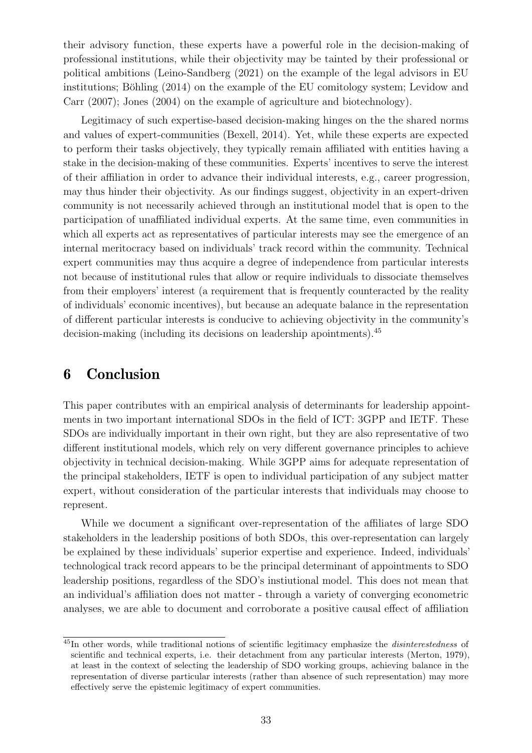their advisory function, these experts have a powerful role in the decision-making of professional institutions, while their objectivity may be tainted by their professional or political ambitions (Leino-Sandberg (2021) on the example of the legal advisors in EU institutions; Böhling (2014) on the example of the EU comitology system; Levidow and Carr (2007); Jones (2004) on the example of agriculture and biotechnology).

Legitimacy of such expertise-based decision-making hinges on the the shared norms and values of expert-communities (Bexell, 2014). Yet, while these experts are expected to perform their tasks objectively, they typically remain affiliated with entities having a stake in the decision-making of these communities. Experts' incentives to serve the interest of their affiliation in order to advance their individual interests, e.g., career progression, may thus hinder their objectivity. As our findings suggest, objectivity in an expert-driven community is not necessarily achieved through an institutional model that is open to the participation of unaffiliated individual experts. At the same time, even communities in which all experts act as representatives of particular interests may see the emergence of an internal meritocracy based on individuals' track record within the community. Technical expert communities may thus acquire a degree of independence from particular interests not because of institutional rules that allow or require individuals to dissociate themselves from their employers' interest (a requirement that is frequently counteracted by the reality of individuals' economic incentives), but because an adequate balance in the representation of different particular interests is conducive to achieving objectivity in the community's decision-making (including its decisions on leadership apointments).[45]

## 6 Conclusion

This paper contributes with an empirical analysis of determinants for leadership appointments in two important international SDOs in the field of ICT: 3GPP and IETF. These SDOs are individually important in their own right, but they are also representative of two different institutional models, which rely on very different governance principles to achieve objectivity in technical decision-making. While 3GPP aims for adequate representation of the principal stakeholders, IETF is open to individual participation of any subject matter expert, without consideration of the particular interests that individuals may choose to represent.

While we document a significant over-representation of the affiliates of large SDO stakeholders in the leadership positions of both SDOs, this over-representation can largely be explained by these individuals' superior expertise and experience. Indeed, individuals' technological track record appears to be the principal determinant of appointments to SDO leadership positions, regardless of the SDO's instiutional model. This does not mean that an individual's affiliation does not matter - through a variety of converging econometric analyses, we are able to document and corroborate a positive causal effect of affiliation

[45] In other words, while traditional notions of scientific legitimacy emphasize the *disinterestedness* of scientific and technical experts, i.e. their detachment from any particular interests (Merton, 1979), at least in the context of selecting the leadership of SDO working groups, achieving balance in the representation of diverse particular interests (rather than absence of such representation) may more effectively serve the epistemic legitimacy of expert communities.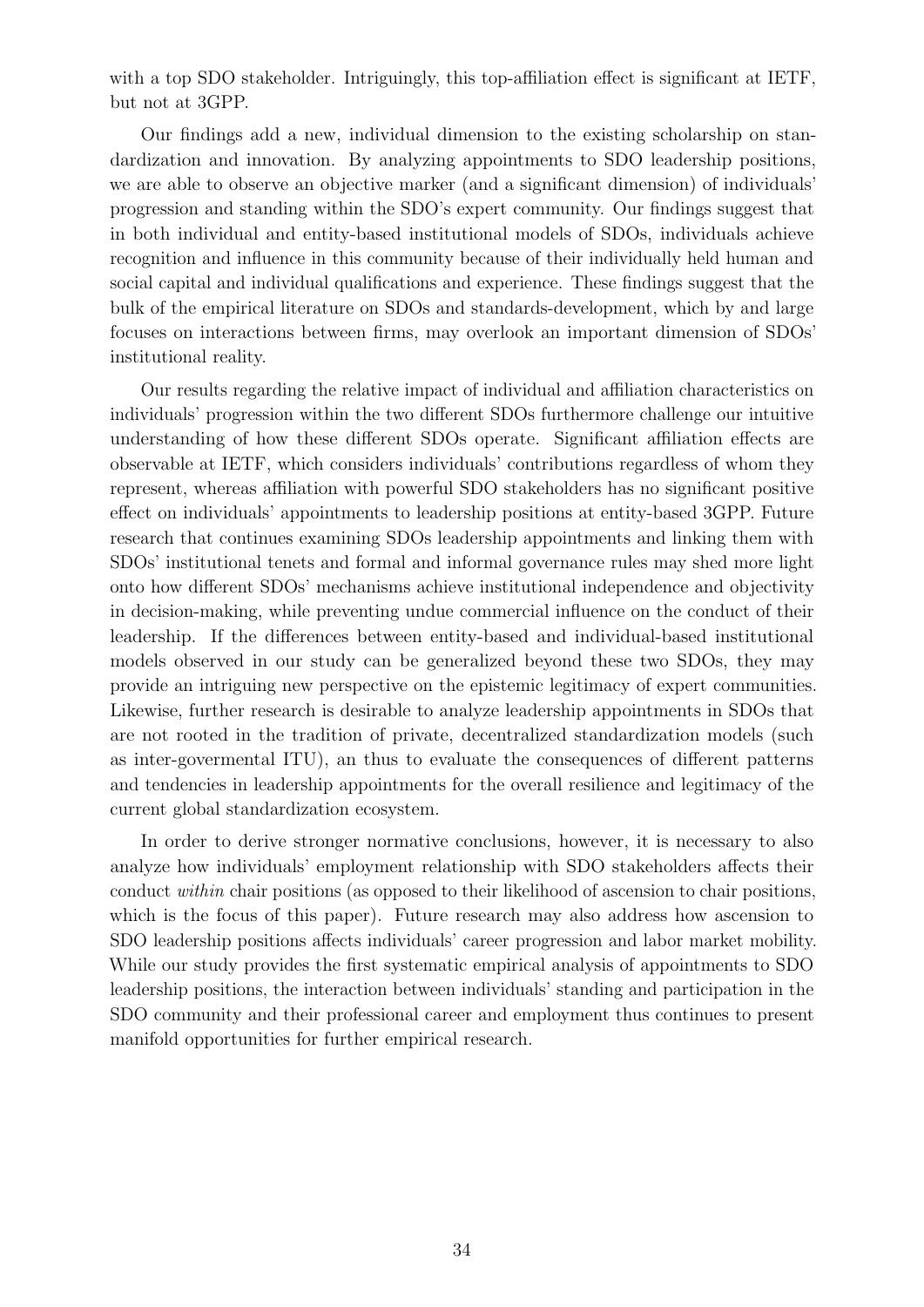with a top SDO stakeholder. Intriguingly, this top-affiliation effect is significant at IETF, but not at 3GPP.

Our findings add a new, individual dimension to the existing scholarship on standardization and innovation. By analyzing appointments to SDO leadership positions, we are able to observe an objective marker (and a significant dimension) of individuals' progression and standing within the SDO's expert community. Our findings suggest that in both individual and entity-based institutional models of SDOs, individuals achieve recognition and influence in this community because of their individually held human and social capital and individual qualifications and experience. These findings suggest that the bulk of the empirical literature on SDOs and standards-development, which by and large focuses on interactions between firms, may overlook an important dimension of SDOs' institutional reality.

Our results regarding the relative impact of individual and affiliation characteristics on individuals' progression within the two different SDOs furthermore challenge our intuitive understanding of how these different SDOs operate. Significant affiliation effects are observable at IETF, which considers individuals' contributions regardless of whom they represent, whereas affiliation with powerful SDO stakeholders has no significant positive effect on individuals' appointments to leadership positions at entity-based 3GPP. Future research that continues examining SDOs leadership appointments and linking them with SDOs' institutional tenets and formal and informal governance rules may shed more light onto how different SDOs' mechanisms achieve institutional independence and objectivity in decision-making, while preventing undue commercial influence on the conduct of their leadership. If the differences between entity-based and individual-based institutional models observed in our study can be generalized beyond these two SDOs, they may provide an intriguing new perspective on the epistemic legitimacy of expert communities. Likewise, further research is desirable to analyze leadership appointments in SDOs that are not rooted in the tradition of private, decentralized standardization models (such as inter-govermental ITU), an thus to evaluate the consequences of different patterns and tendencies in leadership appointments for the overall resilience and legitimacy of the current global standardization ecosystem.

In order to derive stronger normative conclusions, however, it is necessary to also analyze how individuals' employment relationship with SDO stakeholders affects their conduct *within* chair positions (as opposed to their likelihood of ascension to chair positions, which is the focus of this paper). Future research may also address how ascension to SDO leadership positions affects individuals' career progression and labor market mobility. While our study provides the first systematic empirical analysis of appointments to SDO leadership positions, the interaction between individuals' standing and participation in the SDO community and their professional career and employment thus continues to present manifold opportunities for further empirical research.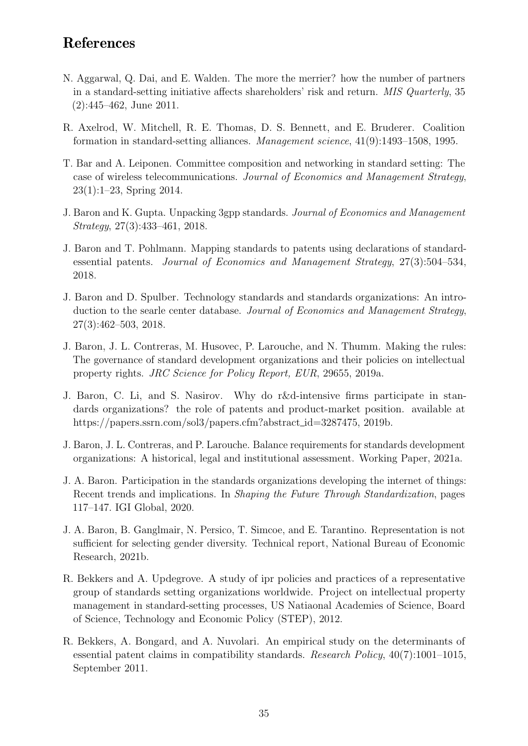# References

N. Aggarwal, Q. Dai, and E. Walden. The more the merrier? how the number of partners in a standard-setting initiative affects shareholders' risk and return. *MIS Quarterly*, 35 (2):445–462, June 2011.

R. Axelrod, W. Mitchell, R. E. Thomas, D. S. Bennett, and E. Bruderer. Coalition formation in standard-setting alliances. *Management science*, 41(9):1493–1508, 1995.

T. Bar and A. Leiponen. Committee composition and networking in standard setting: The case of wireless telecommunications. *Journal of Economics and Management Strategy*, 23(1):1–23, Spring 2014.

J. Baron and K. Gupta. Unpacking 3gpp standards. *Journal of Economics and Management Strategy*, 27(3):433–461, 2018.

J. Baron and T. Pohlmann. Mapping standards to patents using declarations of standard-essential patents. *Journal of Economics and Management Strategy*, 27(3):504–534, 2018.

J. Baron and D. Spulber. Technology standards and standards organizations: An introduction to the searle center database. *Journal of Economics and Management Strategy*, 27(3):462–503, 2018.

J. Baron, J. L. Contreras, M. Husovec, P. Larouche, and N. Thumm. Making the rules: The governance of standard development organizations and their policies on intellectual property rights. *JRC Science for Policy Report, EUR*, 29655, 2019a.

J. Baron, C. Li, and S. Nasirov. Why do r&d-intensive firms participate in standards organizations? the role of patents and product-market position. available at https://papers.ssrn.com/sol3/papers.cfm?abstract_id=3287475, 2019b.

J. Baron, J. L. Contreras, and P. Larouche. Balance requirements for standards development organizations: A historical, legal and institutional assessment. Working Paper, 2021a.

J. A. Baron. Participation in the standards organizations developing the internet of things: Recent trends and implications. In *Shaping the Future Through Standardization*, pages 117–147. IGI Global, 2020.

J. A. Baron, B. Ganglmair, N. Persico, T. Simcoe, and E. Tarantino. Representation is not sufficient for selecting gender diversity. Technical report, National Bureau of Economic Research, 2021b.

R. Bekkers and A. Updegrove. A study of ipr policies and practices of a representative group of standards setting organizations worldwide. Project on intellectual property management in standard-setting processes, US Natiaonal Academies of Science, Board of Science, Technology and Economic Policy (STEP), 2012.

R. Bekkers, A. Bongard, and A. Nuvolari. An empirical study on the determinants of essential patent claims in compatibility standards. *Research Policy*, 40(7):1001–1015, September 2011.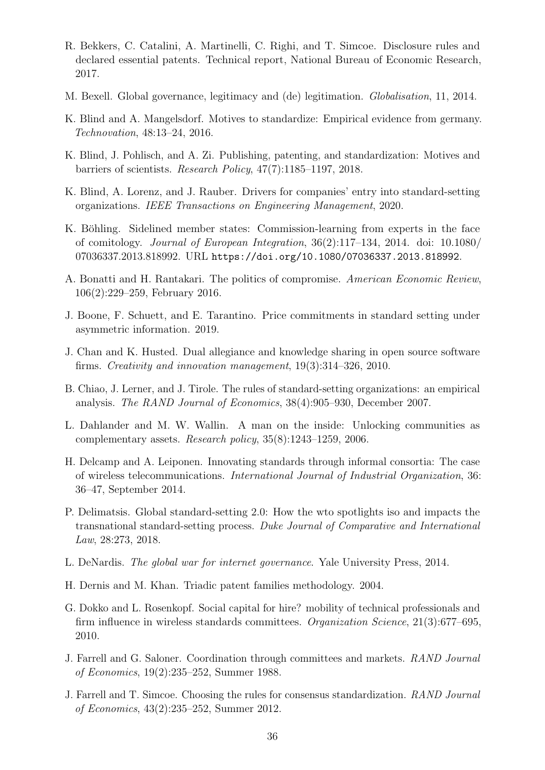R. Bekkers, C. Catalini, A. Martinelli, C. Righi, and T. Simcoe. Disclosure rules and declared essential patents. Technical report, National Bureau of Economic Research, 2017.

M. Bexell. Global governance, legitimacy and (de) legitimation. *Globalisation*, 11, 2014.

K. Blind and A. Mangelsdorf. Motives to standardize: Empirical evidence from germany. *Technovation*, 48:13–24, 2016.

K. Blind, J. Pohlisch, and A. Zi. Publishing, patenting, and standardization: Motives and barriers of scientists. *Research Policy*, 47(7):1185–1197, 2018.

K. Blind, A. Lorenz, and J. Rauber. Drivers for companies' entry into standard-setting organizations. *IEEE Transactions on Engineering Management*, 2020.

K. Böhling. Sidelined member states: Commission-learning from experts in the face of comitology. *Journal of European Integration*, 36(2):117–134, 2014. doi: 10.1080/07036337.2013.818992. URL https://doi.org/10.1080/07036337.2013.818992.

A. Bonatti and H. Rantakari. The politics of compromise. *American Economic Review*, 106(2):229–259, February 2016.

J. Boone, F. Schuett, and E. Tarantino. Price commitments in standard setting under asymmetric information. 2019.

J. Chan and K. Husted. Dual allegiance and knowledge sharing in open source software firms. *Creativity and innovation management*, 19(3):314–326, 2010.

B. Chiao, J. Lerner, and J. Tirole. The rules of standard-setting organizations: an empirical analysis. *The RAND Journal of Economics*, 38(4):905–930, December 2007.

L. Dahlander and M. W. Wallin. A man on the inside: Unlocking communities as complementary assets. *Research policy*, 35(8):1243–1259, 2006.

H. Delcamp and A. Leiponen. Innovating standards through informal consortia: The case of wireless telecommunications. *International Journal of Industrial Organization*, 36: 36–47, September 2014.

P. Delimatsis. Global standard-setting 2.0: How the wto spotlights iso and impacts the transnational standard-setting process. *Duke Journal of Comparative and International Law*, 28:273, 2018.

L. DeNardis. *The global war for internet governance*. Yale University Press, 2014.

H. Dernis and M. Khan. Triadic patent families methodology. 2004.

G. Dokko and L. Rosenkopf. Social capital for hire? mobility of technical professionals and firm influence in wireless standards committees. *Organization Science*, 21(3):677–695, 2010.

J. Farrell and G. Saloner. Coordination through committees and markets. *RAND Journal of Economics*, 19(2):235–252, Summer 1988.

J. Farrell and T. Simcoe. Choosing the rules for consensus standardization. *RAND Journal of Economics*, 43(2):235–252, Summer 2012.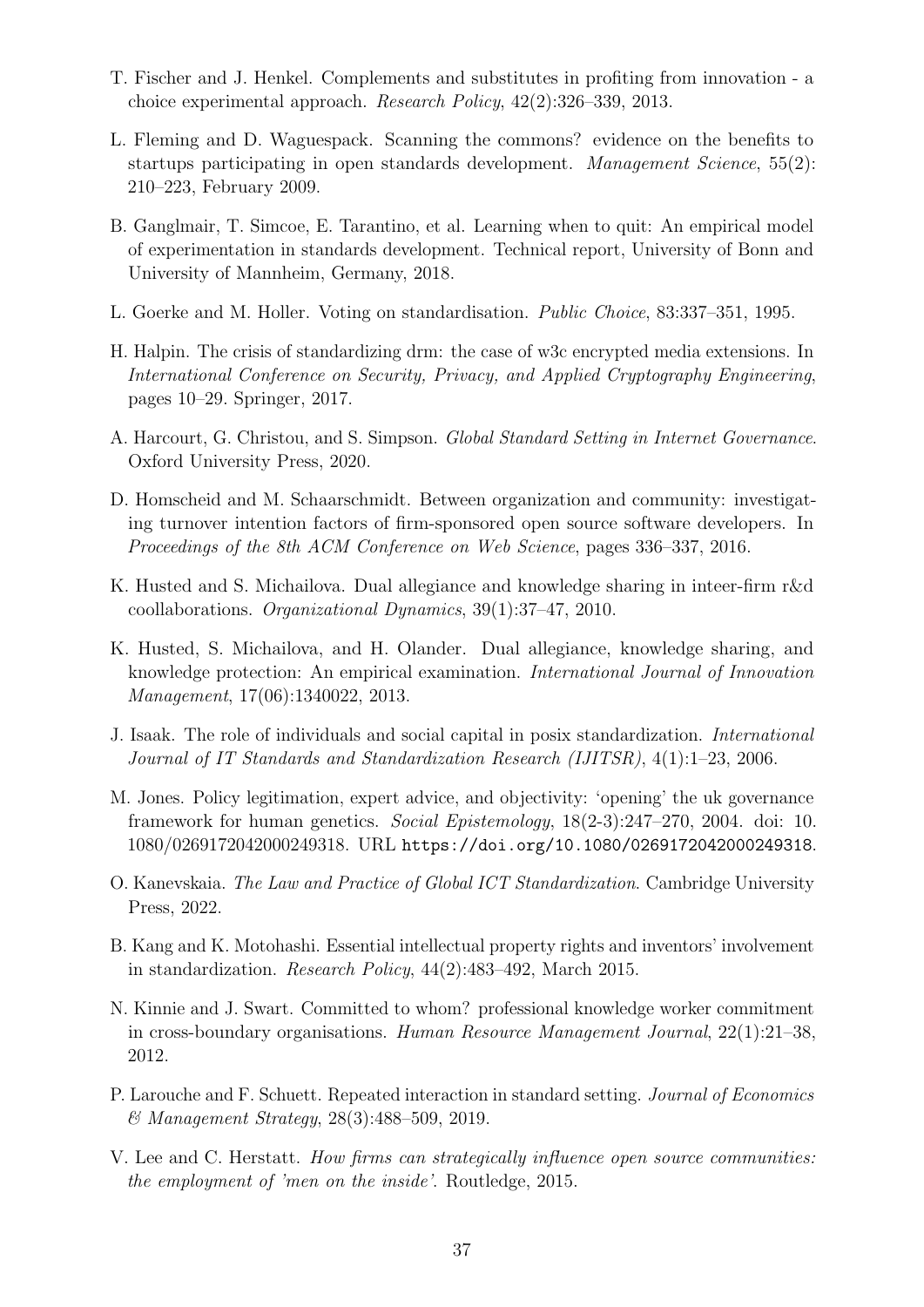T. Fischer and J. Henkel. Complements and substitutes in profiting from innovation - a choice experimental approach. *Research Policy*, 42(2):326–339, 2013.

L. Fleming and D. Waguespack. Scanning the commons? evidence on the benefits to startups participating in open standards development. *Management Science*, 55(2): 210–223, February 2009.

B. Ganglmair, T. Simcoe, E. Tarantino, et al. Learning when to quit: An empirical model of experimentation in standards development. Technical report, University of Bonn and University of Mannheim, Germany, 2018.

L. Goerke and M. Holler. Voting on standardisation. *Public Choice*, 83:337–351, 1995.

H. Halpin. The crisis of standardizing drm: the case of w3c encrypted media extensions. In *International Conference on Security, Privacy, and Applied Cryptography Engineering*, pages 10–29. Springer, 2017.

A. Harcourt, G. Christou, and S. Simpson. *Global Standard Setting in Internet Governance*. Oxford University Press, 2020.

D. Homscheid and M. Schaarschmidt. Between organization and community: investigating turnover intention factors of firm-sponsored open source software developers. In *Proceedings of the 8th ACM Conference on Web Science*, pages 336–337, 2016.

K. Husted and S. Michailova. Dual allegiance and knowledge sharing in inteer-firm r&d coollaborations. *Organizational Dynamics*, 39(1):37–47, 2010.

K. Husted, S. Michailova, and H. Olander. Dual allegiance, knowledge sharing, and knowledge protection: An empirical examination. *International Journal of Innovation Management*, 17(06):1340022, 2013.

J. Isaak. The role of individuals and social capital in posix standardization. *International Journal of IT Standards and Standardization Research (IJITSR)*, 4(1):1–23, 2006.

M. Jones. Policy legitimation, expert advice, and objectivity: 'opening' the uk governance framework for human genetics. *Social Epistemology*, 18(2-3):247–270, 2004. doi: 10.1080/0269172042000249318. URL https://doi.org/10.1080/0269172042000249318.

O. Kanevskaia. *The Law and Practice of Global ICT Standardization*. Cambridge University Press, 2022.

B. Kang and K. Motohashi. Essential intellectual property rights and inventors' involvement in standardization. *Research Policy*, 44(2):483–492, March 2015.

N. Kinnie and J. Swart. Committed to whom? professional knowledge worker commitment in cross-boundary organisations. *Human Resource Management Journal*, 22(1):21–38, 2012.

P. Larouche and F. Schuett. Repeated interaction in standard setting. *Journal of Economics & Management Strategy*, 28(3):488–509, 2019.

V. Lee and C. Herstatt. *How firms can strategically influence open source communities: the employment of 'men on the inside'*. Routledge, 2015.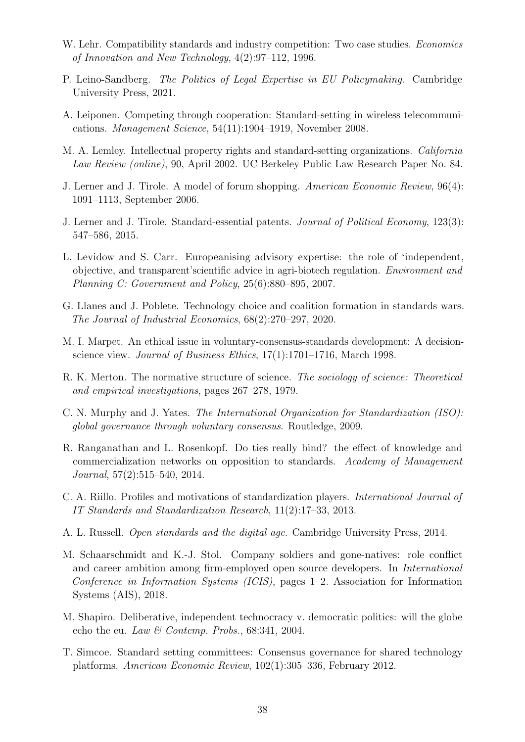W. Lehr. Compatibility standards and industry competition: Two case studies. *Economics of Innovation and New Technology*, 4(2):97–112, 1996.

P. Leino-Sandberg. *The Politics of Legal Expertise in EU Policymaking*. Cambridge University Press, 2021.

A. Leiponen. Competing through cooperation: Standard-setting in wireless telecommunications. *Management Science*, 54(11):1904–1919, November 2008.

M. A. Lemley. Intellectual property rights and standard-setting organizations. *California Law Review (online)*, 90, April 2002. UC Berkeley Public Law Research Paper No. 84.

J. Lerner and J. Tirole. A model of forum shopping. *American Economic Review*, 96(4): 1091–1113, September 2006.

J. Lerner and J. Tirole. Standard-essential patents. *Journal of Political Economy*, 123(3): 547–586, 2015.

L. Levidow and S. Carr. Europeanising advisory expertise: the role of 'independent, objective, and transparent'scientific advice in agri-biotech regulation. *Environment and Planning C: Government and Policy*, 25(6):880–895, 2007.

G. Llanes and J. Poblete. Technology choice and coalition formation in standards wars. *The Journal of Industrial Economics*, 68(2):270–297, 2020.

M. I. Marpet. An ethical issue in voluntary-consensus-standards development: A decision-science view. *Journal of Business Ethics*, 17(1):1701–1716, March 1998.

R. K. Merton. The normative structure of science. *The sociology of science: Theoretical and empirical investigations*, pages 267–278, 1979.

C. N. Murphy and J. Yates. *The International Organization for Standardization (ISO): global governance through voluntary consensus*. Routledge, 2009.

R. Ranganathan and L. Rosenkopf. Do ties really bind? the effect of knowledge and commercialization networks on opposition to standards. *Academy of Management Journal*, 57(2):515–540, 2014.

C. A. Riillo. Profiles and motivations of standardization players. *International Journal of IT Standards and Standardization Research*, 11(2):17–33, 2013.

A. L. Russell. *Open standards and the digital age*. Cambridge University Press, 2014.

M. Schaarschmidt and K.-J. Stol. Company soldiers and gone-natives: role conflict and career ambition among firm-employed open source developers. In *International Conference in Information Systems (ICIS)*, pages 1–2. Association for Information Systems (AIS), 2018.

M. Shapiro. Deliberative, independent technocracy v. democratic politics: will the globe echo the eu. *Law & Contemp. Probs.*, 68:341, 2004.

T. Simcoe. Standard setting committees: Consensus governance for shared technology platforms. *American Economic Review*, 102(1):305–336, February 2012.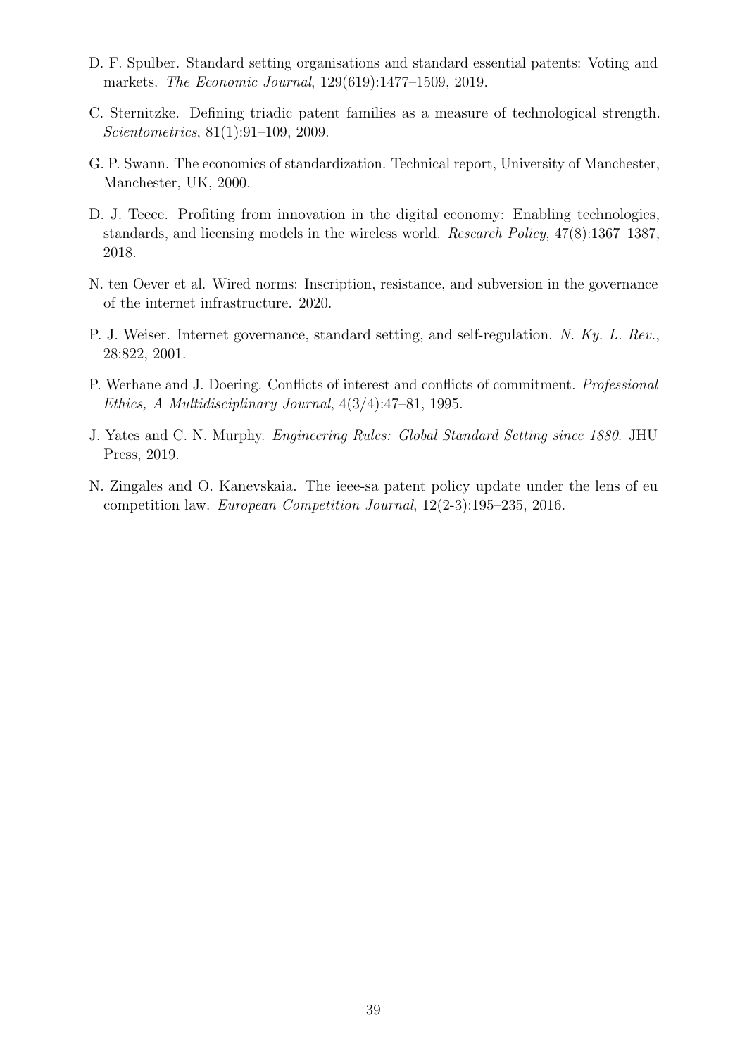D. F. Spulber. Standard setting organisations and standard essential patents: Voting and markets. *The Economic Journal*, 129(619):1477–1509, 2019.

C. Sternitzke. Defining triadic patent families as a measure of technological strength. *Scientometrics*, 81(1):91–109, 2009.

G. P. Swann. The economics of standardization. Technical report, University of Manchester, Manchester, UK, 2000.

D. J. Teece. Profiting from innovation in the digital economy: Enabling technologies, standards, and licensing models in the wireless world. *Research Policy*, 47(8):1367–1387, 2018.

N. ten Oever et al. Wired norms: Inscription, resistance, and subversion in the governance of the internet infrastructure. 2020.

P. J. Weiser. Internet governance, standard setting, and self-regulation. *N. Ky. L. Rev.*, 28:822, 2001.

P. Werhane and J. Doering. Conflicts of interest and conflicts of commitment. *Professional Ethics, A Multidisciplinary Journal*, 4(3/4):47–81, 1995.

J. Yates and C. N. Murphy. *Engineering Rules: Global Standard Setting since 1880*. JHU Press, 2019.

N. Zingales and O. Kanevskaia. The ieee-sa patent policy update under the lens of eu competition law. *European Competition Journal*, 12(2-3):195–235, 2016.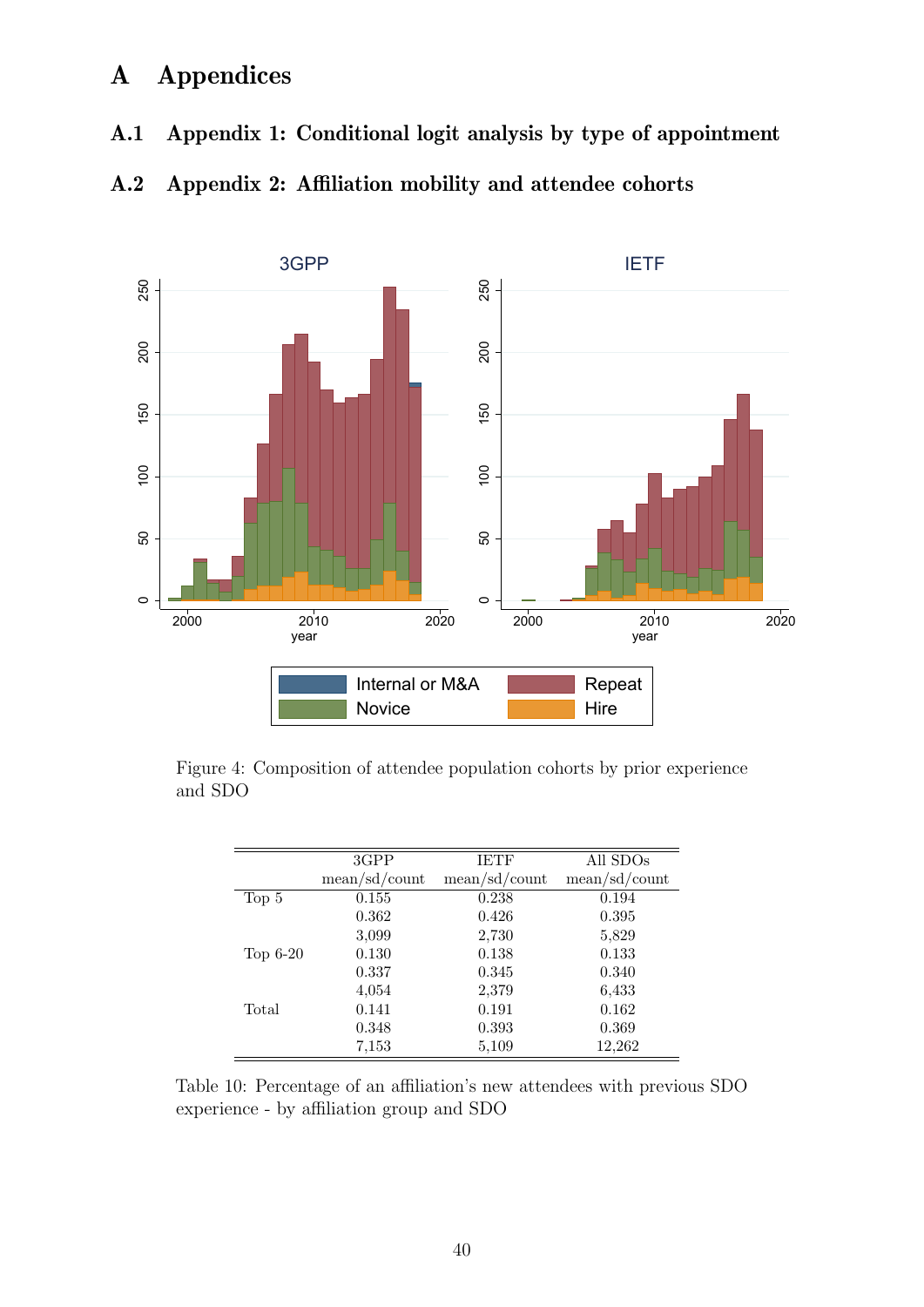# A Appendices

## A.1 Appendix 1: Conditional logit analysis by type of appointment

## A.2 Appendix 2: Affiliation mobility and attendee cohorts

Figure 4: Composition of attendee population cohorts by prior experience and SDO

| | 3GPP | IETF | All SDOs |
|---|---|---|---|
| | mean/sd/count | mean/sd/count | mean/sd/count |
| Top 5 | 0.155 | 0.238 | 0.194 |
| | 0.362 | 0.426 | 0.395 |
| | 3,099 | 2,730 | 5,829 |
| Top 6-20 | 0.130 | 0.138 | 0.133 |
| | 0.337 | 0.345 | 0.340 |
| | 4,054 | 2,379 | 6,433 |
| Total | 0.141 | 0.191 | 0.162 |
| | 0.348 | 0.393 | 0.369 |
| | 7,153 | 5,109 | 12,262 |

Table 10: Percentage of an affiliation's new attendees with previous SDO experience - by affiliation group and SDO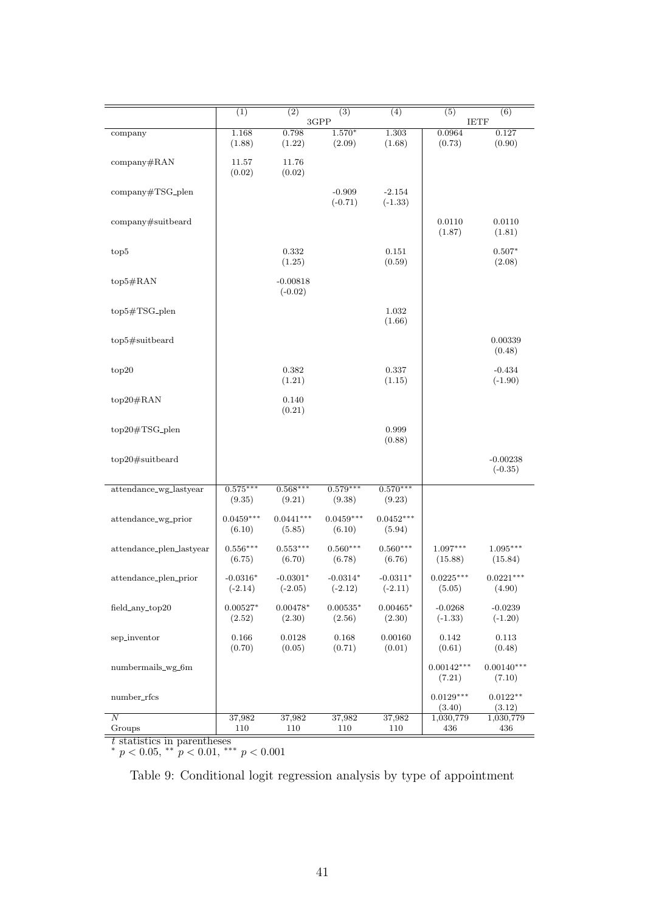| | (1) | (2) | (3) | (4) | (5) | (6) |
|---|---|---|---|---|---|---|
| | 3GPP | | | | IETF | |
| company | 1.168 | 0.798 | 1.570* | 1.303 | 0.0964 | 0.127 |
| | (1.88) | (1.22) | (2.09) | (1.68) | (0.73) | (0.90) |
| company#RAN | 11.57 | 11.76 | | | | |
| | (0.02) | (0.02) | | | | |
| company#TSG_plen | | | -0.909 | -2.154 | | |
| | | | (-0.71) | (-1.33) | | |
| company#suitbeard | | | | | 0.0110 | 0.0110 |
| | | | | | (1.87) | (1.81) |
| top5 | | 0.332 | | 0.151 | | 0.507* |
| | | (1.25) | | (0.59) | | (2.08) |
| top5#RAN | | -0.00818 | | | | |
| | | (-0.02) | | | | |
| top5#TSG_plen | | | | 1.032 | | |
| | | | | (1.66) | | |
| top5#suitbeard | | | | | | 0.00339 |
| | | | | | | (0.48) |
| top20 | | 0.382 | | 0.337 | | -0.434 |
| | | (1.21) | | (1.15) | | (-1.90) |
| top20#RAN | | 0.140 | | | | |
| | | (0.21) | | | | |
| top20#TSG_plen | | | | 0.999 | | |
| | | | | (0.88) | | |
| top20#suitbeard | | | | | | -0.00238 |
| | | | | | | (-0.35) |
| attendance_wg_lastyear | 0.575*** | 0.568*** | 0.579*** | 0.570*** | | |
| | (9.35) | (9.21) | (9.38) | (9.23) | | |
| attendance_wg_prior | 0.0459*** | 0.0441*** | 0.0459*** | 0.0452*** | | |
| | (6.10) | (5.85) | (6.10) | (5.94) | | |
| attendance_plen_lastyear | 0.556*** | 0.553*** | 0.560*** | 0.560*** | 1.097*** | 1.095*** |
| | (6.75) | (6.70) | (6.78) | (6.76) | (15.88) | (15.84) |
| attendance_plen_prior | -0.0316* | -0.0301* | -0.0314* | -0.0311* | 0.0225*** | 0.0221*** |
| | (-2.14) | (-2.05) | (-2.12) | (-2.11) | (5.05) | (4.90) |
| field_any_top20 | 0.00527* | 0.00478* | 0.00535* | 0.00465* | -0.0268 | -0.0239 |
| | (2.52) | (2.30) | (2.56) | (2.30) | (-1.33) | (-1.20) |
| sep_inventor | 0.166 | 0.0128 | 0.168 | 0.00160 | 0.142 | 0.113 |
| | (0.70) | (0.05) | (0.71) | (0.01) | (0.61) | (0.48) |
| numbermails_wg_6m | | | | | 0.00142*** | 0.00140*** |
| | | | | | (7.21) | (7.10) |
| number_rfcs | | | | | 0.0129*** | 0.0122** |
| | | | | | (3.40) | (3.12) |
| $N$ | 37,982 | 37,982 | 37,982 | 37,982 | 1,030,779 | 1,030,779 |
| Groups | 110 | 110 | 110 | 110 | 436 | 436 |

$t$ statistics in parentheses
$^{*}$ $p < 0.05$, $^{**}$ $p < 0.01$, $^{***}$ $p < 0.001$

Table 9: Conditional logit regression analysis by type of appointment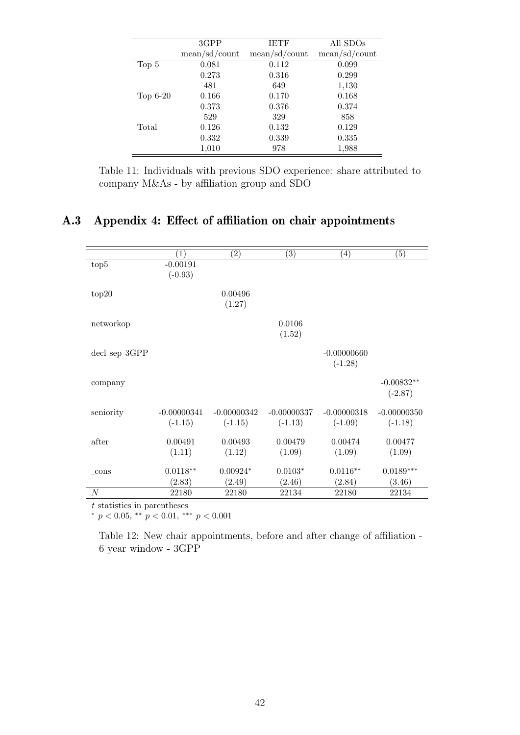| | 3GPP | IETF | All SDOs |
|---|---|---|---|
| | mean/sd/count | mean/sd/count | mean/sd/count |
| Top 5 | 0.081 | 0.112 | 0.099 |
| | 0.273 | 0.316 | 0.299 |
| | 481 | 649 | 1,130 |
| Top 6-20 | 0.166 | 0.170 | 0.168 |
| | 0.373 | 0.376 | 0.374 |
| | 529 | 329 | 858 |
| Total | 0.126 | 0.132 | 0.129 |
| | 0.332 | 0.339 | 0.335 |
| | 1,010 | 978 | 1,988 |

Table 11: Individuals with previous SDO experience: share attributed to company M&As - by affiliation group and SDO

## A.3 Appendix 4: Effect of affiliation on chair appointments

| | (1) | (2) | (3) | (4) | (5) |
|---|---|---|---|---|---|
| top5 | -0.00191 | | | | |
| | (-0.93) | | | | |
| top20 | | 0.00496 | | | |
| | | (1.27) | | | |
| networkop | | | 0.0106 | | |
| | | | (1.52) | | |
| decl_sep_3GPP | | | | -0.00000660 | |
| | | | | (-1.28) | |
| company | | | | | -0.00832** |
| | | | | | (-2.87) |
| seniority | -0.00000341 | -0.00000342 | -0.00000337 | -0.00000318 | -0.00000350 |
| | (-1.15) | (-1.15) | (-1.13) | (-1.09) | (-1.18) |
| after | 0.00491 | 0.00493 | 0.00479 | 0.00474 | 0.00477 |
| | (1.11) | (1.12) | (1.09) | (1.09) | (1.09) |
| _cons | 0.0118** | 0.00924* | 0.0103* | 0.0116** | 0.0189*** |
| | (2.83) | (2.49) | (2.46) | (2.84) | (3.46) |
| $N$ | 22180 | 22180 | 22134 | 22180 | 22134 |

$t$ statistics in parentheses

* $p < 0.05$, ** $p < 0.01$, *** $p < 0.001$

Table 12: New chair appointments, before and after change of affiliation - 6 year window - 3GPP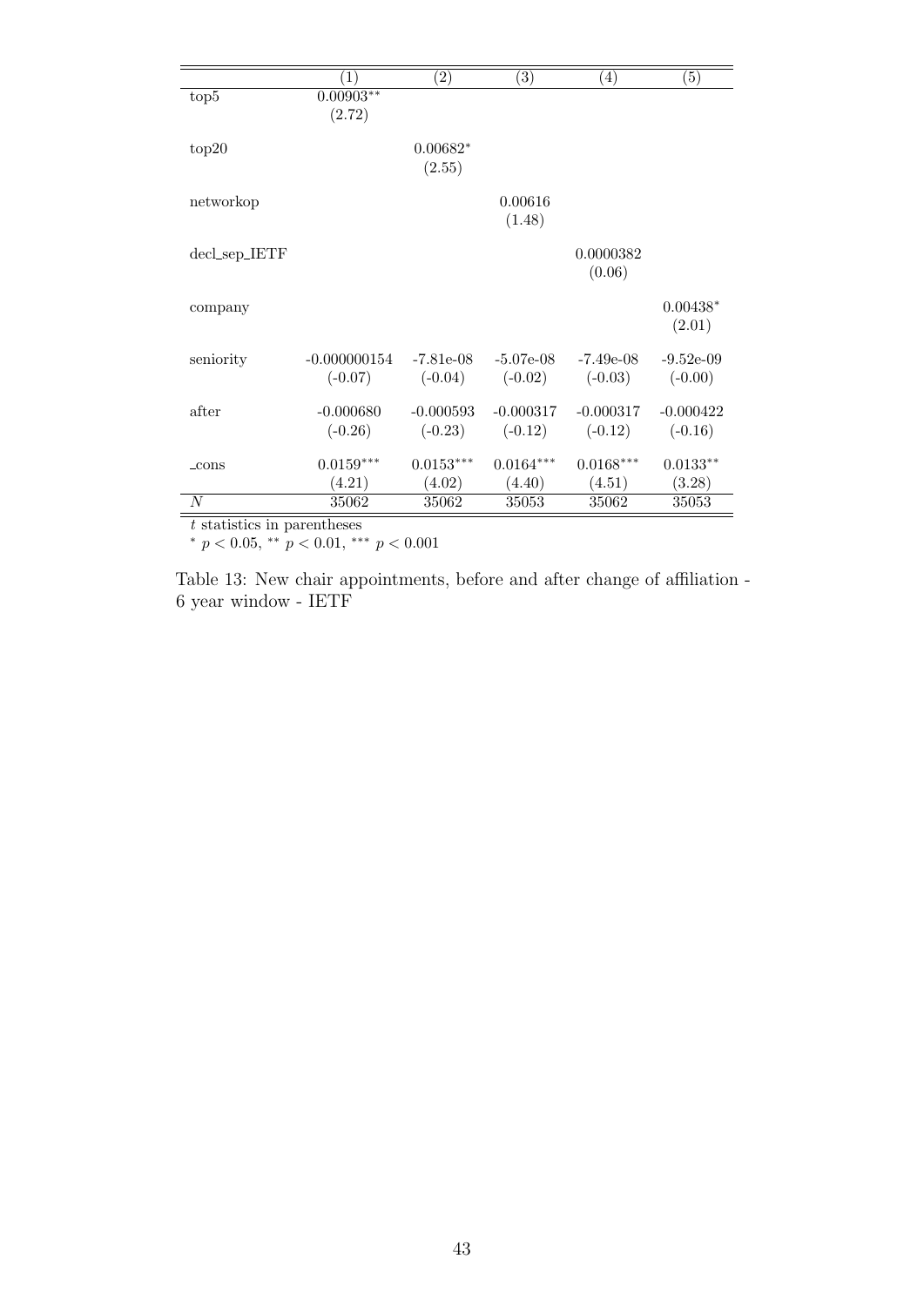| | (1) | (2) | (3) | (4) | (5) |
|---|---|---|---|---|---|
| top5 | 0.00903** | | | | |
| | (2.72) | | | | |
| top20 | | 0.00682* | | | |
| | | (2.55) | | | |
| networkop | | | 0.00616 | | |
| | | | (1.48) | | |
| decl_sep_IETF | | | | 0.0000382 | |
| | | | | (0.06) | |
| company | | | | | 0.00438* |
| | | | | | (2.01) |
| seniority | -0.000000154 | -7.81e-08 | -5.07e-08 | -7.49e-08 | -9.52e-09 |
| | (-0.07) | (-0.04) | (-0.02) | (-0.03) | (-0.00) |
| after | -0.000680 | -0.000593 | -0.000317 | -0.000317 | -0.000422 |
| | (-0.26) | (-0.23) | (-0.12) | (-0.12) | (-0.16) |
| _cons | 0.0159*** | 0.0153*** | 0.0164*** | 0.0168*** | 0.0133** |
| | (4.21) | (4.02) | (4.40) | (4.51) | (3.28) |
| $N$ | 35062 | 35062 | 35053 | 35062 | 35053 |

$t$ statistics in parentheses

* $p < 0.05$, ** $p < 0.01$, *** $p < 0.001$

Table 13: New chair appointments, before and after change of affiliation - 6 year window - IETF